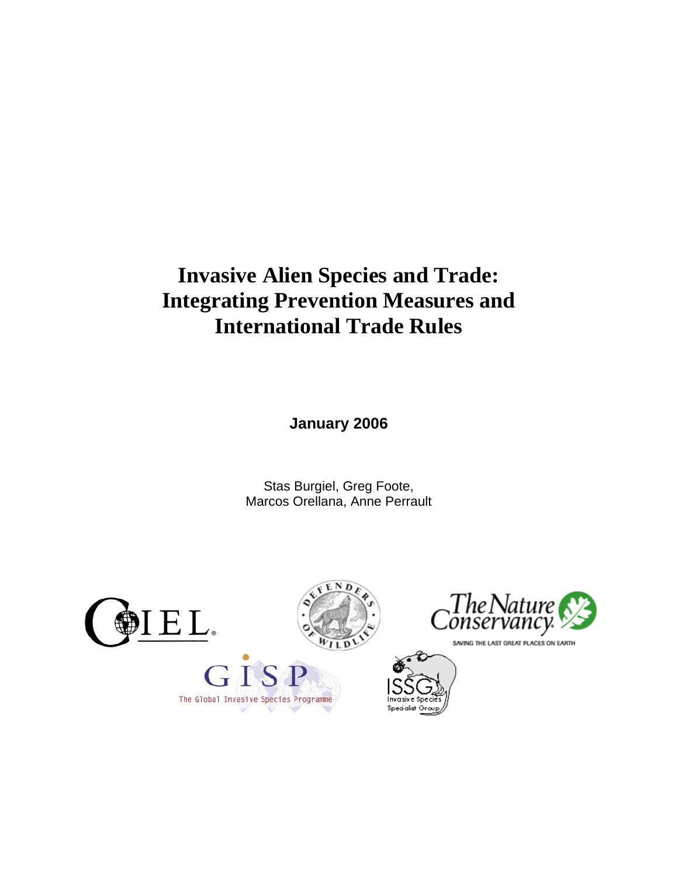# Invasive Alien Species and Trade: Integrating Prevention Measures and International Trade Rules

**January 2006**

Stas Burgiel, Greg Foote,
Marcos Orellana, Anne Perrault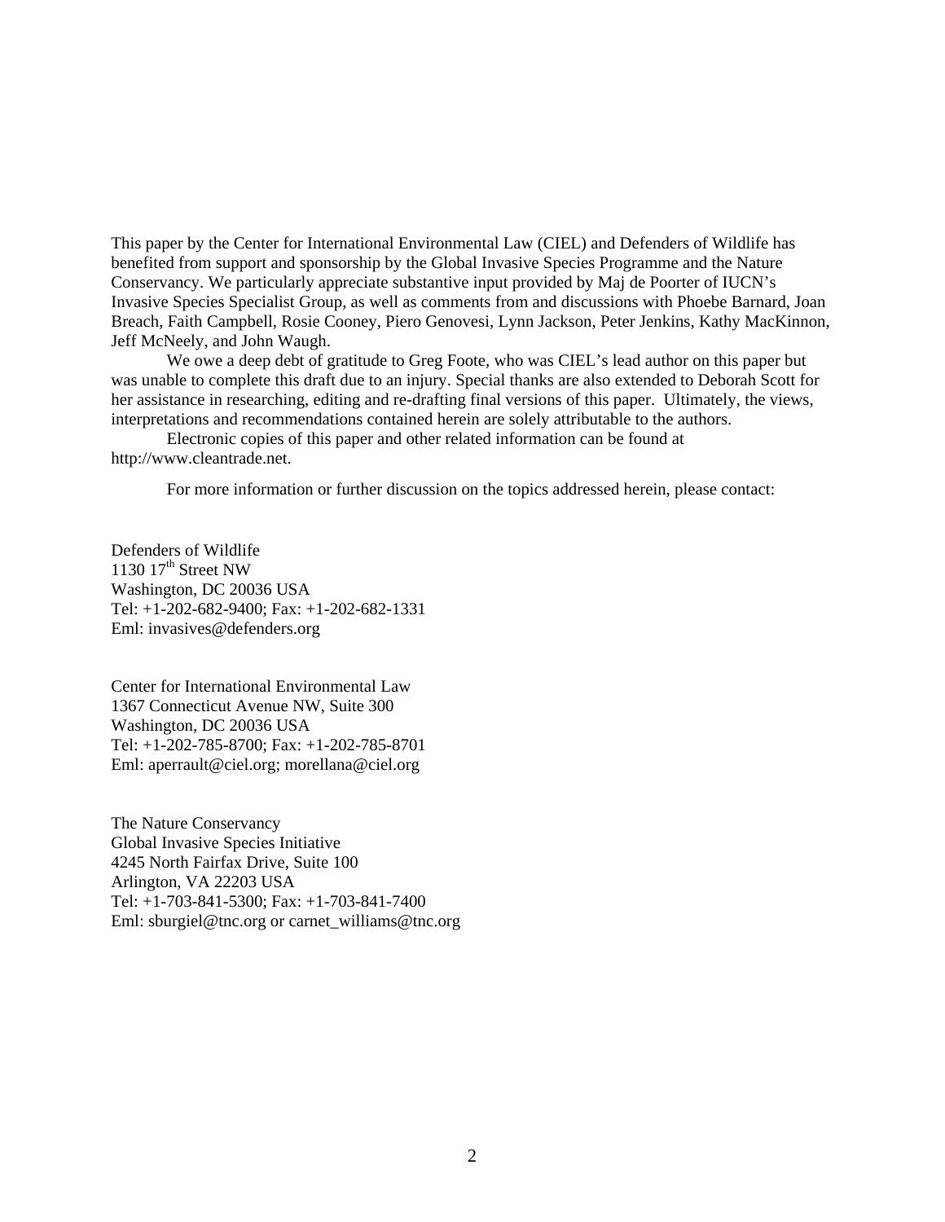This paper by the Center for International Environmental Law (CIEL) and Defenders of Wildlife has benefited from support and sponsorship by the Global Invasive Species Programme and the Nature Conservancy. We particularly appreciate substantive input provided by Maj de Poorter of IUCN's Invasive Species Specialist Group, as well as comments from and discussions with Phoebe Barnard, Joan Breach, Faith Campbell, Rosie Cooney, Piero Genovesi, Lynn Jackson, Peter Jenkins, Kathy MacKinnon, Jeff McNeely, and John Waugh.

We owe a deep debt of gratitude to Greg Foote, who was CIEL's lead author on this paper but was unable to complete this draft due to an injury. Special thanks are also extended to Deborah Scott for her assistance in researching, editing and re-drafting final versions of this paper. Ultimately, the views, interpretations and recommendations contained herein are solely attributable to the authors.

Electronic copies of this paper and other related information can be found at http://www.cleantrade.net.

For more information or further discussion on the topics addressed herein, please contact:

Defenders of Wildlife
1130 17th Street NW
Washington, DC 20036 USA
Tel: +1-202-682-9400; Fax: +1-202-682-1331
Eml: invasives@defenders.org

Center for International Environmental Law
1367 Connecticut Avenue NW, Suite 300
Washington, DC 20036 USA
Tel: +1-202-785-8700; Fax: +1-202-785-8701
Eml: aperrault@ciel.org; morellana@ciel.org

The Nature Conservancy
Global Invasive Species Initiative
4245 North Fairfax Drive, Suite 100
Arlington, VA 22203 USA
Tel: +1-703-841-5300; Fax: +1-703-841-7400
Eml: sburgiel@tnc.org or carnet_williams@tnc.org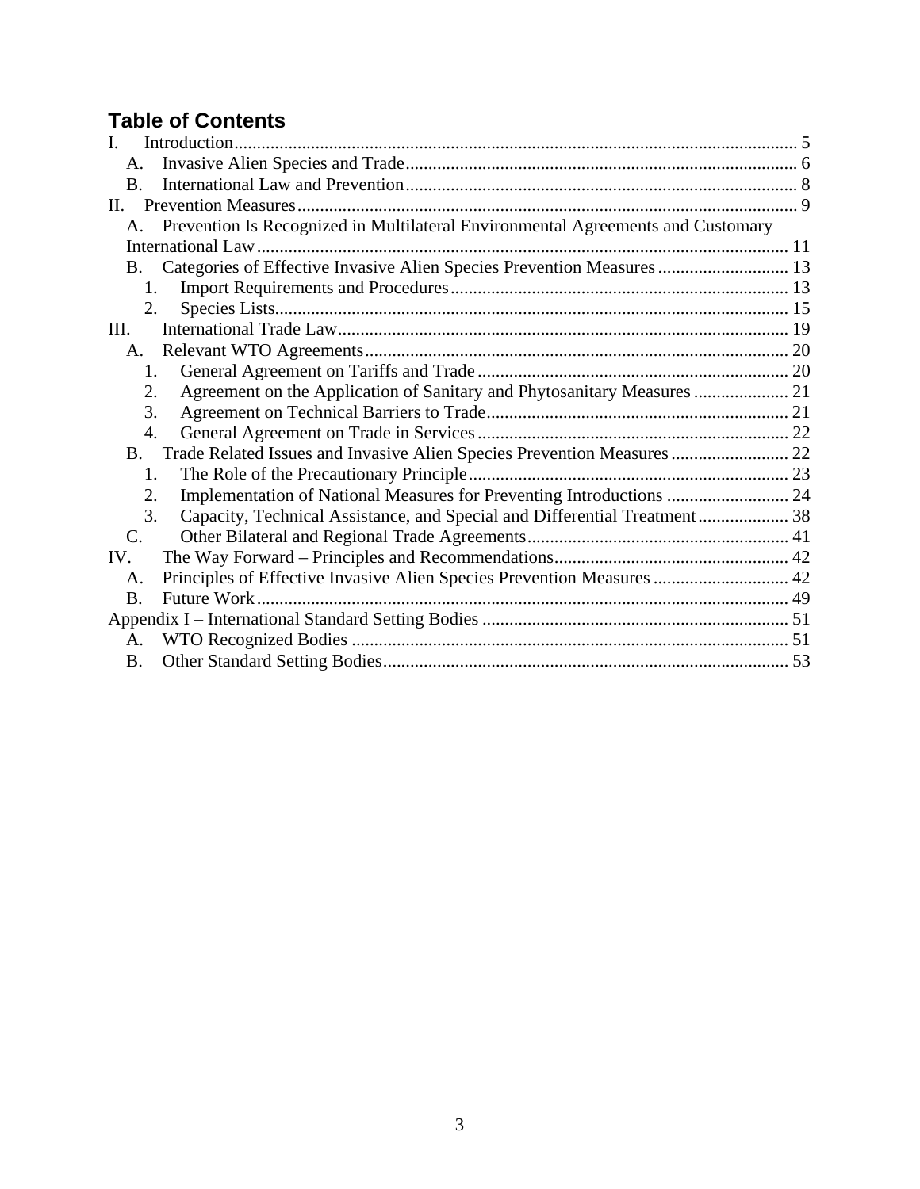## Table of Contents

I. Introduction ... 5
  A. Invasive Alien Species and Trade ... 6
  B. International Law and Prevention ... 8
II. Prevention Measures ... 9
  A. Prevention Is Recognized in Multilateral Environmental Agreements and Customary International Law ... 11
  B. Categories of Effective Invasive Alien Species Prevention Measures ... 13
    1. Import Requirements and Procedures ... 13
    2. Species Lists ... 15
III. International Trade Law ... 19
  A. Relevant WTO Agreements ... 20
    1. General Agreement on Tariffs and Trade ... 20
    2. Agreement on the Application of Sanitary and Phytosanitary Measures ... 21
    3. Agreement on Technical Barriers to Trade ... 21
    4. General Agreement on Trade in Services ... 22
  B. Trade Related Issues and Invasive Alien Species Prevention Measures ... 22
    1. The Role of the Precautionary Principle ... 23
    2. Implementation of National Measures for Preventing Introductions ... 24
    3. Capacity, Technical Assistance, and Special and Differential Treatment ... 38
  C. Other Bilateral and Regional Trade Agreements ... 41
IV. The Way Forward – Principles and Recommendations ... 42
  A. Principles of Effective Invasive Alien Species Prevention Measures ... 42
  B. Future Work ... 49
Appendix I – International Standard Setting Bodies ... 51
  A. WTO Recognized Bodies ... 51
  B. Other Standard Setting Bodies ... 53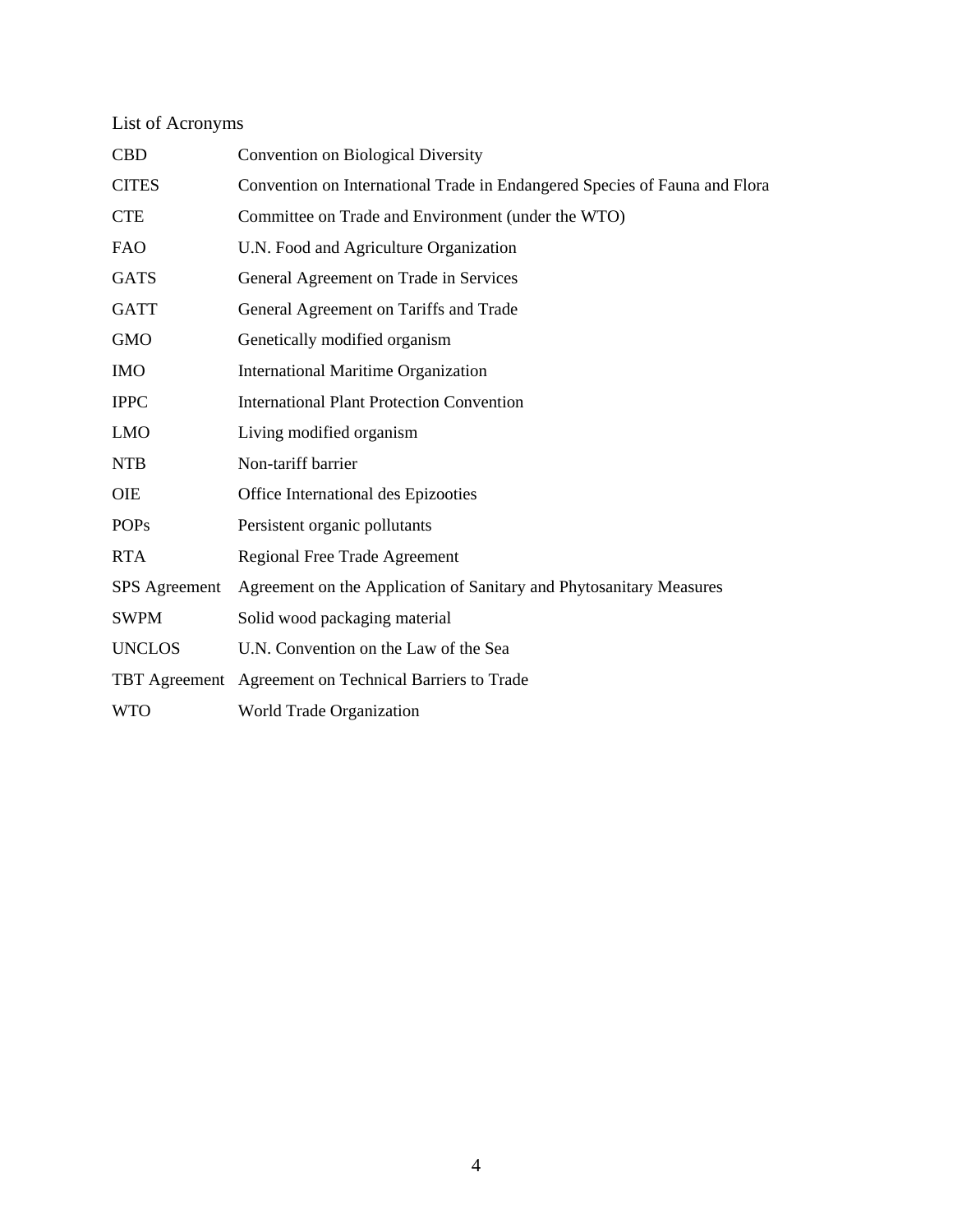## List of Acronyms

| | |
|---|---|
| CBD | Convention on Biological Diversity |
| CITES | Convention on International Trade in Endangered Species of Fauna and Flora |
| CTE | Committee on Trade and Environment (under the WTO) |
| FAO | U.N. Food and Agriculture Organization |
| GATS | General Agreement on Trade in Services |
| GATT | General Agreement on Tariffs and Trade |
| GMO | Genetically modified organism |
| IMO | International Maritime Organization |
| IPPC | International Plant Protection Convention |
| LMO | Living modified organism |
| NTB | Non-tariff barrier |
| OIE | Office International des Epizooties |
| POPs | Persistent organic pollutants |
| RTA | Regional Free Trade Agreement |
| SPS Agreement | Agreement on the Application of Sanitary and Phytosanitary Measures |
| SWPM | Solid wood packaging material |
| UNCLOS | U.N. Convention on the Law of the Sea |
| TBT Agreement | Agreement on Technical Barriers to Trade |
| WTO | World Trade Organization |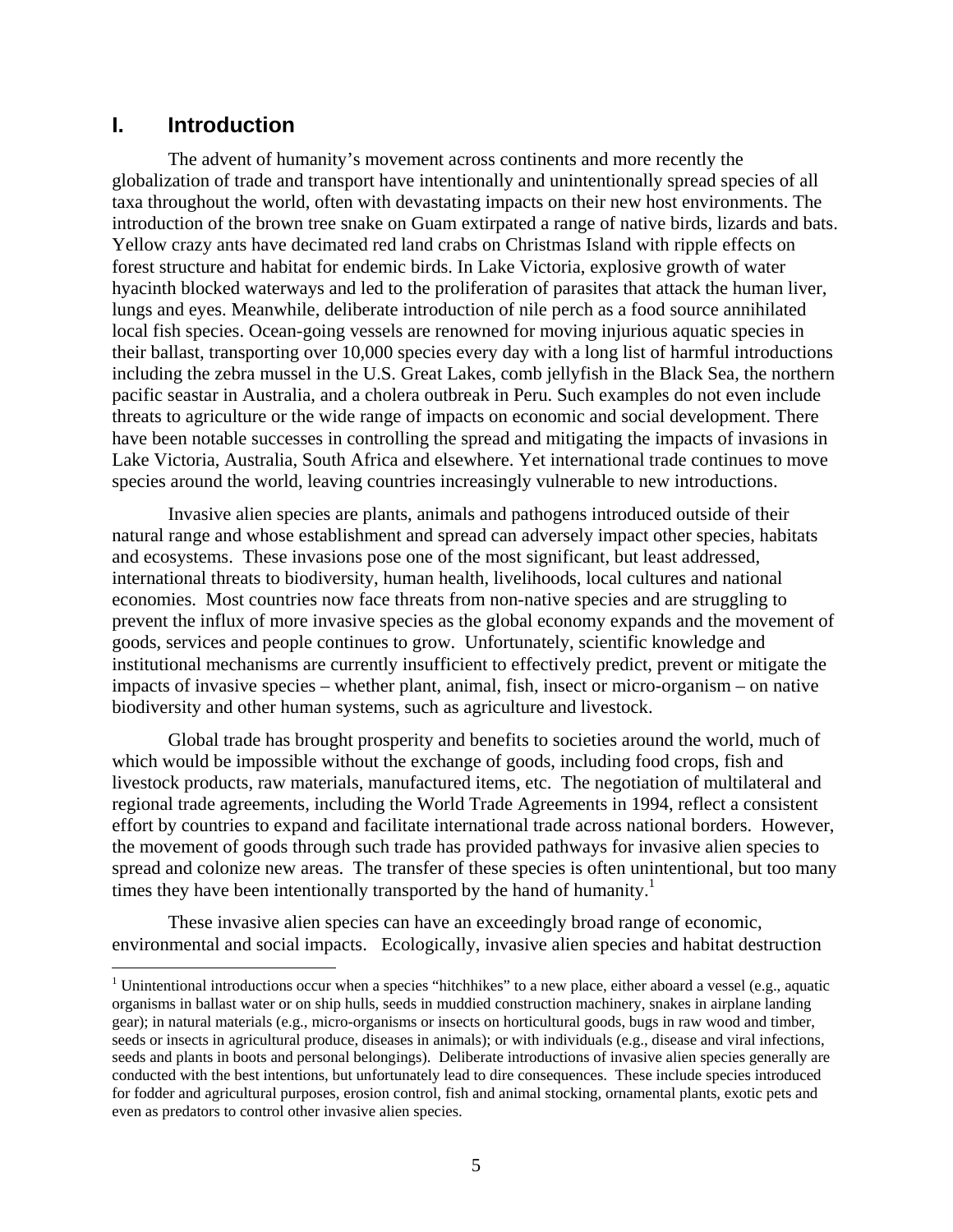# I. Introduction

The advent of humanity's movement across continents and more recently the globalization of trade and transport have intentionally and unintentionally spread species of all taxa throughout the world, often with devastating impacts on their new host environments. The introduction of the brown tree snake on Guam extirpated a range of native birds, lizards and bats. Yellow crazy ants have decimated red land crabs on Christmas Island with ripple effects on forest structure and habitat for endemic birds. In Lake Victoria, explosive growth of water hyacinth blocked waterways and led to the proliferation of parasites that attack the human liver, lungs and eyes. Meanwhile, deliberate introduction of nile perch as a food source annihilated local fish species. Ocean-going vessels are renowned for moving injurious aquatic species in their ballast, transporting over 10,000 species every day with a long list of harmful introductions including the zebra mussel in the U.S. Great Lakes, comb jellyfish in the Black Sea, the northern pacific seastar in Australia, and a cholera outbreak in Peru. Such examples do not even include threats to agriculture or the wide range of impacts on economic and social development. There have been notable successes in controlling the spread and mitigating the impacts of invasions in Lake Victoria, Australia, South Africa and elsewhere. Yet international trade continues to move species around the world, leaving countries increasingly vulnerable to new introductions.

Invasive alien species are plants, animals and pathogens introduced outside of their natural range and whose establishment and spread can adversely impact other species, habitats and ecosystems. These invasions pose one of the most significant, but least addressed, international threats to biodiversity, human health, livelihoods, local cultures and national economies. Most countries now face threats from non-native species and are struggling to prevent the influx of more invasive species as the global economy expands and the movement of goods, services and people continues to grow. Unfortunately, scientific knowledge and institutional mechanisms are currently insufficient to effectively predict, prevent or mitigate the impacts of invasive species – whether plant, animal, fish, insect or micro-organism – on native biodiversity and other human systems, such as agriculture and livestock.

Global trade has brought prosperity and benefits to societies around the world, much of which would be impossible without the exchange of goods, including food crops, fish and livestock products, raw materials, manufactured items, etc. The negotiation of multilateral and regional trade agreements, including the World Trade Agreements in 1994, reflect a consistent effort by countries to expand and facilitate international trade across national borders. However, the movement of goods through such trade has provided pathways for invasive alien species to spread and colonize new areas. The transfer of these species is often unintentional, but too many times they have been intentionally transported by the hand of humanity.[1]

These invasive alien species can have an exceedingly broad range of economic, environmental and social impacts. Ecologically, invasive alien species and habitat destruction

[1] Unintentional introductions occur when a species "hitchhikes" to a new place, either aboard a vessel (e.g., aquatic organisms in ballast water or on ship hulls, seeds in muddied construction machinery, snakes in airplane landing gear); in natural materials (e.g., micro-organisms or insects on horticultural goods, bugs in raw wood and timber, seeds or insects in agricultural produce, diseases in animals); or with individuals (e.g., disease and viral infections, seeds and plants in boots and personal belongings). Deliberate introductions of invasive alien species generally are conducted with the best intentions, but unfortunately lead to dire consequences. These include species introduced for fodder and agricultural purposes, erosion control, fish and animal stocking, ornamental plants, exotic pets and even as predators to control other invasive alien species.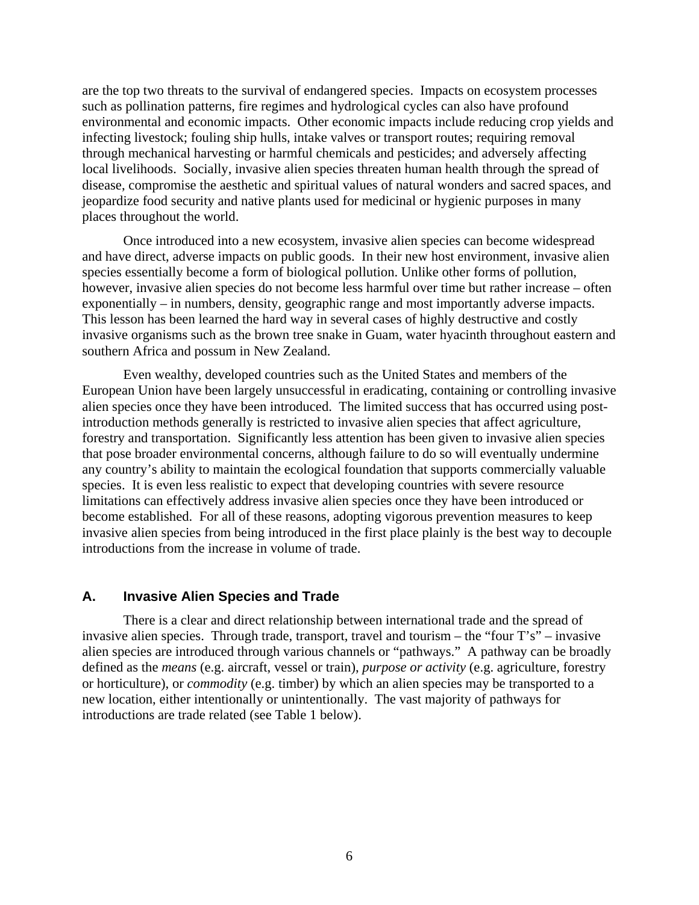are the top two threats to the survival of endangered species. Impacts on ecosystem processes such as pollination patterns, fire regimes and hydrological cycles can also have profound environmental and economic impacts. Other economic impacts include reducing crop yields and infecting livestock; fouling ship hulls, intake valves or transport routes; requiring removal through mechanical harvesting or harmful chemicals and pesticides; and adversely affecting local livelihoods. Socially, invasive alien species threaten human health through the spread of disease, compromise the aesthetic and spiritual values of natural wonders and sacred spaces, and jeopardize food security and native plants used for medicinal or hygienic purposes in many places throughout the world.

Once introduced into a new ecosystem, invasive alien species can become widespread and have direct, adverse impacts on public goods. In their new host environment, invasive alien species essentially become a form of biological pollution. Unlike other forms of pollution, however, invasive alien species do not become less harmful over time but rather increase – often exponentially – in numbers, density, geographic range and most importantly adverse impacts. This lesson has been learned the hard way in several cases of highly destructive and costly invasive organisms such as the brown tree snake in Guam, water hyacinth throughout eastern and southern Africa and possum in New Zealand.

Even wealthy, developed countries such as the United States and members of the European Union have been largely unsuccessful in eradicating, containing or controlling invasive alien species once they have been introduced. The limited success that has occurred using post-introduction methods generally is restricted to invasive alien species that affect agriculture, forestry and transportation. Significantly less attention has been given to invasive alien species that pose broader environmental concerns, although failure to do so will eventually undermine any country's ability to maintain the ecological foundation that supports commercially valuable species. It is even less realistic to expect that developing countries with severe resource limitations can effectively address invasive alien species once they have been introduced or become established. For all of these reasons, adopting vigorous prevention measures to keep invasive alien species from being introduced in the first place plainly is the best way to decouple introductions from the increase in volume of trade.

## A. Invasive Alien Species and Trade

There is a clear and direct relationship between international trade and the spread of invasive alien species. Through trade, transport, travel and tourism – the "four T's" – invasive alien species are introduced through various channels or "pathways." A pathway can be broadly defined as the *means* (e.g. aircraft, vessel or train), *purpose or activity* (e.g. agriculture, forestry or horticulture), or *commodity* (e.g. timber) by which an alien species may be transported to a new location, either intentionally or unintentionally. The vast majority of pathways for introductions are trade related (see Table 1 below).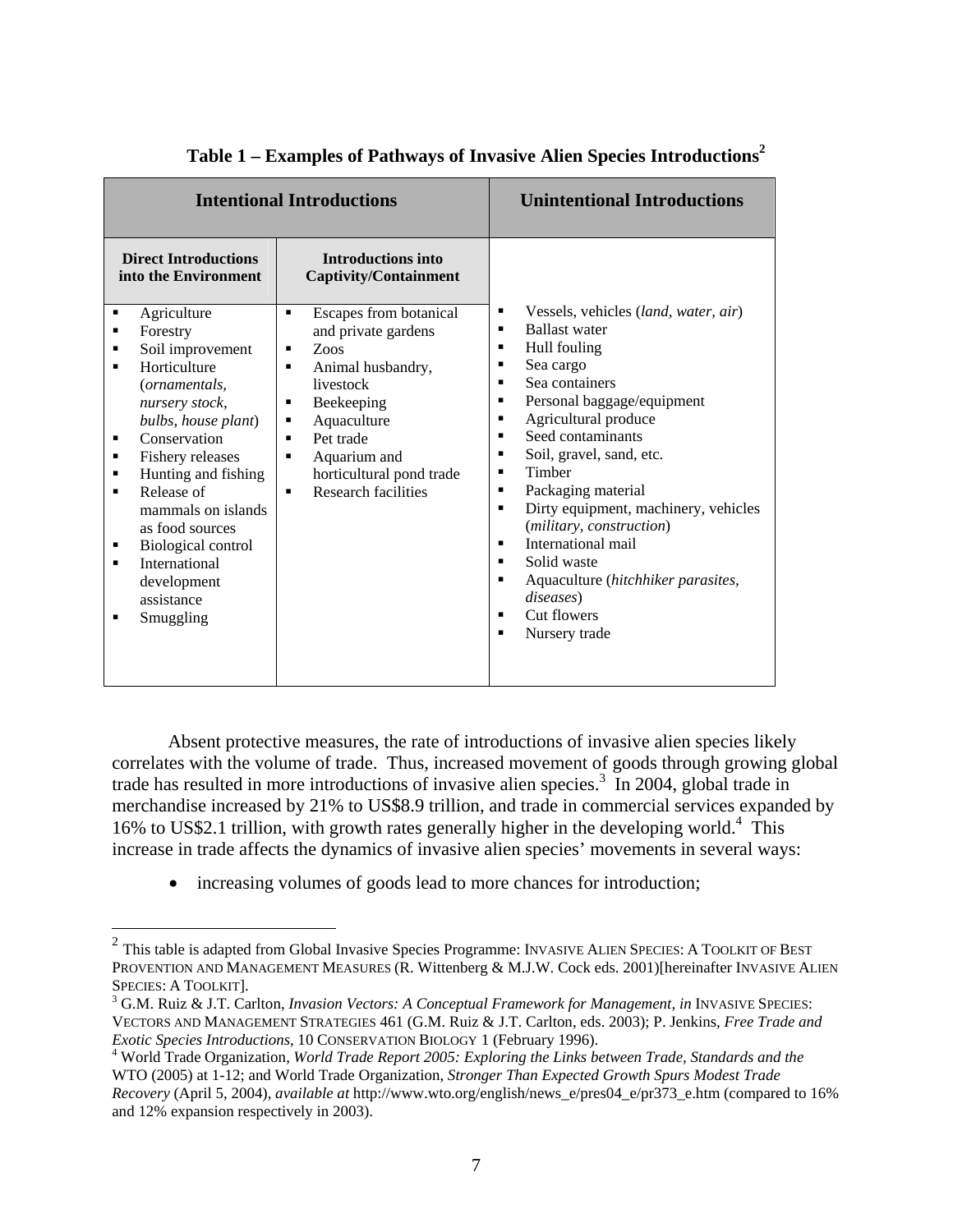**Table 1 – Examples of Pathways of Invasive Alien Species Introductions[2]**

| Intentional Introductions | | Unintentional Introductions |
|---|---|---|
| **Direct Introductions into the Environment** | **Introductions into Captivity/Containment** | |
| ▪ Agriculture<br>▪ Forestry<br>▪ Soil improvement<br>▪ Horticulture (*ornamentals, nursery stock, bulbs, house plant*)<br>▪ Conservation<br>▪ Fishery releases<br>▪ Hunting and fishing<br>▪ Release of mammals on islands as food sources<br>▪ Biological control<br>▪ International development assistance<br>▪ Smuggling | ▪ Escapes from botanical and private gardens<br>▪ Zoos<br>▪ Animal husbandry, livestock<br>▪ Beekeeping<br>▪ Aquaculture<br>▪ Pet trade<br>▪ Aquarium and horticultural pond trade<br>▪ Research facilities | ▪ Vessels, vehicles (*land, water, air*)<br>▪ Ballast water<br>▪ Hull fouling<br>▪ Sea cargo<br>▪ Sea containers<br>▪ Personal baggage/equipment<br>▪ Agricultural produce<br>▪ Seed contaminants<br>▪ Soil, gravel, sand, etc.<br>▪ Timber<br>▪ Packaging material<br>▪ Dirty equipment, machinery, vehicles (*military, construction*)<br>▪ International mail<br>▪ Solid waste<br>▪ Aquaculture (*hitchhiker parasites, diseases*)<br>▪ Cut flowers<br>▪ Nursery trade |

Absent protective measures, the rate of introductions of invasive alien species likely correlates with the volume of trade. Thus, increased movement of goods through growing global trade has resulted in more introductions of invasive alien species.[3] In 2004, global trade in merchandise increased by 21% to US$8.9 trillion, and trade in commercial services expanded by 16% to US$2.1 trillion, with growth rates generally higher in the developing world.[4] This increase in trade affects the dynamics of invasive alien species' movements in several ways:

- increasing volumes of goods lead to more chances for introduction;

---

[2] This table is adapted from Global Invasive Species Programme: INVASIVE ALIEN SPECIES: A TOOLKIT OF BEST PROVENTION AND MANAGEMENT MEASURES (R. Wittenberg & M.J.W. Cock eds. 2001)[hereinafter INVASIVE ALIEN SPECIES: A TOOLKIT].

[3] G.M. Ruiz & J.T. Carlton, *Invasion Vectors: A Conceptual Framework for Management, in* INVASIVE SPECIES: VECTORS AND MANAGEMENT STRATEGIES 461 (G.M. Ruiz & J.T. Carlton, eds. 2003); P. Jenkins, *Free Trade and Exotic Species Introductions*, 10 CONSERVATION BIOLOGY 1 (February 1996).

[4] World Trade Organization, *World Trade Report 2005: Exploring the Links between Trade, Standards and the* WTO (2005) at 1-12; and World Trade Organization, *Stronger Than Expected Growth Spurs Modest Trade Recovery* (April 5, 2004), *available at* http://www.wto.org/english/news_e/pres04_e/pr373_e.htm (compared to 16% and 12% expansion respectively in 2003).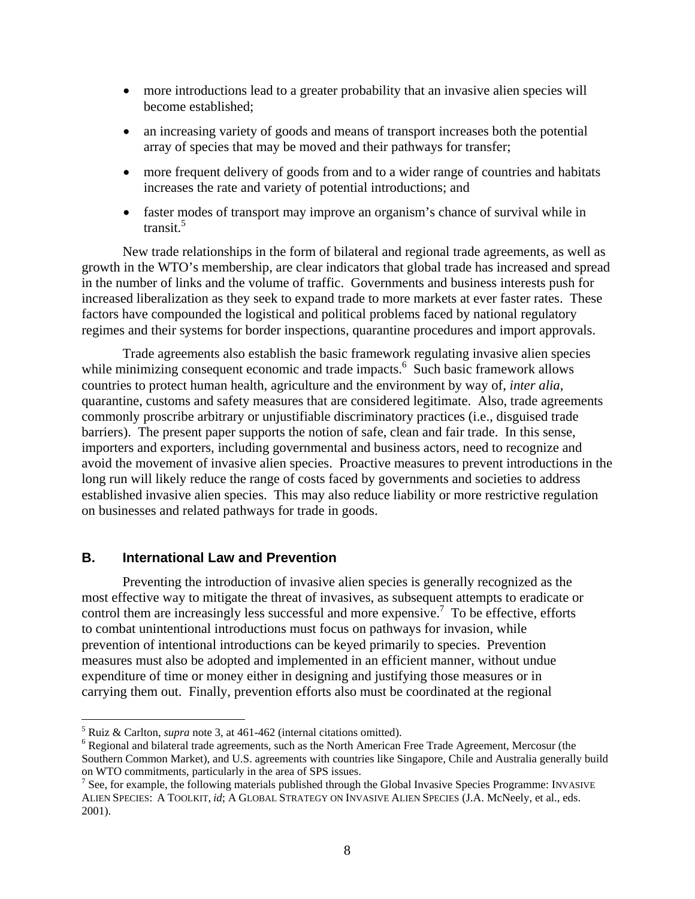- more introductions lead to a greater probability that an invasive alien species will become established;
- an increasing variety of goods and means of transport increases both the potential array of species that may be moved and their pathways for transfer;
- more frequent delivery of goods from and to a wider range of countries and habitats increases the rate and variety of potential introductions; and
- faster modes of transport may improve an organism's chance of survival while in transit.[5]

New trade relationships in the form of bilateral and regional trade agreements, as well as growth in the WTO's membership, are clear indicators that global trade has increased and spread in the number of links and the volume of traffic. Governments and business interests push for increased liberalization as they seek to expand trade to more markets at ever faster rates. These factors have compounded the logistical and political problems faced by national regulatory regimes and their systems for border inspections, quarantine procedures and import approvals.

Trade agreements also establish the basic framework regulating invasive alien species while minimizing consequent economic and trade impacts.[6] Such basic framework allows countries to protect human health, agriculture and the environment by way of, *inter alia*, quarantine, customs and safety measures that are considered legitimate. Also, trade agreements commonly proscribe arbitrary or unjustifiable discriminatory practices (i.e., disguised trade barriers). The present paper supports the notion of safe, clean and fair trade. In this sense, importers and exporters, including governmental and business actors, need to recognize and avoid the movement of invasive alien species. Proactive measures to prevent introductions in the long run will likely reduce the range of costs faced by governments and societies to address established invasive alien species. This may also reduce liability or more restrictive regulation on businesses and related pathways for trade in goods.

## B. International Law and Prevention

Preventing the introduction of invasive alien species is generally recognized as the most effective way to mitigate the threat of invasives, as subsequent attempts to eradicate or control them are increasingly less successful and more expensive.[7] To be effective, efforts to combat unintentional introductions must focus on pathways for invasion, while prevention of intentional introductions can be keyed primarily to species. Prevention measures must also be adopted and implemented in an efficient manner, without undue expenditure of time or money either in designing and justifying those measures or in carrying them out. Finally, prevention efforts also must be coordinated at the regional

---

[5] Ruiz & Carlton, *supra* note 3, at 461-462 (internal citations omitted).

[6] Regional and bilateral trade agreements, such as the North American Free Trade Agreement, Mercosur (the Southern Common Market), and U.S. agreements with countries like Singapore, Chile and Australia generally build on WTO commitments, particularly in the area of SPS issues.

[7] See, for example, the following materials published through the Global Invasive Species Programme: INVASIVE ALIEN SPECIES: A TOOLKIT, *id*; A GLOBAL STRATEGY ON INVASIVE ALIEN SPECIES (J.A. McNeely, et al., eds. 2001).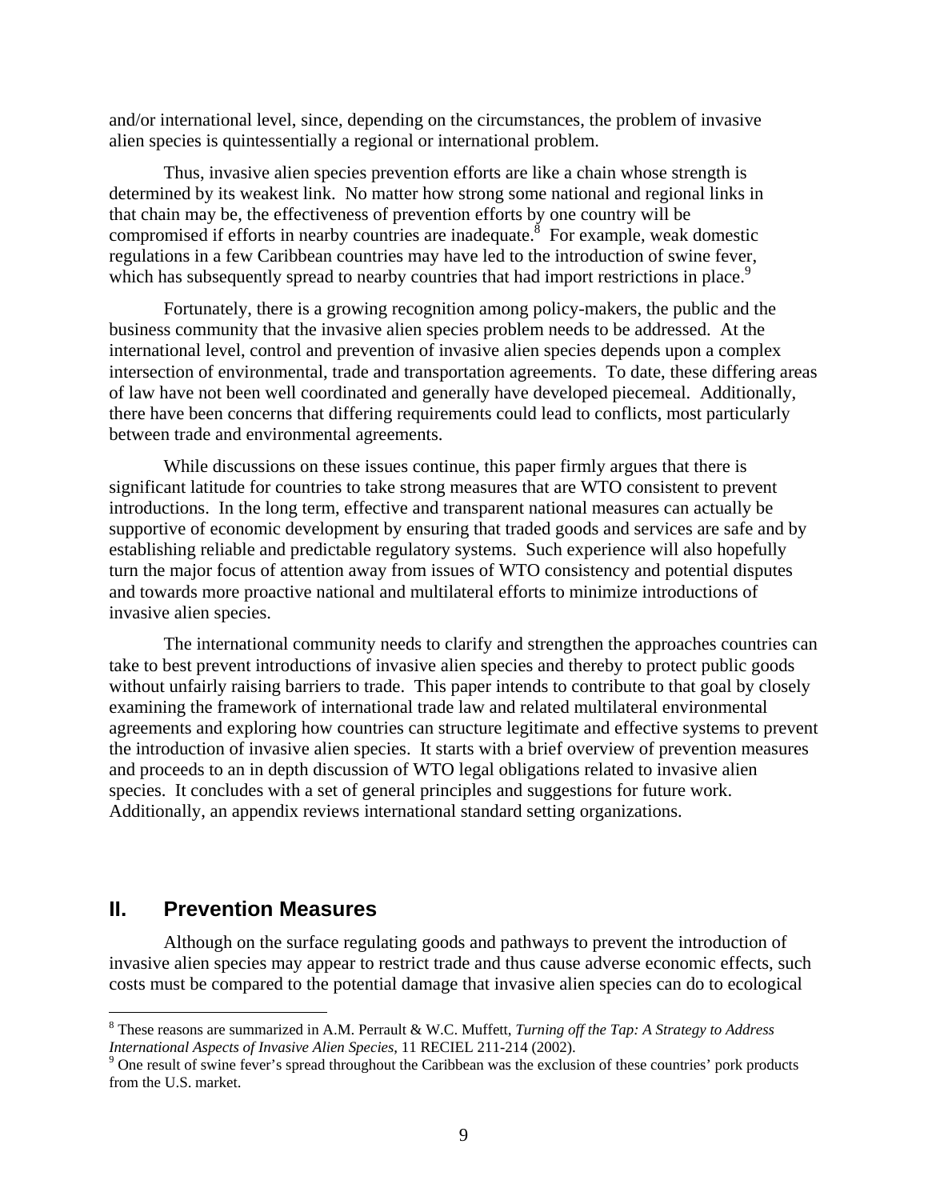and/or international level, since, depending on the circumstances, the problem of invasive alien species is quintessentially a regional or international problem.

Thus, invasive alien species prevention efforts are like a chain whose strength is determined by its weakest link. No matter how strong some national and regional links in that chain may be, the effectiveness of prevention efforts by one country will be compromised if efforts in nearby countries are inadequate.[8] For example, weak domestic regulations in a few Caribbean countries may have led to the introduction of swine fever, which has subsequently spread to nearby countries that had import restrictions in place.[9]

Fortunately, there is a growing recognition among policy-makers, the public and the business community that the invasive alien species problem needs to be addressed. At the international level, control and prevention of invasive alien species depends upon a complex intersection of environmental, trade and transportation agreements. To date, these differing areas of law have not been well coordinated and generally have developed piecemeal. Additionally, there have been concerns that differing requirements could lead to conflicts, most particularly between trade and environmental agreements.

While discussions on these issues continue, this paper firmly argues that there is significant latitude for countries to take strong measures that are WTO consistent to prevent introductions. In the long term, effective and transparent national measures can actually be supportive of economic development by ensuring that traded goods and services are safe and by establishing reliable and predictable regulatory systems. Such experience will also hopefully turn the major focus of attention away from issues of WTO consistency and potential disputes and towards more proactive national and multilateral efforts to minimize introductions of invasive alien species.

The international community needs to clarify and strengthen the approaches countries can take to best prevent introductions of invasive alien species and thereby to protect public goods without unfairly raising barriers to trade. This paper intends to contribute to that goal by closely examining the framework of international trade law and related multilateral environmental agreements and exploring how countries can structure legitimate and effective systems to prevent the introduction of invasive alien species. It starts with a brief overview of prevention measures and proceeds to an in depth discussion of WTO legal obligations related to invasive alien species. It concludes with a set of general principles and suggestions for future work. Additionally, an appendix reviews international standard setting organizations.

## II. Prevention Measures

Although on the surface regulating goods and pathways to prevent the introduction of invasive alien species may appear to restrict trade and thus cause adverse economic effects, such costs must be compared to the potential damage that invasive alien species can do to ecological

---

[8] These reasons are summarized in A.M. Perrault & W.C. Muffett, *Turning off the Tap: A Strategy to Address International Aspects of Invasive Alien Species*, 11 RECIEL 211-214 (2002).

[9] One result of swine fever's spread throughout the Caribbean was the exclusion of these countries' pork products from the U.S. market.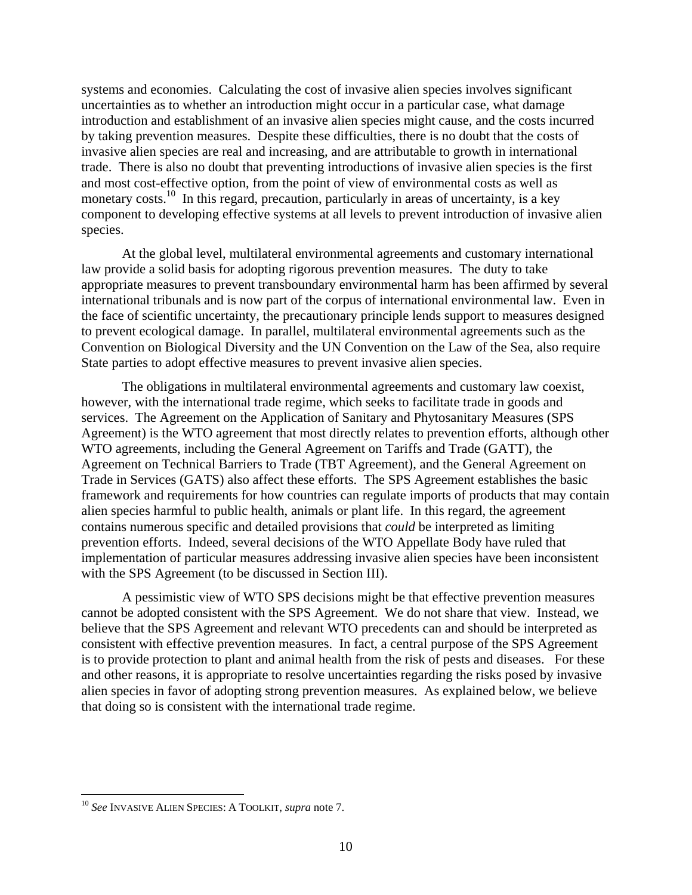systems and economies. Calculating the cost of invasive alien species involves significant uncertainties as to whether an introduction might occur in a particular case, what damage introduction and establishment of an invasive alien species might cause, and the costs incurred by taking prevention measures. Despite these difficulties, there is no doubt that the costs of invasive alien species are real and increasing, and are attributable to growth in international trade. There is also no doubt that preventing introductions of invasive alien species is the first and most cost-effective option, from the point of view of environmental costs as well as monetary costs.[10] In this regard, precaution, particularly in areas of uncertainty, is a key component to developing effective systems at all levels to prevent introduction of invasive alien species.

At the global level, multilateral environmental agreements and customary international law provide a solid basis for adopting rigorous prevention measures. The duty to take appropriate measures to prevent transboundary environmental harm has been affirmed by several international tribunals and is now part of the corpus of international environmental law. Even in the face of scientific uncertainty, the precautionary principle lends support to measures designed to prevent ecological damage. In parallel, multilateral environmental agreements such as the Convention on Biological Diversity and the UN Convention on the Law of the Sea, also require State parties to adopt effective measures to prevent invasive alien species.

The obligations in multilateral environmental agreements and customary law coexist, however, with the international trade regime, which seeks to facilitate trade in goods and services. The Agreement on the Application of Sanitary and Phytosanitary Measures (SPS Agreement) is the WTO agreement that most directly relates to prevention efforts, although other WTO agreements, including the General Agreement on Tariffs and Trade (GATT), the Agreement on Technical Barriers to Trade (TBT Agreement), and the General Agreement on Trade in Services (GATS) also affect these efforts. The SPS Agreement establishes the basic framework and requirements for how countries can regulate imports of products that may contain alien species harmful to public health, animals or plant life. In this regard, the agreement contains numerous specific and detailed provisions that *could* be interpreted as limiting prevention efforts. Indeed, several decisions of the WTO Appellate Body have ruled that implementation of particular measures addressing invasive alien species have been inconsistent with the SPS Agreement (to be discussed in Section III).

A pessimistic view of WTO SPS decisions might be that effective prevention measures cannot be adopted consistent with the SPS Agreement. We do not share that view. Instead, we believe that the SPS Agreement and relevant WTO precedents can and should be interpreted as consistent with effective prevention measures. In fact, a central purpose of the SPS Agreement is to provide protection to plant and animal health from the risk of pests and diseases. For these and other reasons, it is appropriate to resolve uncertainties regarding the risks posed by invasive alien species in favor of adopting strong prevention measures. As explained below, we believe that doing so is consistent with the international trade regime.

---

[10] *See* INVASIVE ALIEN SPECIES: A TOOLKIT, *supra* note 7.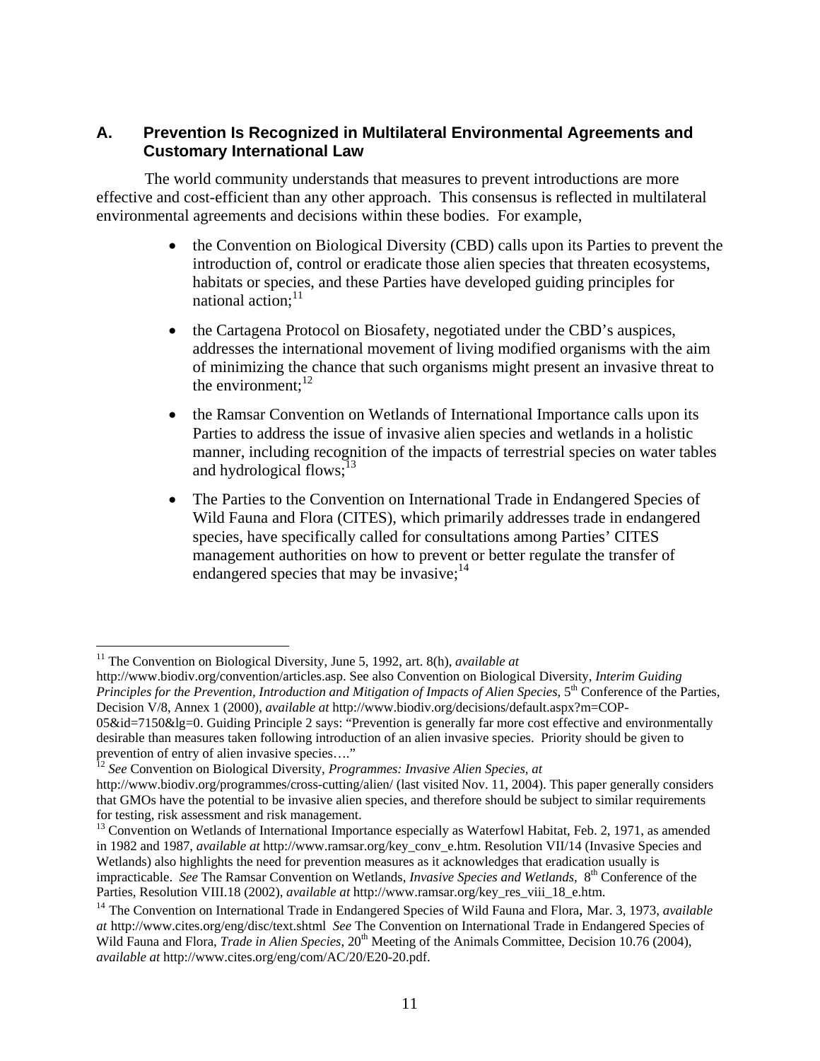### A. Prevention Is Recognized in Multilateral Environmental Agreements and Customary International Law

The world community understands that measures to prevent introductions are more effective and cost-efficient than any other approach. This consensus is reflected in multilateral environmental agreements and decisions within these bodies. For example,

- the Convention on Biological Diversity (CBD) calls upon its Parties to prevent the introduction of, control or eradicate those alien species that threaten ecosystems, habitats or species, and these Parties have developed guiding principles for national action;[11]
- the Cartagena Protocol on Biosafety, negotiated under the CBD's auspices, addresses the international movement of living modified organisms with the aim of minimizing the chance that such organisms might present an invasive threat to the environment;[12]
- the Ramsar Convention on Wetlands of International Importance calls upon its Parties to address the issue of invasive alien species and wetlands in a holistic manner, including recognition of the impacts of terrestrial species on water tables and hydrological flows;[13]
- The Parties to the Convention on International Trade in Endangered Species of Wild Fauna and Flora (CITES), which primarily addresses trade in endangered species, have specifically called for consultations among Parties' CITES management authorities on how to prevent or better regulate the transfer of endangered species that may be invasive;[14]

---

[11] The Convention on Biological Diversity, June 5, 1992, art. 8(h), *available at* http://www.biodiv.org/convention/articles.asp. See also Convention on Biological Diversity, *Interim Guiding Principles for the Prevention, Introduction and Mitigation of Impacts of Alien Species*, 5th Conference of the Parties, Decision V/8, Annex 1 (2000), *available at* http://www.biodiv.org/decisions/default.aspx?m=COP-05&id=7150&lg=0. Guiding Principle 2 says: "Prevention is generally far more cost effective and environmentally desirable than measures taken following introduction of an alien invasive species. Priority should be given to prevention of entry of alien invasive species…."

[12] *See* Convention on Biological Diversity, *Programmes: Invasive Alien Species*, *at* http://www.biodiv.org/programmes/cross-cutting/alien/ (last visited Nov. 11, 2004). This paper generally considers that GMOs have the potential to be invasive alien species, and therefore should be subject to similar requirements for testing, risk assessment and risk management.

[13] Convention on Wetlands of International Importance especially as Waterfowl Habitat, Feb. 2, 1971, as amended in 1982 and 1987, *available at* http://www.ramsar.org/key_conv_e.htm. Resolution VII/14 (Invasive Species and Wetlands) also highlights the need for prevention measures as it acknowledges that eradication usually is impracticable. *See* The Ramsar Convention on Wetlands, *Invasive Species and Wetlands*, 8th Conference of the Parties, Resolution VIII.18 (2002), *available at* http://www.ramsar.org/key_res_viii_18_e.htm.

[14] The Convention on International Trade in Endangered Species of Wild Fauna and Flora, Mar. 3, 1973, *available at* http://www.cites.org/eng/disc/text.shtml *See* The Convention on International Trade in Endangered Species of Wild Fauna and Flora, *Trade in Alien Species*, 20th Meeting of the Animals Committee, Decision 10.76 (2004), *available at* http://www.cites.org/eng/com/AC/20/E20-20.pdf.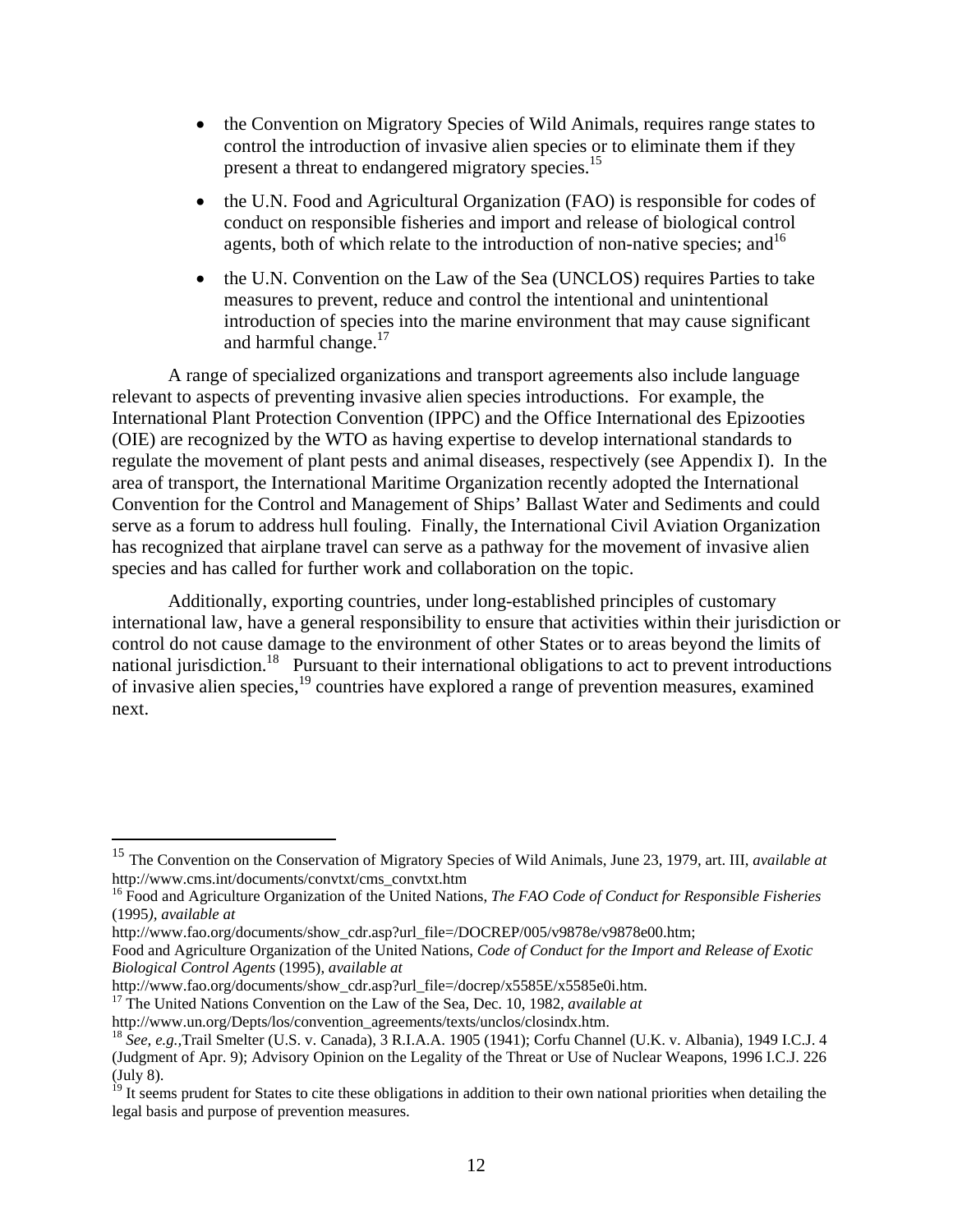- the Convention on Migratory Species of Wild Animals, requires range states to control the introduction of invasive alien species or to eliminate them if they present a threat to endangered migratory species.[15]

- the U.N. Food and Agricultural Organization (FAO) is responsible for codes of conduct on responsible fisheries and import and release of biological control agents, both of which relate to the introduction of non-native species; and[16]

- the U.N. Convention on the Law of the Sea (UNCLOS) requires Parties to take measures to prevent, reduce and control the intentional and unintentional introduction of species into the marine environment that may cause significant and harmful change.[17]

A range of specialized organizations and transport agreements also include language relevant to aspects of preventing invasive alien species introductions. For example, the International Plant Protection Convention (IPPC) and the Office International des Epizooties (OIE) are recognized by the WTO as having expertise to develop international standards to regulate the movement of plant pests and animal diseases, respectively (see Appendix I). In the area of transport, the International Maritime Organization recently adopted the International Convention for the Control and Management of Ships' Ballast Water and Sediments and could serve as a forum to address hull fouling. Finally, the International Civil Aviation Organization has recognized that airplane travel can serve as a pathway for the movement of invasive alien species and has called for further work and collaboration on the topic.

Additionally, exporting countries, under long-established principles of customary international law, have a general responsibility to ensure that activities within their jurisdiction or control do not cause damage to the environment of other States or to areas beyond the limits of national jurisdiction.[18] Pursuant to their international obligations to act to prevent introductions of invasive alien species,[19] countries have explored a range of prevention measures, examined next.

---

[15] The Convention on the Conservation of Migratory Species of Wild Animals, June 23, 1979, art. III, *available at* http://www.cms.int/documents/convtxt/cms_convtxt.htm

[16] Food and Agriculture Organization of the United Nations, *The FAO Code of Conduct for Responsible Fisheries* (1995*), available at* http://www.fao.org/documents/show_cdr.asp?url_file=/DOCREP/005/v9878e/v9878e00.htm; Food and Agriculture Organization of the United Nations, *Code of Conduct for the Import and Release of Exotic Biological Control Agents* (1995), *available at* http://www.fao.org/documents/show_cdr.asp?url_file=/docrep/x5585E/x5585e0i.htm.

[17] The United Nations Convention on the Law of the Sea, Dec. 10, 1982, *available at* http://www.un.org/Depts/los/convention_agreements/texts/unclos/closindx.htm.

[18] *See, e.g.,*Trail Smelter (U.S. v. Canada), 3 R.I.A.A. 1905 (1941); Corfu Channel (U.K. v. Albania), 1949 I.C.J. 4 (Judgment of Apr. 9); Advisory Opinion on the Legality of the Threat or Use of Nuclear Weapons, 1996 I.C.J. 226 (July 8).

[19] It seems prudent for States to cite these obligations in addition to their own national priorities when detailing the legal basis and purpose of prevention measures.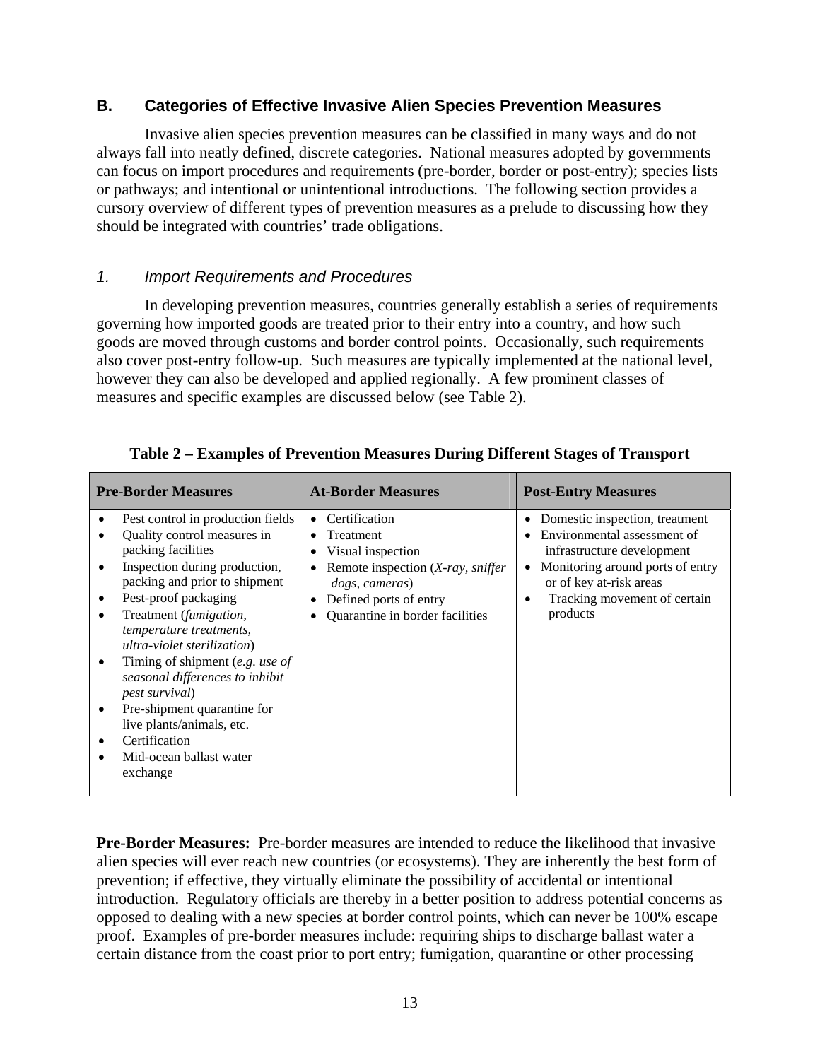## B. Categories of Effective Invasive Alien Species Prevention Measures

Invasive alien species prevention measures can be classified in many ways and do not always fall into neatly defined, discrete categories. National measures adopted by governments can focus on import procedures and requirements (pre-border, border or post-entry); species lists or pathways; and intentional or unintentional introductions. The following section provides a cursory overview of different types of prevention measures as a prelude to discussing how they should be integrated with countries' trade obligations.

### *1. Import Requirements and Procedures*

In developing prevention measures, countries generally establish a series of requirements governing how imported goods are treated prior to their entry into a country, and how such goods are moved through customs and border control points. Occasionally, such requirements also cover post-entry follow-up. Such measures are typically implemented at the national level, however they can also be developed and applied regionally. A few prominent classes of measures and specific examples are discussed below (see Table 2).

**Table 2 – Examples of Prevention Measures During Different Stages of Transport**

| Pre-Border Measures | At-Border Measures | Post-Entry Measures |
|---|---|---|
| • Pest control in production fields<br>• Quality control measures in packing facilities<br>• Inspection during production, packing and prior to shipment<br>• Pest-proof packaging<br>• Treatment (*fumigation, temperature treatments, ultra-violet sterilization*)<br>• Timing of shipment (*e.g. use of seasonal differences to inhibit pest survival*)<br>• Pre-shipment quarantine for live plants/animals, etc.<br>• Certification<br>• Mid-ocean ballast water exchange | • Certification<br>• Treatment<br>• Visual inspection<br>• Remote inspection (*X-ray, sniffer dogs, cameras*)<br>• Defined ports of entry<br>• Quarantine in border facilities | • Domestic inspection, treatment<br>• Environmental assessment of infrastructure development<br>• Monitoring around ports of entry or of key at-risk areas<br>• Tracking movement of certain products |

**Pre-Border Measures:** Pre-border measures are intended to reduce the likelihood that invasive alien species will ever reach new countries (or ecosystems). They are inherently the best form of prevention; if effective, they virtually eliminate the possibility of accidental or intentional introduction. Regulatory officials are thereby in a better position to address potential concerns as opposed to dealing with a new species at border control points, which can never be 100% escape proof. Examples of pre-border measures include: requiring ships to discharge ballast water a certain distance from the coast prior to port entry; fumigation, quarantine or other processing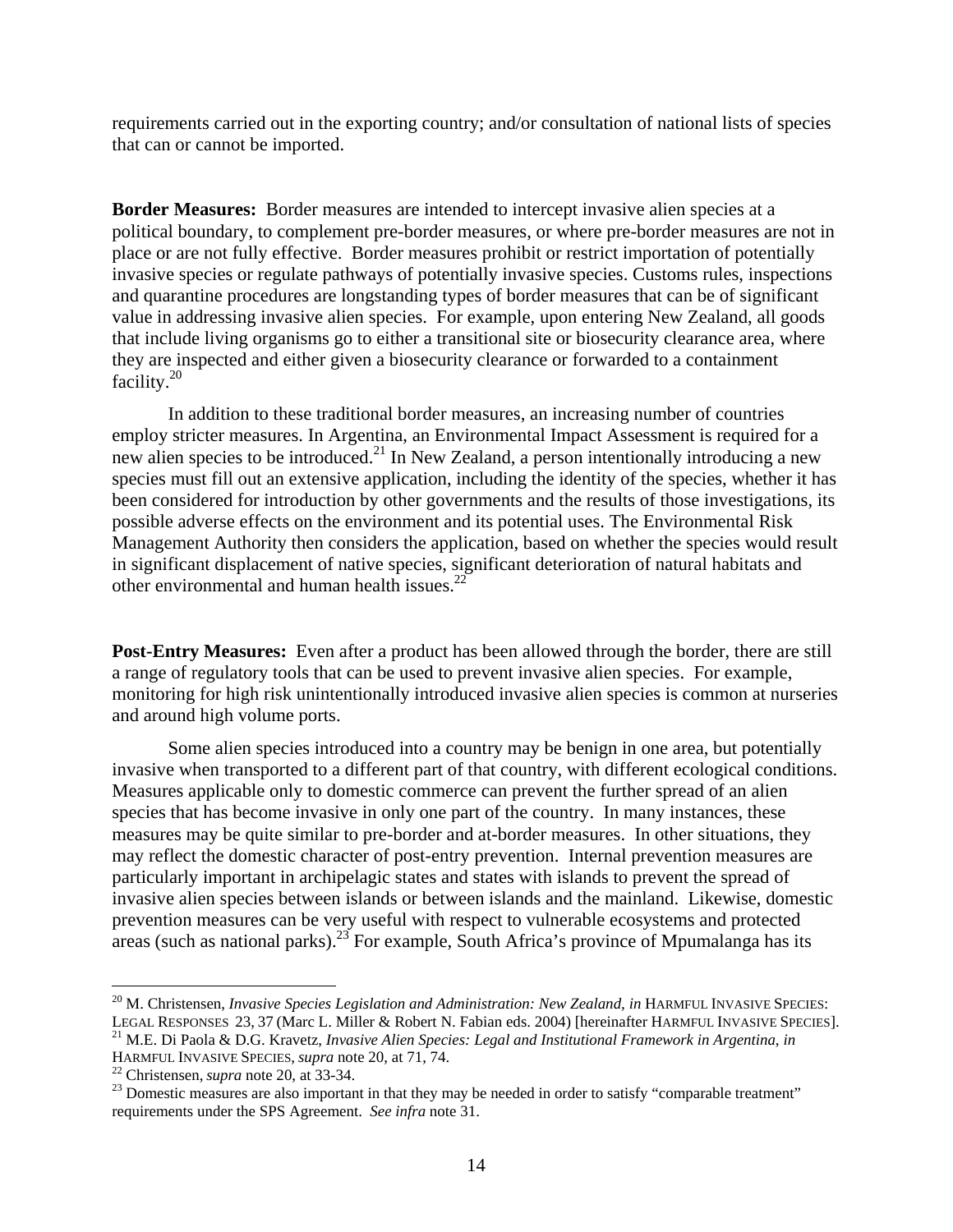requirements carried out in the exporting country; and/or consultation of national lists of species that can or cannot be imported.

**Border Measures:** Border measures are intended to intercept invasive alien species at a political boundary, to complement pre-border measures, or where pre-border measures are not in place or are not fully effective. Border measures prohibit or restrict importation of potentially invasive species or regulate pathways of potentially invasive species. Customs rules, inspections and quarantine procedures are longstanding types of border measures that can be of significant value in addressing invasive alien species. For example, upon entering New Zealand, all goods that include living organisms go to either a transitional site or biosecurity clearance area, where they are inspected and either given a biosecurity clearance or forwarded to a containment facility.[20]

In addition to these traditional border measures, an increasing number of countries employ stricter measures. In Argentina, an Environmental Impact Assessment is required for a new alien species to be introduced.[21] In New Zealand, a person intentionally introducing a new species must fill out an extensive application, including the identity of the species, whether it has been considered for introduction by other governments and the results of those investigations, its possible adverse effects on the environment and its potential uses. The Environmental Risk Management Authority then considers the application, based on whether the species would result in significant displacement of native species, significant deterioration of natural habitats and other environmental and human health issues.[22]

**Post-Entry Measures:** Even after a product has been allowed through the border, there are still a range of regulatory tools that can be used to prevent invasive alien species. For example, monitoring for high risk unintentionally introduced invasive alien species is common at nurseries and around high volume ports.

Some alien species introduced into a country may be benign in one area, but potentially invasive when transported to a different part of that country, with different ecological conditions. Measures applicable only to domestic commerce can prevent the further spread of an alien species that has become invasive in only one part of the country. In many instances, these measures may be quite similar to pre-border and at-border measures. In other situations, they may reflect the domestic character of post-entry prevention. Internal prevention measures are particularly important in archipelagic states and states with islands to prevent the spread of invasive alien species between islands or between islands and the mainland. Likewise, domestic prevention measures can be very useful with respect to vulnerable ecosystems and protected areas (such as national parks).[23] For example, South Africa's province of Mpumalanga has its

---

[20] M. Christensen, *Invasive Species Legislation and Administration: New Zealand*, *in* HARMFUL INVASIVE SPECIES: LEGAL RESPONSES 23, 37 (Marc L. Miller & Robert N. Fabian eds. 2004) [hereinafter HARMFUL INVASIVE SPECIES].

[21] M.E. Di Paola & D.G. Kravetz, *Invasive Alien Species: Legal and Institutional Framework in Argentina*, *in* HARMFUL INVASIVE SPECIES, *supra* note 20, at 71, 74.

[22] Christensen, *supra* note 20, at 33-34.

[23] Domestic measures are also important in that they may be needed in order to satisfy "comparable treatment" requirements under the SPS Agreement. *See infra* note 31.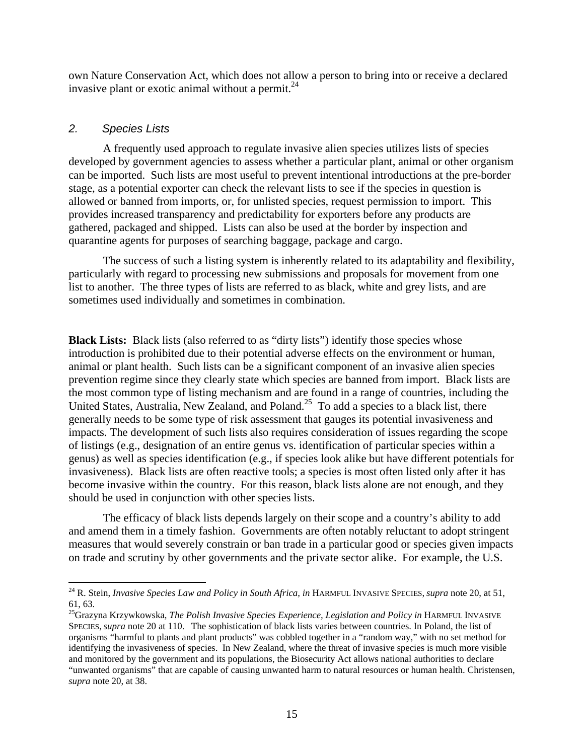own Nature Conservation Act, which does not allow a person to bring into or receive a declared invasive plant or exotic animal without a permit.[24]

### *2. Species Lists*

A frequently used approach to regulate invasive alien species utilizes lists of species developed by government agencies to assess whether a particular plant, animal or other organism can be imported. Such lists are most useful to prevent intentional introductions at the pre-border stage, as a potential exporter can check the relevant lists to see if the species in question is allowed or banned from imports, or, for unlisted species, request permission to import. This provides increased transparency and predictability for exporters before any products are gathered, packaged and shipped. Lists can also be used at the border by inspection and quarantine agents for purposes of searching baggage, package and cargo.

The success of such a listing system is inherently related to its adaptability and flexibility, particularly with regard to processing new submissions and proposals for movement from one list to another. The three types of lists are referred to as black, white and grey lists, and are sometimes used individually and sometimes in combination.

**Black Lists:** Black lists (also referred to as "dirty lists") identify those species whose introduction is prohibited due to their potential adverse effects on the environment or human, animal or plant health. Such lists can be a significant component of an invasive alien species prevention regime since they clearly state which species are banned from import. Black lists are the most common type of listing mechanism and are found in a range of countries, including the United States, Australia, New Zealand, and Poland.[25] To add a species to a black list, there generally needs to be some type of risk assessment that gauges its potential invasiveness and impacts. The development of such lists also requires consideration of issues regarding the scope of listings (e.g., designation of an entire genus vs. identification of particular species within a genus) as well as species identification (e.g., if species look alike but have different potentials for invasiveness). Black lists are often reactive tools; a species is most often listed only after it has become invasive within the country. For this reason, black lists alone are not enough, and they should be used in conjunction with other species lists.

The efficacy of black lists depends largely on their scope and a country's ability to add and amend them in a timely fashion. Governments are often notably reluctant to adopt stringent measures that would severely constrain or ban trade in a particular good or species given impacts on trade and scrutiny by other governments and the private sector alike. For example, the U.S.

---

[24] R. Stein, *Invasive Species Law and Policy in South Africa, in* HARMFUL INVASIVE SPECIES, *supra* note 20, at 51, 61, 63.

[25] Grazyna Krzywkowska, *The Polish Invasive Species Experience, Legislation and Policy in* HARMFUL INVASIVE SPECIES, *supra* note 20 at 110. The sophistication of black lists varies between countries. In Poland, the list of organisms "harmful to plants and plant products" was cobbled together in a "random way," with no set method for identifying the invasiveness of species. In New Zealand, where the threat of invasive species is much more visible and monitored by the government and its populations, the Biosecurity Act allows national authorities to declare "unwanted organisms" that are capable of causing unwanted harm to natural resources or human health. Christensen, *supra* note 20, at 38.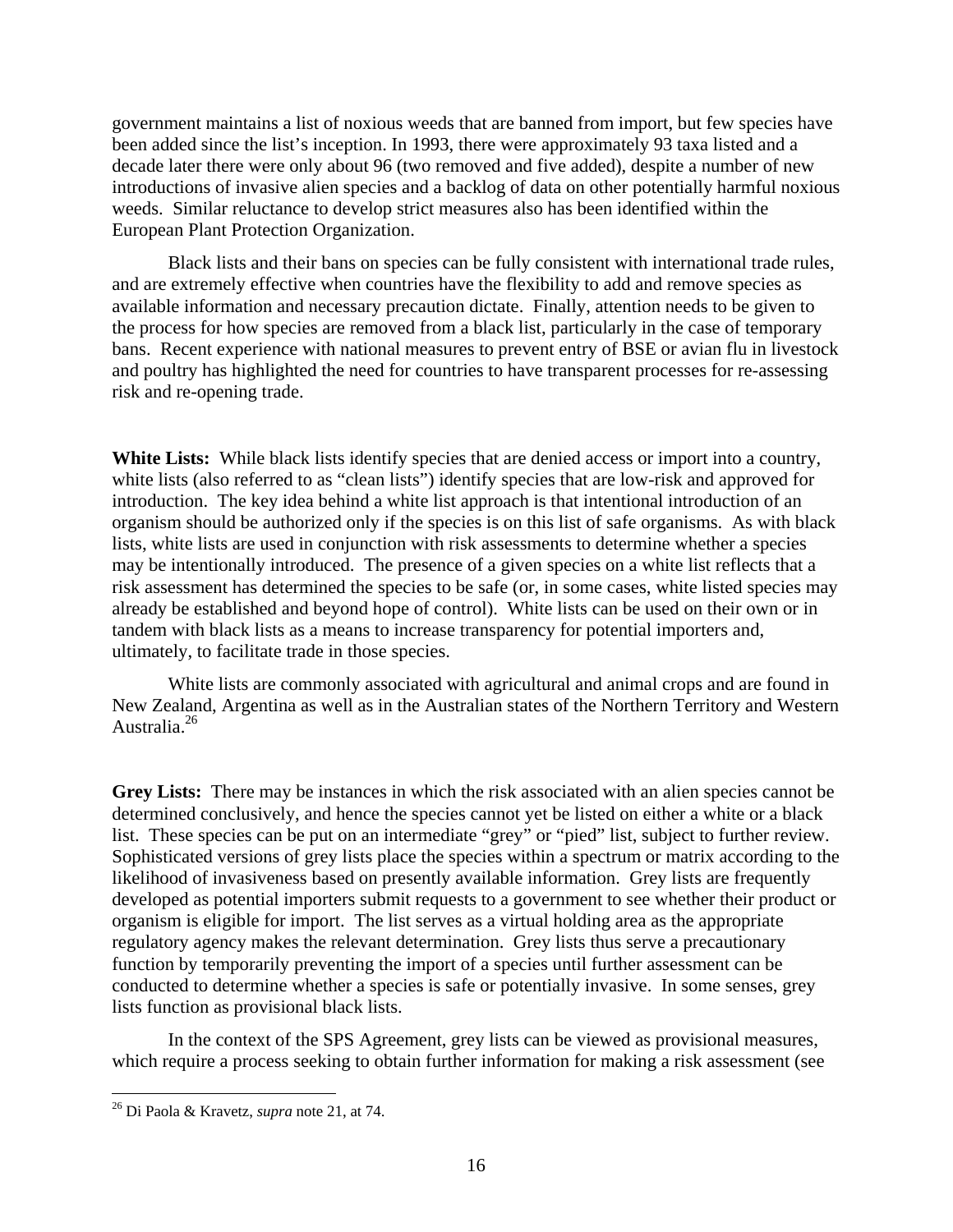government maintains a list of noxious weeds that are banned from import, but few species have been added since the list's inception. In 1993, there were approximately 93 taxa listed and a decade later there were only about 96 (two removed and five added), despite a number of new introductions of invasive alien species and a backlog of data on other potentially harmful noxious weeds. Similar reluctance to develop strict measures also has been identified within the European Plant Protection Organization.

Black lists and their bans on species can be fully consistent with international trade rules, and are extremely effective when countries have the flexibility to add and remove species as available information and necessary precaution dictate. Finally, attention needs to be given to the process for how species are removed from a black list, particularly in the case of temporary bans. Recent experience with national measures to prevent entry of BSE or avian flu in livestock and poultry has highlighted the need for countries to have transparent processes for re-assessing risk and re-opening trade.

**White Lists:** While black lists identify species that are denied access or import into a country, white lists (also referred to as "clean lists") identify species that are low-risk and approved for introduction. The key idea behind a white list approach is that intentional introduction of an organism should be authorized only if the species is on this list of safe organisms. As with black lists, white lists are used in conjunction with risk assessments to determine whether a species may be intentionally introduced. The presence of a given species on a white list reflects that a risk assessment has determined the species to be safe (or, in some cases, white listed species may already be established and beyond hope of control). White lists can be used on their own or in tandem with black lists as a means to increase transparency for potential importers and, ultimately, to facilitate trade in those species.

White lists are commonly associated with agricultural and animal crops and are found in New Zealand, Argentina as well as in the Australian states of the Northern Territory and Western Australia.[26]

**Grey Lists:** There may be instances in which the risk associated with an alien species cannot be determined conclusively, and hence the species cannot yet be listed on either a white or a black list. These species can be put on an intermediate "grey" or "pied" list, subject to further review. Sophisticated versions of grey lists place the species within a spectrum or matrix according to the likelihood of invasiveness based on presently available information. Grey lists are frequently developed as potential importers submit requests to a government to see whether their product or organism is eligible for import. The list serves as a virtual holding area as the appropriate regulatory agency makes the relevant determination. Grey lists thus serve a precautionary function by temporarily preventing the import of a species until further assessment can be conducted to determine whether a species is safe or potentially invasive. In some senses, grey lists function as provisional black lists.

In the context of the SPS Agreement, grey lists can be viewed as provisional measures, which require a process seeking to obtain further information for making a risk assessment (see

---

[26] Di Paola & Kravetz, *supra* note 21, at 74.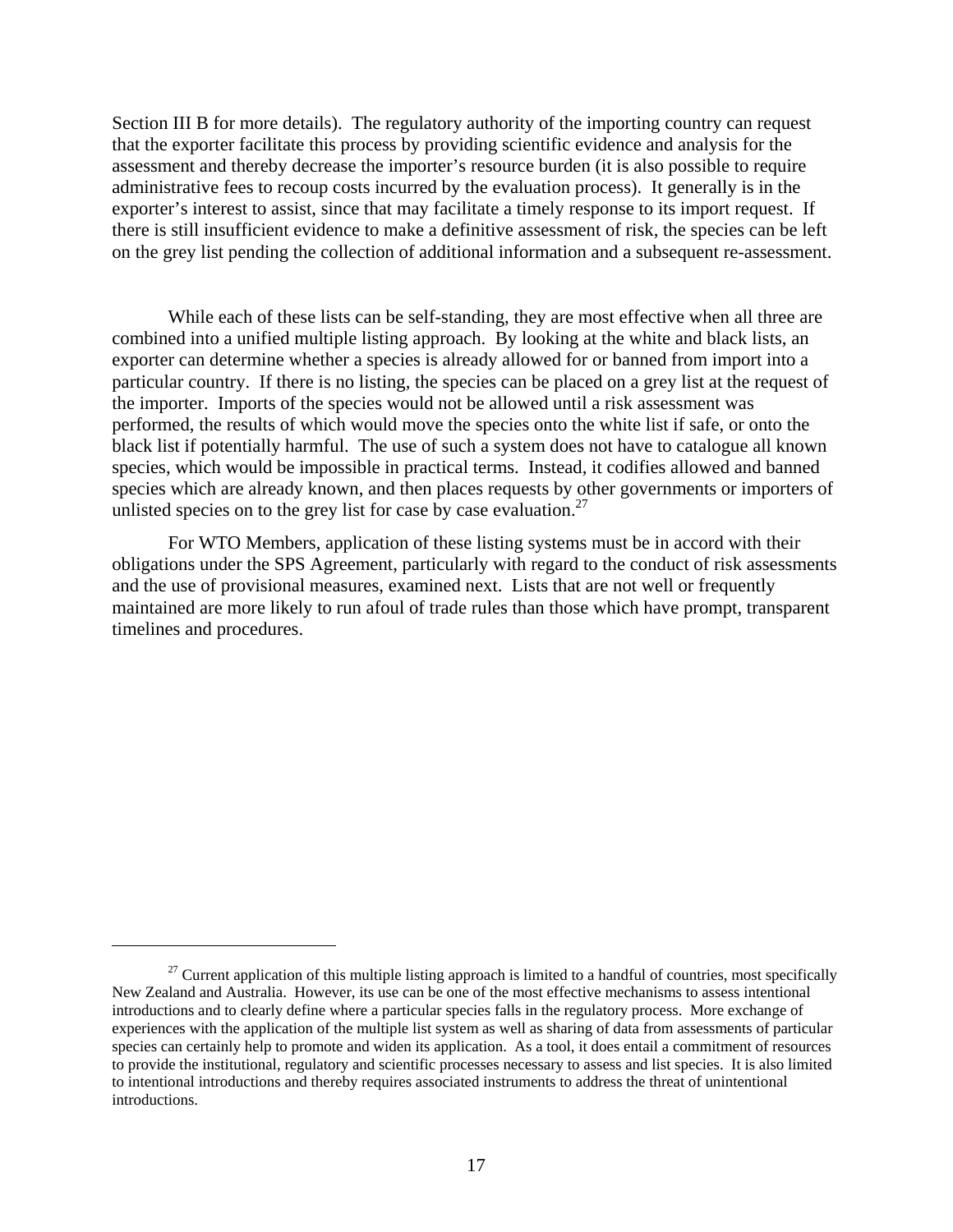Section III B for more details). The regulatory authority of the importing country can request that the exporter facilitate this process by providing scientific evidence and analysis for the assessment and thereby decrease the importer's resource burden (it is also possible to require administrative fees to recoup costs incurred by the evaluation process). It generally is in the exporter's interest to assist, since that may facilitate a timely response to its import request. If there is still insufficient evidence to make a definitive assessment of risk, the species can be left on the grey list pending the collection of additional information and a subsequent re-assessment.

While each of these lists can be self-standing, they are most effective when all three are combined into a unified multiple listing approach. By looking at the white and black lists, an exporter can determine whether a species is already allowed for or banned from import into a particular country. If there is no listing, the species can be placed on a grey list at the request of the importer. Imports of the species would not be allowed until a risk assessment was performed, the results of which would move the species onto the white list if safe, or onto the black list if potentially harmful. The use of such a system does not have to catalogue all known species, which would be impossible in practical terms. Instead, it codifies allowed and banned species which are already known, and then places requests by other governments or importers of unlisted species on to the grey list for case by case evaluation.[27]

For WTO Members, application of these listing systems must be in accord with their obligations under the SPS Agreement, particularly with regard to the conduct of risk assessments and the use of provisional measures, examined next. Lists that are not well or frequently maintained are more likely to run afoul of trade rules than those which have prompt, transparent timelines and procedures.

---

[27] Current application of this multiple listing approach is limited to a handful of countries, most specifically New Zealand and Australia. However, its use can be one of the most effective mechanisms to assess intentional introductions and to clearly define where a particular species falls in the regulatory process. More exchange of experiences with the application of the multiple list system as well as sharing of data from assessments of particular species can certainly help to promote and widen its application. As a tool, it does entail a commitment of resources to provide the institutional, regulatory and scientific processes necessary to assess and list species. It is also limited to intentional introductions and thereby requires associated instruments to address the threat of unintentional introductions.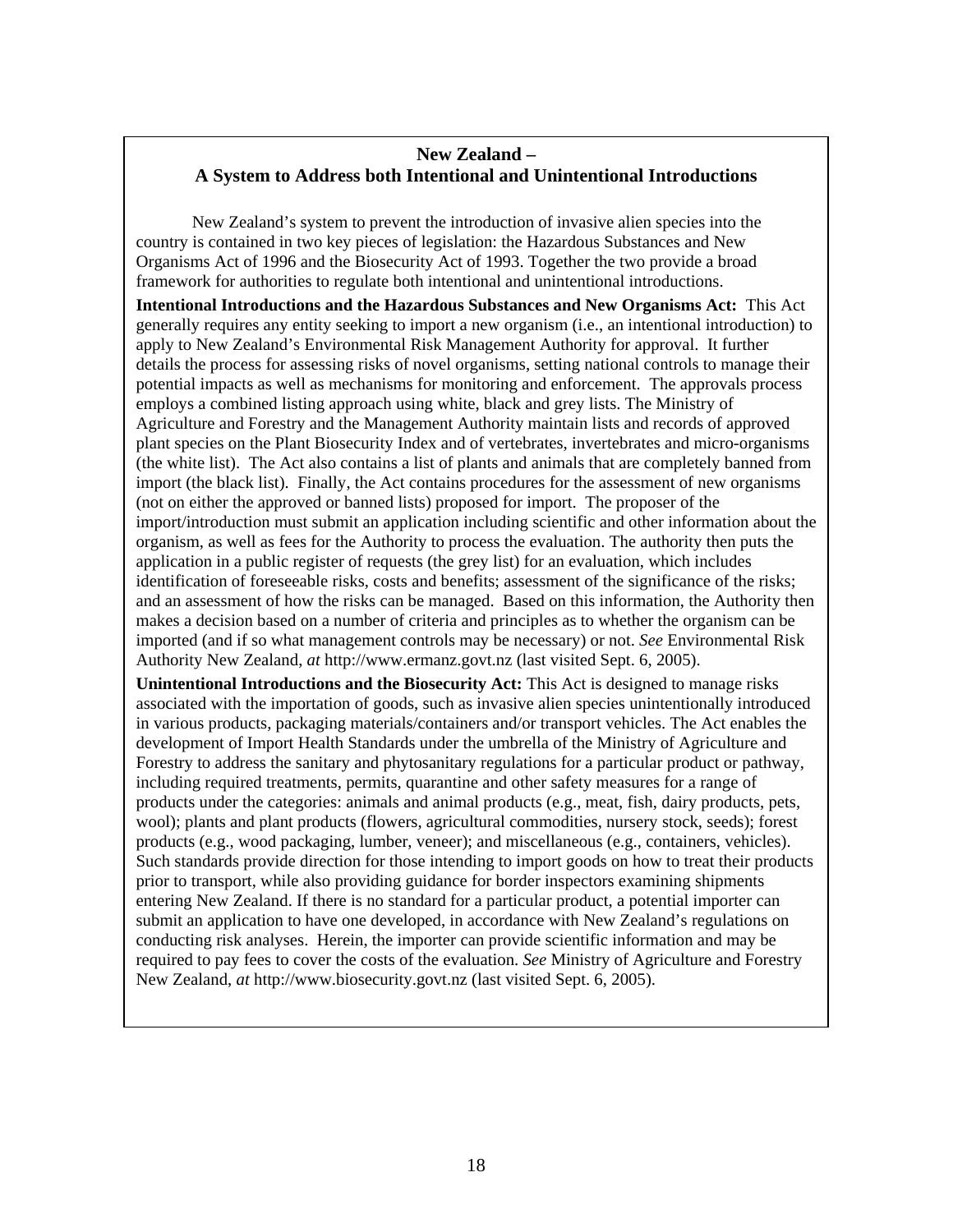## New Zealand –
## A System to Address both Intentional and Unintentional Introductions

New Zealand's system to prevent the introduction of invasive alien species into the country is contained in two key pieces of legislation: the Hazardous Substances and New Organisms Act of 1996 and the Biosecurity Act of 1993. Together the two provide a broad framework for authorities to regulate both intentional and unintentional introductions.

**Intentional Introductions and the Hazardous Substances and New Organisms Act:** This Act generally requires any entity seeking to import a new organism (i.e., an intentional introduction) to apply to New Zealand's Environmental Risk Management Authority for approval. It further details the process for assessing risks of novel organisms, setting national controls to manage their potential impacts as well as mechanisms for monitoring and enforcement. The approvals process employs a combined listing approach using white, black and grey lists. The Ministry of Agriculture and Forestry and the Management Authority maintain lists and records of approved plant species on the Plant Biosecurity Index and of vertebrates, invertebrates and micro-organisms (the white list). The Act also contains a list of plants and animals that are completely banned from import (the black list). Finally, the Act contains procedures for the assessment of new organisms (not on either the approved or banned lists) proposed for import. The proposer of the import/introduction must submit an application including scientific and other information about the organism, as well as fees for the Authority to process the evaluation. The authority then puts the application in a public register of requests (the grey list) for an evaluation, which includes identification of foreseeable risks, costs and benefits; assessment of the significance of the risks; and an assessment of how the risks can be managed. Based on this information, the Authority then makes a decision based on a number of criteria and principles as to whether the organism can be imported (and if so what management controls may be necessary) or not. *See* Environmental Risk Authority New Zealand, *at* http://www.ermanz.govt.nz (last visited Sept. 6, 2005).

**Unintentional Introductions and the Biosecurity Act:** This Act is designed to manage risks associated with the importation of goods, such as invasive alien species unintentionally introduced in various products, packaging materials/containers and/or transport vehicles. The Act enables the development of Import Health Standards under the umbrella of the Ministry of Agriculture and Forestry to address the sanitary and phytosanitary regulations for a particular product or pathway, including required treatments, permits, quarantine and other safety measures for a range of products under the categories: animals and animal products (e.g., meat, fish, dairy products, pets, wool); plants and plant products (flowers, agricultural commodities, nursery stock, seeds); forest products (e.g., wood packaging, lumber, veneer); and miscellaneous (e.g., containers, vehicles). Such standards provide direction for those intending to import goods on how to treat their products prior to transport, while also providing guidance for border inspectors examining shipments entering New Zealand. If there is no standard for a particular product, a potential importer can submit an application to have one developed, in accordance with New Zealand's regulations on conducting risk analyses. Herein, the importer can provide scientific information and may be required to pay fees to cover the costs of the evaluation. *See* Ministry of Agriculture and Forestry New Zealand, *at* http://www.biosecurity.govt.nz (last visited Sept. 6, 2005).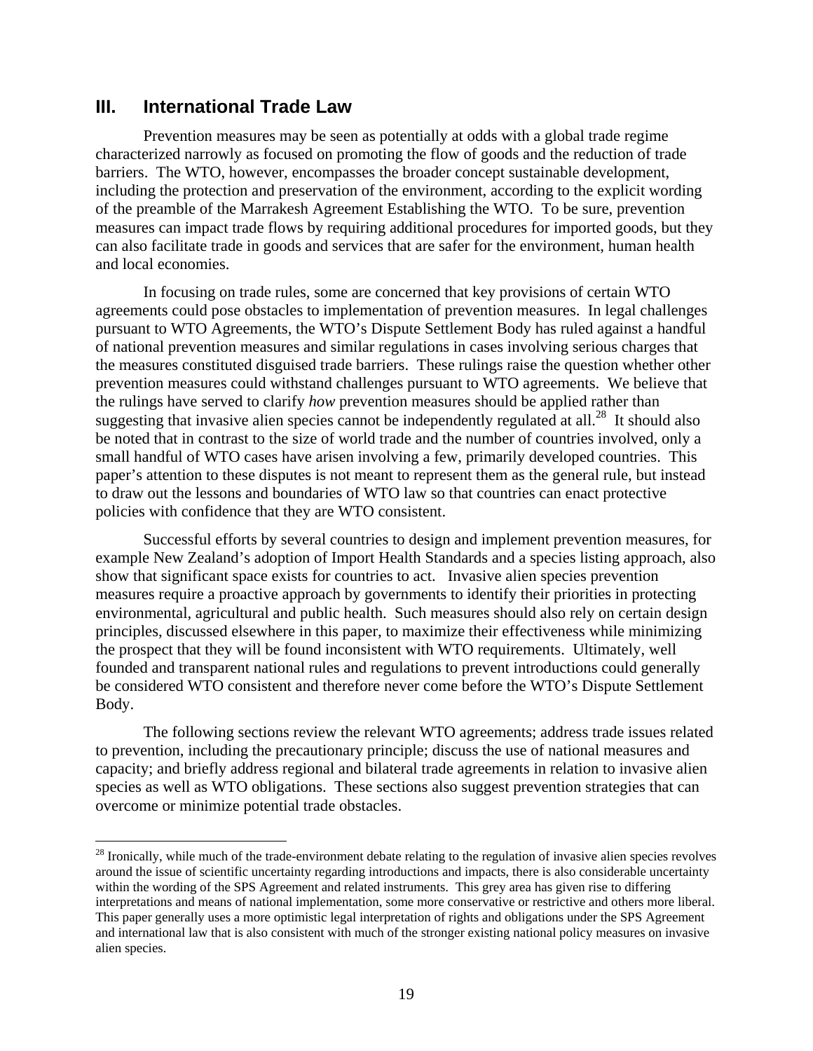## III. International Trade Law

Prevention measures may be seen as potentially at odds with a global trade regime characterized narrowly as focused on promoting the flow of goods and the reduction of trade barriers. The WTO, however, encompasses the broader concept sustainable development, including the protection and preservation of the environment, according to the explicit wording of the preamble of the Marrakesh Agreement Establishing the WTO. To be sure, prevention measures can impact trade flows by requiring additional procedures for imported goods, but they can also facilitate trade in goods and services that are safer for the environment, human health and local economies.

In focusing on trade rules, some are concerned that key provisions of certain WTO agreements could pose obstacles to implementation of prevention measures. In legal challenges pursuant to WTO Agreements, the WTO's Dispute Settlement Body has ruled against a handful of national prevention measures and similar regulations in cases involving serious charges that the measures constituted disguised trade barriers. These rulings raise the question whether other prevention measures could withstand challenges pursuant to WTO agreements. We believe that the rulings have served to clarify *how* prevention measures should be applied rather than suggesting that invasive alien species cannot be independently regulated at all.[28] It should also be noted that in contrast to the size of world trade and the number of countries involved, only a small handful of WTO cases have arisen involving a few, primarily developed countries. This paper's attention to these disputes is not meant to represent them as the general rule, but instead to draw out the lessons and boundaries of WTO law so that countries can enact protective policies with confidence that they are WTO consistent.

Successful efforts by several countries to design and implement prevention measures, for example New Zealand's adoption of Import Health Standards and a species listing approach, also show that significant space exists for countries to act. Invasive alien species prevention measures require a proactive approach by governments to identify their priorities in protecting environmental, agricultural and public health. Such measures should also rely on certain design principles, discussed elsewhere in this paper, to maximize their effectiveness while minimizing the prospect that they will be found inconsistent with WTO requirements. Ultimately, well founded and transparent national rules and regulations to prevent introductions could generally be considered WTO consistent and therefore never come before the WTO's Dispute Settlement Body.

The following sections review the relevant WTO agreements; address trade issues related to prevention, including the precautionary principle; discuss the use of national measures and capacity; and briefly address regional and bilateral trade agreements in relation to invasive alien species as well as WTO obligations. These sections also suggest prevention strategies that can overcome or minimize potential trade obstacles.

---

[28] Ironically, while much of the trade-environment debate relating to the regulation of invasive alien species revolves around the issue of scientific uncertainty regarding introductions and impacts, there is also considerable uncertainty within the wording of the SPS Agreement and related instruments. This grey area has given rise to differing interpretations and means of national implementation, some more conservative or restrictive and others more liberal. This paper generally uses a more optimistic legal interpretation of rights and obligations under the SPS Agreement and international law that is also consistent with much of the stronger existing national policy measures on invasive alien species.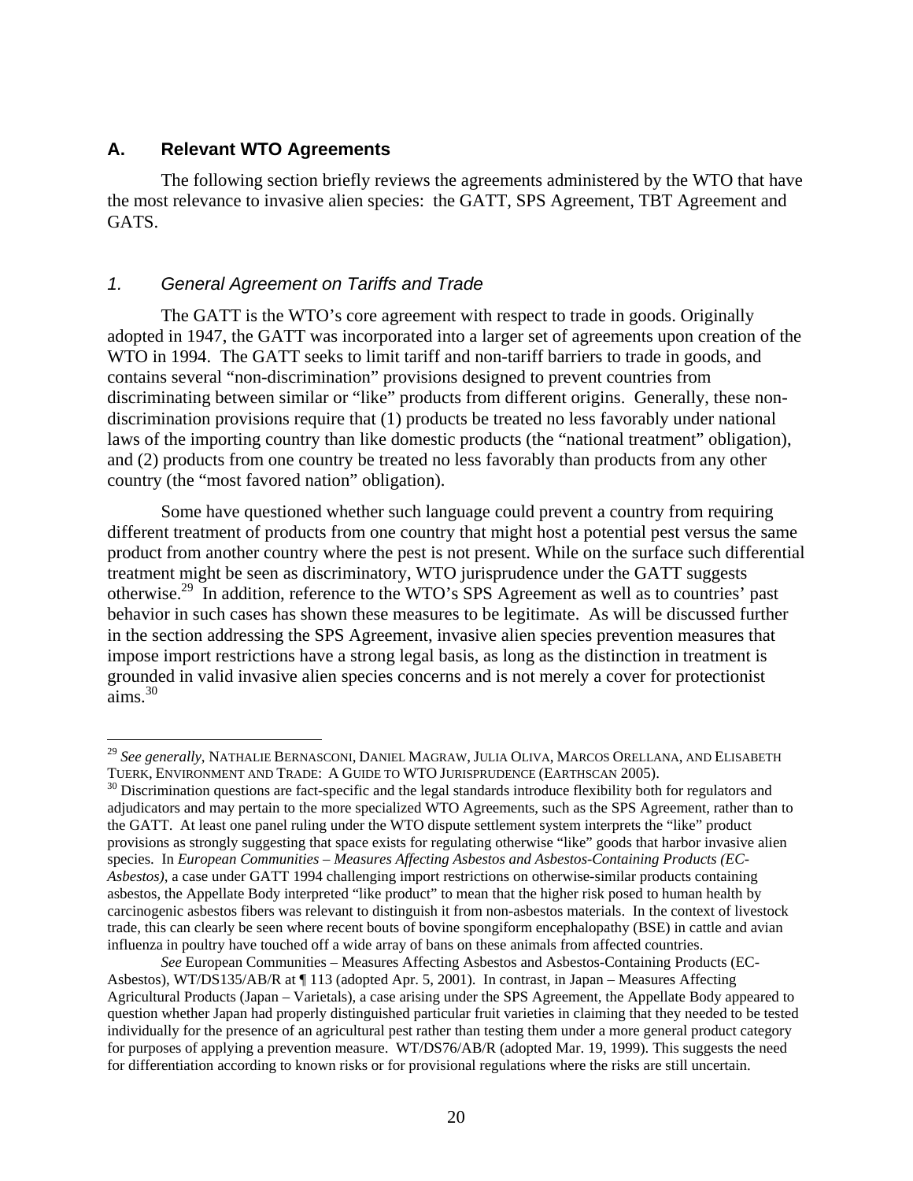### A. Relevant WTO Agreements

The following section briefly reviews the agreements administered by the WTO that have the most relevance to invasive alien species: the GATT, SPS Agreement, TBT Agreement and GATS.

#### *1. General Agreement on Tariffs and Trade*

The GATT is the WTO's core agreement with respect to trade in goods. Originally adopted in 1947, the GATT was incorporated into a larger set of agreements upon creation of the WTO in 1994. The GATT seeks to limit tariff and non-tariff barriers to trade in goods, and contains several "non-discrimination" provisions designed to prevent countries from discriminating between similar or "like" products from different origins. Generally, these non-discrimination provisions require that (1) products be treated no less favorably under national laws of the importing country than like domestic products (the "national treatment" obligation), and (2) products from one country be treated no less favorably than products from any other country (the "most favored nation" obligation).

Some have questioned whether such language could prevent a country from requiring different treatment of products from one country that might host a potential pest versus the same product from another country where the pest is not present. While on the surface such differential treatment might be seen as discriminatory, WTO jurisprudence under the GATT suggests otherwise.[29] In addition, reference to the WTO's SPS Agreement as well as to countries' past behavior in such cases has shown these measures to be legitimate. As will be discussed further in the section addressing the SPS Agreement, invasive alien species prevention measures that impose import restrictions have a strong legal basis, as long as the distinction in treatment is grounded in valid invasive alien species concerns and is not merely a cover for protectionist aims.[30]

---

[29] *See generally*, NATHALIE BERNASCONI, DANIEL MAGRAW, JULIA OLIVA, MARCOS ORELLANA, AND ELISABETH TUERK, ENVIRONMENT AND TRADE: A GUIDE TO WTO JURISPRUDENCE (EARTHSCAN 2005).

[30] Discrimination questions are fact-specific and the legal standards introduce flexibility both for regulators and adjudicators and may pertain to the more specialized WTO Agreements, such as the SPS Agreement, rather than to the GATT. At least one panel ruling under the WTO dispute settlement system interprets the "like" product provisions as strongly suggesting that space exists for regulating otherwise "like" goods that harbor invasive alien species. In *European Communities – Measures Affecting Asbestos and Asbestos-Containing Products (EC-Asbestos)*, a case under GATT 1994 challenging import restrictions on otherwise-similar products containing asbestos, the Appellate Body interpreted "like product" to mean that the higher risk posed to human health by carcinogenic asbestos fibers was relevant to distinguish it from non-asbestos materials. In the context of livestock trade, this can clearly be seen where recent bouts of bovine spongiform encephalopathy (BSE) in cattle and avian influenza in poultry have touched off a wide array of bans on these animals from affected countries.

*See* European Communities – Measures Affecting Asbestos and Asbestos-Containing Products (EC-Asbestos), WT/DS135/AB/R at ¶ 113 (adopted Apr. 5, 2001). In contrast, in Japan – Measures Affecting Agricultural Products (Japan – Varietals), a case arising under the SPS Agreement, the Appellate Body appeared to question whether Japan had properly distinguished particular fruit varieties in claiming that they needed to be tested individually for the presence of an agricultural pest rather than testing them under a more general product category for purposes of applying a prevention measure. WT/DS76/AB/R (adopted Mar. 19, 1999). This suggests the need for differentiation according to known risks or for provisional regulations where the risks are still uncertain.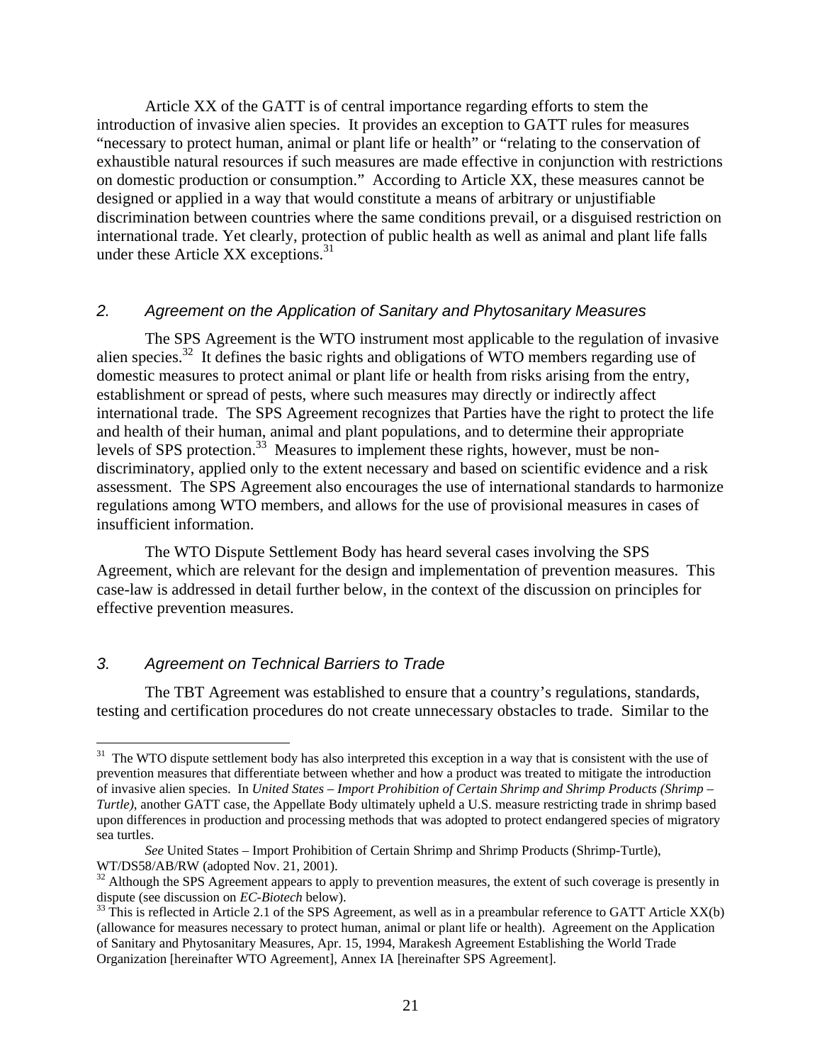Article XX of the GATT is of central importance regarding efforts to stem the introduction of invasive alien species. It provides an exception to GATT rules for measures "necessary to protect human, animal or plant life or health" or "relating to the conservation of exhaustible natural resources if such measures are made effective in conjunction with restrictions on domestic production or consumption." According to Article XX, these measures cannot be designed or applied in a way that would constitute a means of arbitrary or unjustifiable discrimination between countries where the same conditions prevail, or a disguised restriction on international trade. Yet clearly, protection of public health as well as animal and plant life falls under these Article XX exceptions.[31]

### *2. Agreement on the Application of Sanitary and Phytosanitary Measures*

The SPS Agreement is the WTO instrument most applicable to the regulation of invasive alien species.[32] It defines the basic rights and obligations of WTO members regarding use of domestic measures to protect animal or plant life or health from risks arising from the entry, establishment or spread of pests, where such measures may directly or indirectly affect international trade. The SPS Agreement recognizes that Parties have the right to protect the life and health of their human, animal and plant populations, and to determine their appropriate levels of SPS protection.[33] Measures to implement these rights, however, must be non-discriminatory, applied only to the extent necessary and based on scientific evidence and a risk assessment. The SPS Agreement also encourages the use of international standards to harmonize regulations among WTO members, and allows for the use of provisional measures in cases of insufficient information.

The WTO Dispute Settlement Body has heard several cases involving the SPS Agreement, which are relevant for the design and implementation of prevention measures. This case-law is addressed in detail further below, in the context of the discussion on principles for effective prevention measures.

### *3. Agreement on Technical Barriers to Trade*

The TBT Agreement was established to ensure that a country's regulations, standards, testing and certification procedures do not create unnecessary obstacles to trade. Similar to the

---

[31] The WTO dispute settlement body has also interpreted this exception in a way that is consistent with the use of prevention measures that differentiate between whether and how a product was treated to mitigate the introduction of invasive alien species. In *United States – Import Prohibition of Certain Shrimp and Shrimp Products (Shrimp – Turtle)*, another GATT case, the Appellate Body ultimately upheld a U.S. measure restricting trade in shrimp based upon differences in production and processing methods that was adopted to protect endangered species of migratory sea turtles.

*See* United States – Import Prohibition of Certain Shrimp and Shrimp Products (Shrimp-Turtle), WT/DS58/AB/RW (adopted Nov. 21, 2001).

[32] Although the SPS Agreement appears to apply to prevention measures, the extent of such coverage is presently in dispute (see discussion on *EC-Biotech* below).

[33] This is reflected in Article 2.1 of the SPS Agreement, as well as in a preambular reference to GATT Article XX(b) (allowance for measures necessary to protect human, animal or plant life or health). Agreement on the Application of Sanitary and Phytosanitary Measures, Apr. 15, 1994, Marakesh Agreement Establishing the World Trade Organization [hereinafter WTO Agreement], Annex IA [hereinafter SPS Agreement].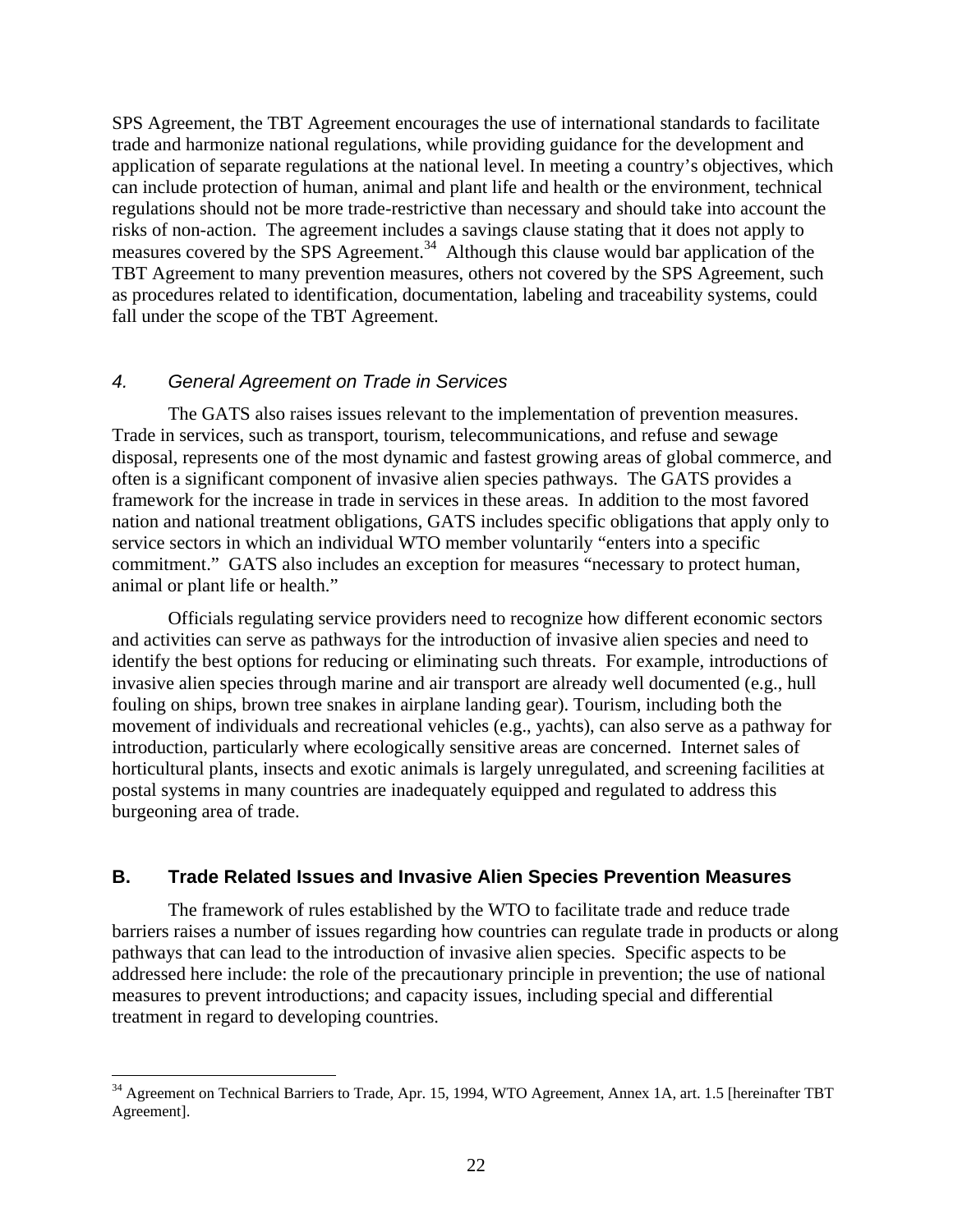SPS Agreement, the TBT Agreement encourages the use of international standards to facilitate trade and harmonize national regulations, while providing guidance for the development and application of separate regulations at the national level. In meeting a country's objectives, which can include protection of human, animal and plant life and health or the environment, technical regulations should not be more trade-restrictive than necessary and should take into account the risks of non-action. The agreement includes a savings clause stating that it does not apply to measures covered by the SPS Agreement.[34] Although this clause would bar application of the TBT Agreement to many prevention measures, others not covered by the SPS Agreement, such as procedures related to identification, documentation, labeling and traceability systems, could fall under the scope of the TBT Agreement.

### *4. General Agreement on Trade in Services*

The GATS also raises issues relevant to the implementation of prevention measures. Trade in services, such as transport, tourism, telecommunications, and refuse and sewage disposal, represents one of the most dynamic and fastest growing areas of global commerce, and often is a significant component of invasive alien species pathways. The GATS provides a framework for the increase in trade in services in these areas. In addition to the most favored nation and national treatment obligations, GATS includes specific obligations that apply only to service sectors in which an individual WTO member voluntarily "enters into a specific commitment." GATS also includes an exception for measures "necessary to protect human, animal or plant life or health."

Officials regulating service providers need to recognize how different economic sectors and activities can serve as pathways for the introduction of invasive alien species and need to identify the best options for reducing or eliminating such threats. For example, introductions of invasive alien species through marine and air transport are already well documented (e.g., hull fouling on ships, brown tree snakes in airplane landing gear). Tourism, including both the movement of individuals and recreational vehicles (e.g., yachts), can also serve as a pathway for introduction, particularly where ecologically sensitive areas are concerned. Internet sales of horticultural plants, insects and exotic animals is largely unregulated, and screening facilities at postal systems in many countries are inadequately equipped and regulated to address this burgeoning area of trade.

## B. Trade Related Issues and Invasive Alien Species Prevention Measures

The framework of rules established by the WTO to facilitate trade and reduce trade barriers raises a number of issues regarding how countries can regulate trade in products or along pathways that can lead to the introduction of invasive alien species. Specific aspects to be addressed here include: the role of the precautionary principle in prevention; the use of national measures to prevent introductions; and capacity issues, including special and differential treatment in regard to developing countries.

[34] Agreement on Technical Barriers to Trade, Apr. 15, 1994, WTO Agreement, Annex 1A, art. 1.5 [hereinafter TBT Agreement].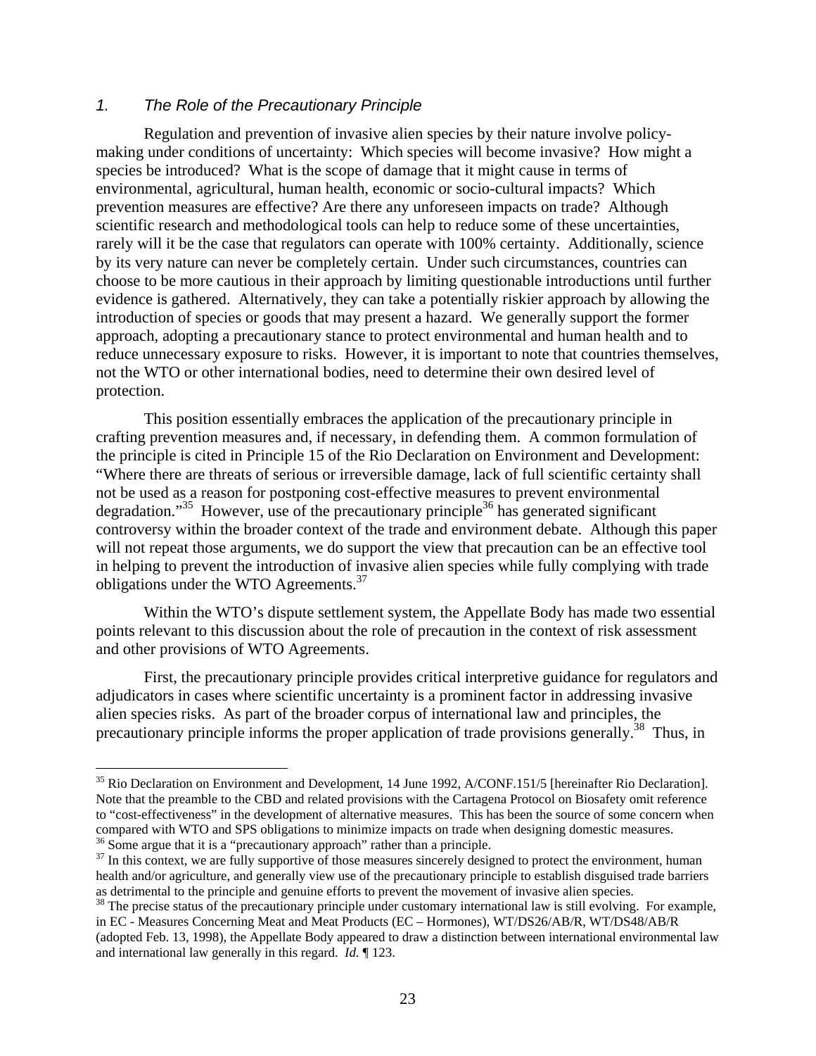### *1. The Role of the Precautionary Principle*

Regulation and prevention of invasive alien species by their nature involve policy-making under conditions of uncertainty: Which species will become invasive? How might a species be introduced? What is the scope of damage that it might cause in terms of environmental, agricultural, human health, economic or socio-cultural impacts? Which prevention measures are effective? Are there any unforeseen impacts on trade? Although scientific research and methodological tools can help to reduce some of these uncertainties, rarely will it be the case that regulators can operate with 100% certainty. Additionally, science by its very nature can never be completely certain. Under such circumstances, countries can choose to be more cautious in their approach by limiting questionable introductions until further evidence is gathered. Alternatively, they can take a potentially riskier approach by allowing the introduction of species or goods that may present a hazard. We generally support the former approach, adopting a precautionary stance to protect environmental and human health and to reduce unnecessary exposure to risks. However, it is important to note that countries themselves, not the WTO or other international bodies, need to determine their own desired level of protection.

This position essentially embraces the application of the precautionary principle in crafting prevention measures and, if necessary, in defending them. A common formulation of the principle is cited in Principle 15 of the Rio Declaration on Environment and Development: "Where there are threats of serious or irreversible damage, lack of full scientific certainty shall not be used as a reason for postponing cost-effective measures to prevent environmental degradation."[35] However, use of the precautionary principle[36] has generated significant controversy within the broader context of the trade and environment debate. Although this paper will not repeat those arguments, we do support the view that precaution can be an effective tool in helping to prevent the introduction of invasive alien species while fully complying with trade obligations under the WTO Agreements.[37]

Within the WTO's dispute settlement system, the Appellate Body has made two essential points relevant to this discussion about the role of precaution in the context of risk assessment and other provisions of WTO Agreements.

First, the precautionary principle provides critical interpretive guidance for regulators and adjudicators in cases where scientific uncertainty is a prominent factor in addressing invasive alien species risks. As part of the broader corpus of international law and principles, the precautionary principle informs the proper application of trade provisions generally.[38] Thus, in

---

[35] Rio Declaration on Environment and Development, 14 June 1992, A/CONF.151/5 [hereinafter Rio Declaration]. Note that the preamble to the CBD and related provisions with the Cartagena Protocol on Biosafety omit reference to "cost-effectiveness" in the development of alternative measures. This has been the source of some concern when compared with WTO and SPS obligations to minimize impacts on trade when designing domestic measures.

[36] Some argue that it is a "precautionary approach" rather than a principle.

[37] In this context, we are fully supportive of those measures sincerely designed to protect the environment, human health and/or agriculture, and generally view use of the precautionary principle to establish disguised trade barriers as detrimental to the principle and genuine efforts to prevent the movement of invasive alien species.

[38] The precise status of the precautionary principle under customary international law is still evolving. For example, in EC - Measures Concerning Meat and Meat Products (EC – Hormones), WT/DS26/AB/R, WT/DS48/AB/R (adopted Feb. 13, 1998), the Appellate Body appeared to draw a distinction between international environmental law and international law generally in this regard. *Id.* ¶ 123.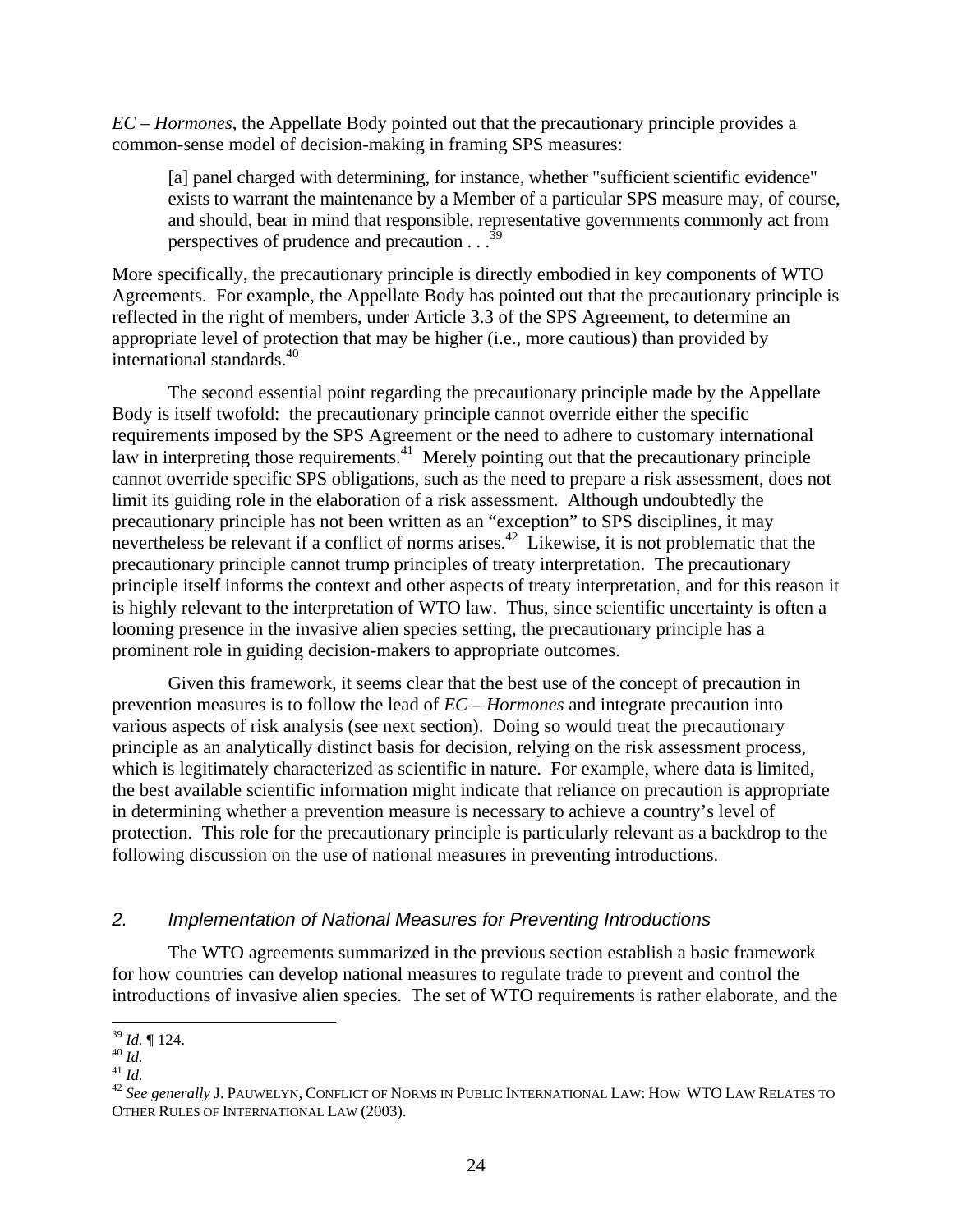*EC – Hormones*, the Appellate Body pointed out that the precautionary principle provides a common-sense model of decision-making in framing SPS measures:

> [a] panel charged with determining, for instance, whether "sufficient scientific evidence" exists to warrant the maintenance by a Member of a particular SPS measure may, of course, and should, bear in mind that responsible, representative governments commonly act from perspectives of prudence and precaution . . .[39]

More specifically, the precautionary principle is directly embodied in key components of WTO Agreements. For example, the Appellate Body has pointed out that the precautionary principle is reflected in the right of members, under Article 3.3 of the SPS Agreement, to determine an appropriate level of protection that may be higher (i.e., more cautious) than provided by international standards.[40]

The second essential point regarding the precautionary principle made by the Appellate Body is itself twofold: the precautionary principle cannot override either the specific requirements imposed by the SPS Agreement or the need to adhere to customary international law in interpreting those requirements.[41] Merely pointing out that the precautionary principle cannot override specific SPS obligations, such as the need to prepare a risk assessment, does not limit its guiding role in the elaboration of a risk assessment. Although undoubtedly the precautionary principle has not been written as an "exception" to SPS disciplines, it may nevertheless be relevant if a conflict of norms arises.[42] Likewise, it is not problematic that the precautionary principle cannot trump principles of treaty interpretation. The precautionary principle itself informs the context and other aspects of treaty interpretation, and for this reason it is highly relevant to the interpretation of WTO law. Thus, since scientific uncertainty is often a looming presence in the invasive alien species setting, the precautionary principle has a prominent role in guiding decision-makers to appropriate outcomes.

Given this framework, it seems clear that the best use of the concept of precaution in prevention measures is to follow the lead of *EC – Hormones* and integrate precaution into various aspects of risk analysis (see next section). Doing so would treat the precautionary principle as an analytically distinct basis for decision, relying on the risk assessment process, which is legitimately characterized as scientific in nature. For example, where data is limited, the best available scientific information might indicate that reliance on precaution is appropriate in determining whether a prevention measure is necessary to achieve a country's level of protection. This role for the precautionary principle is particularly relevant as a backdrop to the following discussion on the use of national measures in preventing introductions.

### *2. Implementation of National Measures for Preventing Introductions*

The WTO agreements summarized in the previous section establish a basic framework for how countries can develop national measures to regulate trade to prevent and control the introductions of invasive alien species. The set of WTO requirements is rather elaborate, and the

---

[39] *Id.* ¶ 124.

[40] *Id.*

[41] *Id.*

[42] *See generally* J. PAUWELYN, CONFLICT OF NORMS IN PUBLIC INTERNATIONAL LAW: HOW WTO LAW RELATES TO OTHER RULES OF INTERNATIONAL LAW (2003).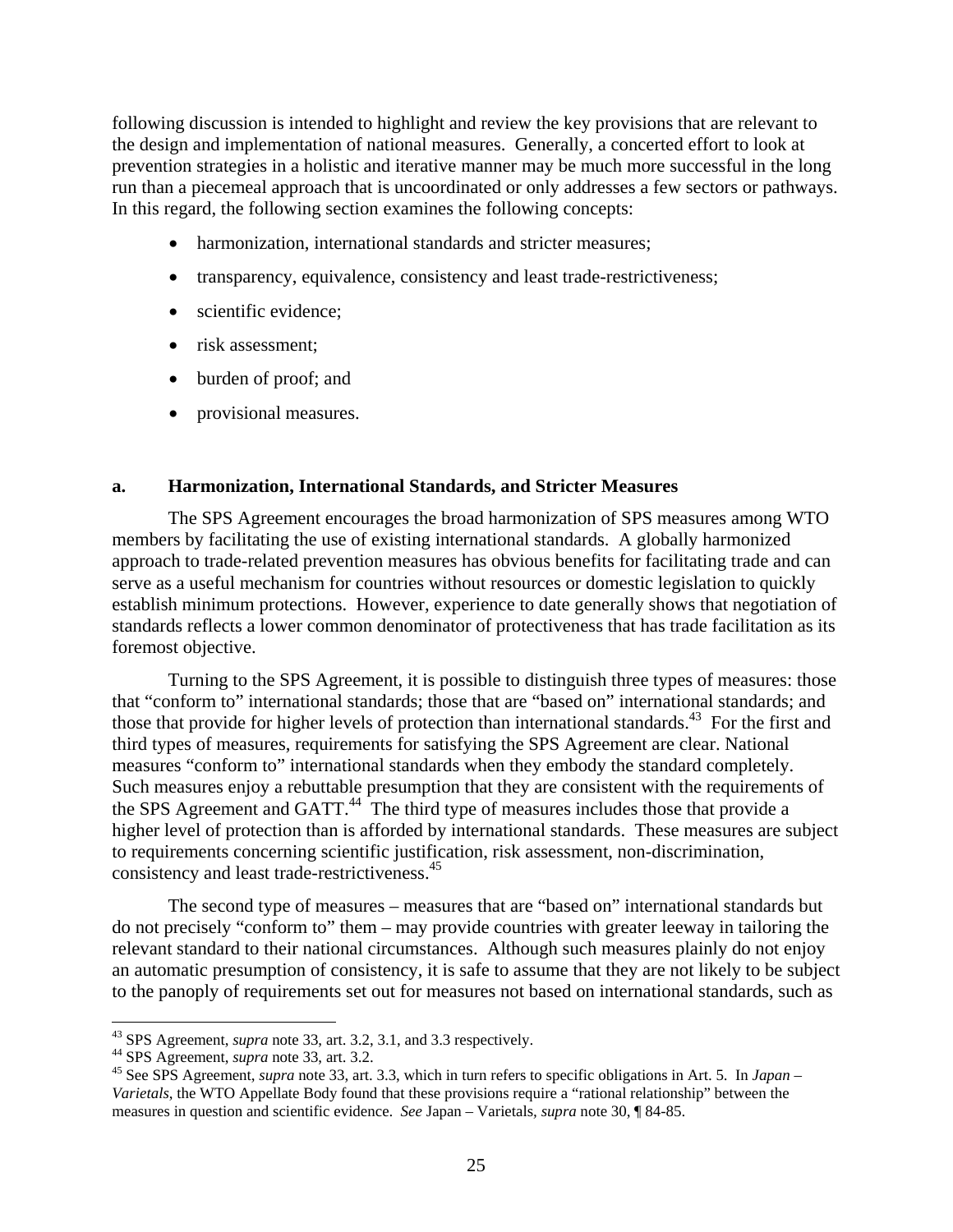following discussion is intended to highlight and review the key provisions that are relevant to the design and implementation of national measures. Generally, a concerted effort to look at prevention strategies in a holistic and iterative manner may be much more successful in the long run than a piecemeal approach that is uncoordinated or only addresses a few sectors or pathways. In this regard, the following section examines the following concepts:

- harmonization, international standards and stricter measures;
- transparency, equivalence, consistency and least trade-restrictiveness;
- scientific evidence;
- risk assessment;
- burden of proof; and
- provisional measures.

### a. Harmonization, International Standards, and Stricter Measures

The SPS Agreement encourages the broad harmonization of SPS measures among WTO members by facilitating the use of existing international standards. A globally harmonized approach to trade-related prevention measures has obvious benefits for facilitating trade and can serve as a useful mechanism for countries without resources or domestic legislation to quickly establish minimum protections. However, experience to date generally shows that negotiation of standards reflects a lower common denominator of protectiveness that has trade facilitation as its foremost objective.

Turning to the SPS Agreement, it is possible to distinguish three types of measures: those that "conform to" international standards; those that are "based on" international standards; and those that provide for higher levels of protection than international standards.[43] For the first and third types of measures, requirements for satisfying the SPS Agreement are clear. National measures "conform to" international standards when they embody the standard completely. Such measures enjoy a rebuttable presumption that they are consistent with the requirements of the SPS Agreement and GATT.[44] The third type of measures includes those that provide a higher level of protection than is afforded by international standards. These measures are subject to requirements concerning scientific justification, risk assessment, non-discrimination, consistency and least trade-restrictiveness.[45]

The second type of measures – measures that are "based on" international standards but do not precisely "conform to" them – may provide countries with greater leeway in tailoring the relevant standard to their national circumstances. Although such measures plainly do not enjoy an automatic presumption of consistency, it is safe to assume that they are not likely to be subject to the panoply of requirements set out for measures not based on international standards, such as

---

[43] SPS Agreement, *supra* note 33, art. 3.2, 3.1, and 3.3 respectively.

[44] SPS Agreement, *supra* note 33, art. 3.2.

[45] See SPS Agreement, *supra* note 33, art. 3.3, which in turn refers to specific obligations in Art. 5. In *Japan – Varietals*, the WTO Appellate Body found that these provisions require a "rational relationship" between the measures in question and scientific evidence. *See* Japan – Varietals, *supra* note 30, ¶ 84-85.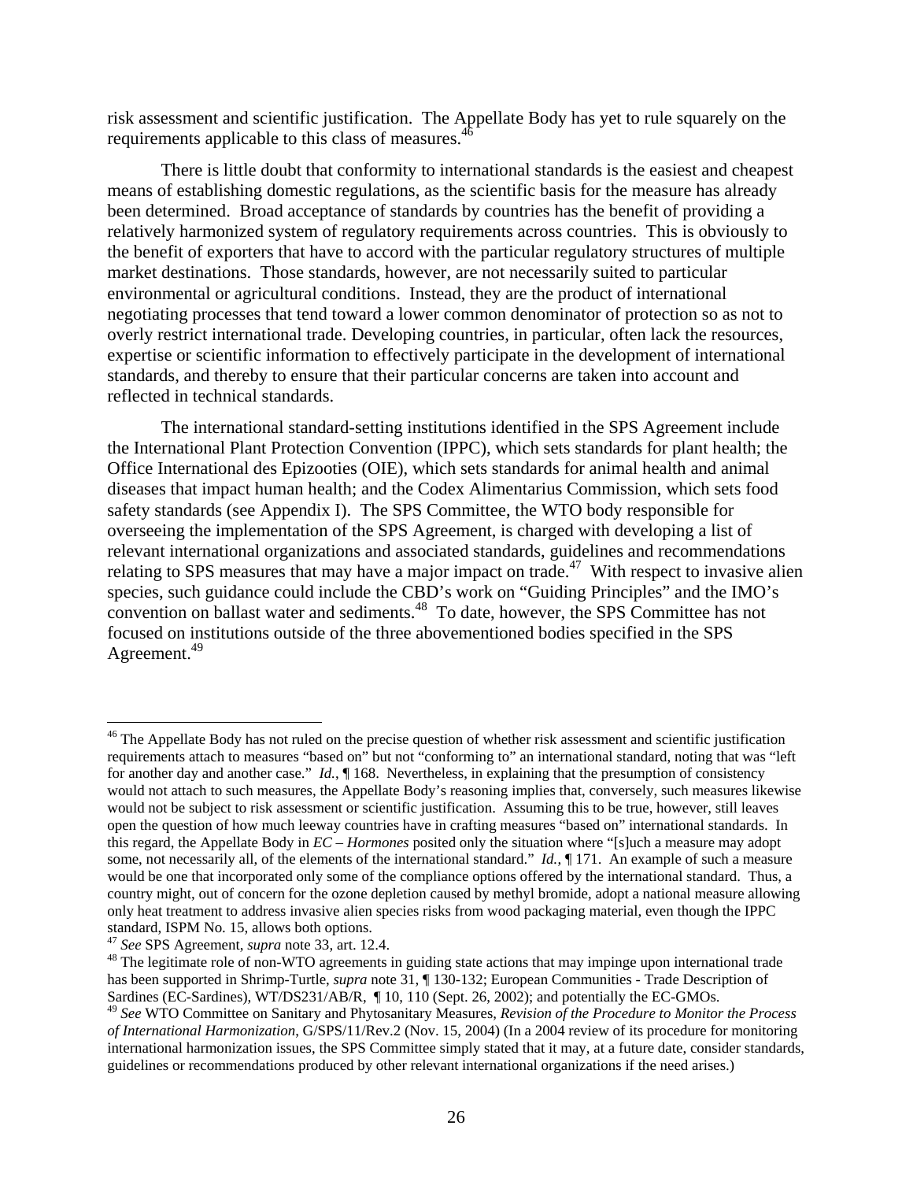risk assessment and scientific justification. The Appellate Body has yet to rule squarely on the requirements applicable to this class of measures.[46]

There is little doubt that conformity to international standards is the easiest and cheapest means of establishing domestic regulations, as the scientific basis for the measure has already been determined. Broad acceptance of standards by countries has the benefit of providing a relatively harmonized system of regulatory requirements across countries. This is obviously to the benefit of exporters that have to accord with the particular regulatory structures of multiple market destinations. Those standards, however, are not necessarily suited to particular environmental or agricultural conditions. Instead, they are the product of international negotiating processes that tend toward a lower common denominator of protection so as not to overly restrict international trade. Developing countries, in particular, often lack the resources, expertise or scientific information to effectively participate in the development of international standards, and thereby to ensure that their particular concerns are taken into account and reflected in technical standards.

The international standard-setting institutions identified in the SPS Agreement include the International Plant Protection Convention (IPPC), which sets standards for plant health; the Office International des Epizooties (OIE), which sets standards for animal health and animal diseases that impact human health; and the Codex Alimentarius Commission, which sets food safety standards (see Appendix I). The SPS Committee, the WTO body responsible for overseeing the implementation of the SPS Agreement, is charged with developing a list of relevant international organizations and associated standards, guidelines and recommendations relating to SPS measures that may have a major impact on trade.[47] With respect to invasive alien species, such guidance could include the CBD's work on "Guiding Principles" and the IMO's convention on ballast water and sediments.[48] To date, however, the SPS Committee has not focused on institutions outside of the three abovementioned bodies specified in the SPS Agreement.[49]

---

[46] The Appellate Body has not ruled on the precise question of whether risk assessment and scientific justification requirements attach to measures "based on" but not "conforming to" an international standard, noting that was "left for another day and another case." *Id.*, ¶ 168. Nevertheless, in explaining that the presumption of consistency would not attach to such measures, the Appellate Body's reasoning implies that, conversely, such measures likewise would not be subject to risk assessment or scientific justification. Assuming this to be true, however, still leaves open the question of how much leeway countries have in crafting measures "based on" international standards. In this regard, the Appellate Body in *EC – Hormones* posited only the situation where "[s]uch a measure may adopt some, not necessarily all, of the elements of the international standard." *Id.*, ¶ 171. An example of such a measure would be one that incorporated only some of the compliance options offered by the international standard. Thus, a country might, out of concern for the ozone depletion caused by methyl bromide, adopt a national measure allowing only heat treatment to address invasive alien species risks from wood packaging material, even though the IPPC standard, ISPM No. 15, allows both options.

[47] *See* SPS Agreement, *supra* note 33, art. 12.4.

[48] The legitimate role of non-WTO agreements in guiding state actions that may impinge upon international trade has been supported in Shrimp-Turtle, *supra* note 31, ¶ 130-132; European Communities - Trade Description of Sardines (EC-Sardines), WT/DS231/AB/R, ¶ 10, 110 (Sept. 26, 2002); and potentially the EC-GMOs.

[49] *See* WTO Committee on Sanitary and Phytosanitary Measures, *Revision of the Procedure to Monitor the Process of International Harmonization*, G/SPS/11/Rev.2 (Nov. 15, 2004) (In a 2004 review of its procedure for monitoring international harmonization issues, the SPS Committee simply stated that it may, at a future date, consider standards, guidelines or recommendations produced by other relevant international organizations if the need arises.)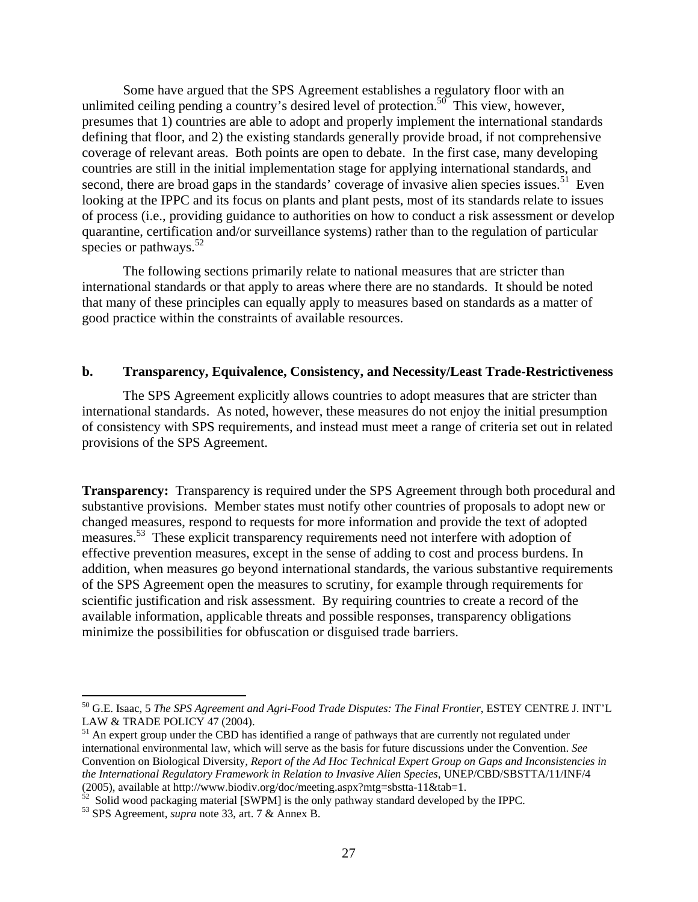Some have argued that the SPS Agreement establishes a regulatory floor with an unlimited ceiling pending a country's desired level of protection.[50] This view, however, presumes that 1) countries are able to adopt and properly implement the international standards defining that floor, and 2) the existing standards generally provide broad, if not comprehensive coverage of relevant areas. Both points are open to debate. In the first case, many developing countries are still in the initial implementation stage for applying international standards, and second, there are broad gaps in the standards' coverage of invasive alien species issues.[51] Even looking at the IPPC and its focus on plants and plant pests, most of its standards relate to issues of process (i.e., providing guidance to authorities on how to conduct a risk assessment or develop quarantine, certification and/or surveillance systems) rather than to the regulation of particular species or pathways.[52]

The following sections primarily relate to national measures that are stricter than international standards or that apply to areas where there are no standards. It should be noted that many of these principles can equally apply to measures based on standards as a matter of good practice within the constraints of available resources.

### b. Transparency, Equivalence, Consistency, and Necessity/Least Trade-Restrictiveness

The SPS Agreement explicitly allows countries to adopt measures that are stricter than international standards. As noted, however, these measures do not enjoy the initial presumption of consistency with SPS requirements, and instead must meet a range of criteria set out in related provisions of the SPS Agreement.

**Transparency:** Transparency is required under the SPS Agreement through both procedural and substantive provisions. Member states must notify other countries of proposals to adopt new or changed measures, respond to requests for more information and provide the text of adopted measures.[53] These explicit transparency requirements need not interfere with adoption of effective prevention measures, except in the sense of adding to cost and process burdens. In addition, when measures go beyond international standards, the various substantive requirements of the SPS Agreement open the measures to scrutiny, for example through requirements for scientific justification and risk assessment. By requiring countries to create a record of the available information, applicable threats and possible responses, transparency obligations minimize the possibilities for obfuscation or disguised trade barriers.

---

[50] G.E. Isaac, 5 *The SPS Agreement and Agri-Food Trade Disputes: The Final Frontier*, ESTEY CENTRE J. INT'L LAW & TRADE POLICY 47 (2004).

[51] An expert group under the CBD has identified a range of pathways that are currently not regulated under international environmental law, which will serve as the basis for future discussions under the Convention. *See* Convention on Biological Diversity, *Report of the Ad Hoc Technical Expert Group on Gaps and Inconsistencies in the International Regulatory Framework in Relation to Invasive Alien Species*, UNEP/CBD/SBSTTA/11/INF/4 (2005), available at http://www.biodiv.org/doc/meeting.aspx?mtg=sbstta-11&tab=1.

[52] Solid wood packaging material [SWPM] is the only pathway standard developed by the IPPC.

[53] SPS Agreement, *supra* note 33, art. 7 & Annex B.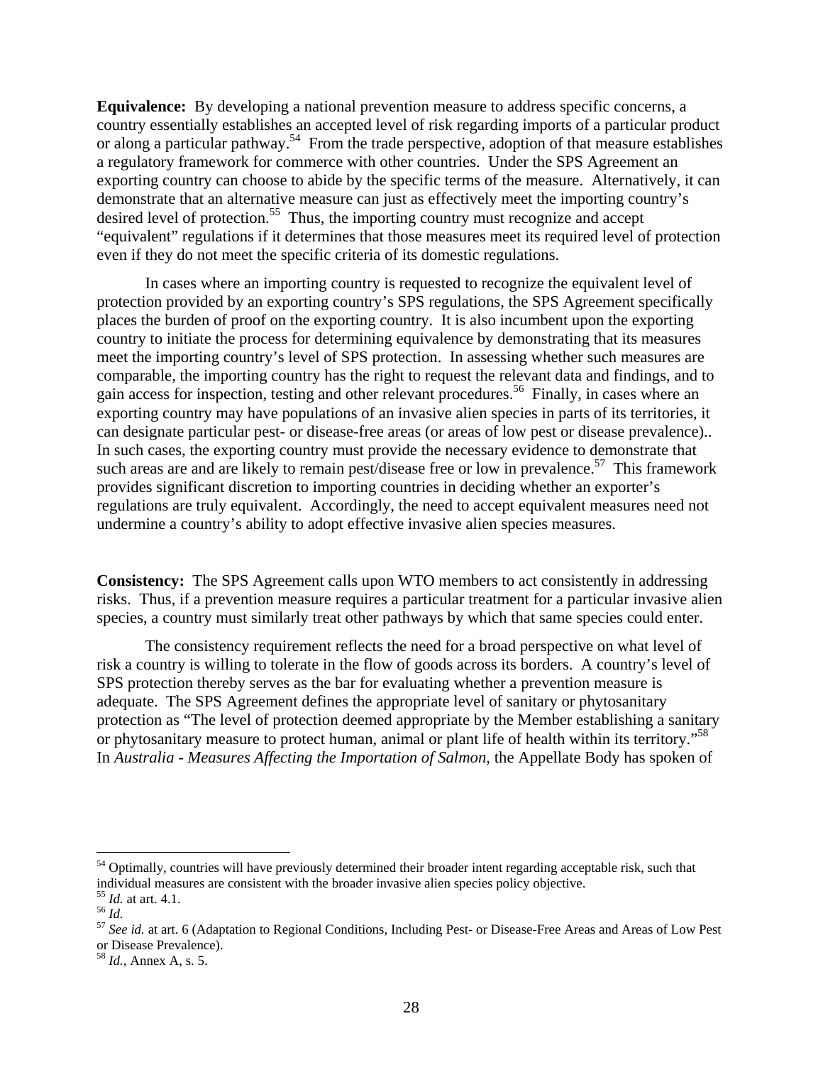**Equivalence:** By developing a national prevention measure to address specific concerns, a country essentially establishes an accepted level of risk regarding imports of a particular product or along a particular pathway.[54] From the trade perspective, adoption of that measure establishes a regulatory framework for commerce with other countries. Under the SPS Agreement an exporting country can choose to abide by the specific terms of the measure. Alternatively, it can demonstrate that an alternative measure can just as effectively meet the importing country's desired level of protection.[55] Thus, the importing country must recognize and accept "equivalent" regulations if it determines that those measures meet its required level of protection even if they do not meet the specific criteria of its domestic regulations.

In cases where an importing country is requested to recognize the equivalent level of protection provided by an exporting country's SPS regulations, the SPS Agreement specifically places the burden of proof on the exporting country. It is also incumbent upon the exporting country to initiate the process for determining equivalence by demonstrating that its measures meet the importing country's level of SPS protection. In assessing whether such measures are comparable, the importing country has the right to request the relevant data and findings, and to gain access for inspection, testing and other relevant procedures.[56] Finally, in cases where an exporting country may have populations of an invasive alien species in parts of its territories, it can designate particular pest- or disease-free areas (or areas of low pest or disease prevalence).. In such cases, the exporting country must provide the necessary evidence to demonstrate that such areas are and are likely to remain pest/disease free or low in prevalence.[57] This framework provides significant discretion to importing countries in deciding whether an exporter's regulations are truly equivalent. Accordingly, the need to accept equivalent measures need not undermine a country's ability to adopt effective invasive alien species measures.

**Consistency:** The SPS Agreement calls upon WTO members to act consistently in addressing risks. Thus, if a prevention measure requires a particular treatment for a particular invasive alien species, a country must similarly treat other pathways by which that same species could enter.

The consistency requirement reflects the need for a broad perspective on what level of risk a country is willing to tolerate in the flow of goods across its borders. A country's level of SPS protection thereby serves as the bar for evaluating whether a prevention measure is adequate. The SPS Agreement defines the appropriate level of sanitary or phytosanitary protection as "The level of protection deemed appropriate by the Member establishing a sanitary or phytosanitary measure to protect human, animal or plant life of health within its territory."[58] In *Australia - Measures Affecting the Importation of Salmon*, the Appellate Body has spoken of

---

[54] Optimally, countries will have previously determined their broader intent regarding acceptable risk, such that individual measures are consistent with the broader invasive alien species policy objective.
[55] *Id.* at art. 4.1.
[56] *Id.*
[57] *See id.* at art. 6 (Adaptation to Regional Conditions, Including Pest- or Disease-Free Areas and Areas of Low Pest or Disease Prevalence).
[58] *Id.*, Annex A, s. 5.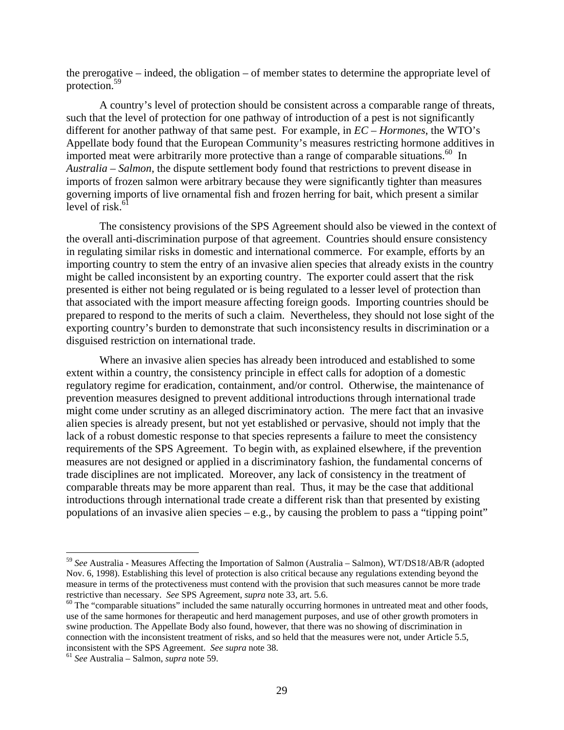the prerogative – indeed, the obligation – of member states to determine the appropriate level of protection.[59]

A country's level of protection should be consistent across a comparable range of threats, such that the level of protection for one pathway of introduction of a pest is not significantly different for another pathway of that same pest. For example, in *EC – Hormones*, the WTO's Appellate body found that the European Community's measures restricting hormone additives in imported meat were arbitrarily more protective than a range of comparable situations.[60] In *Australia – Salmon*, the dispute settlement body found that restrictions to prevent disease in imports of frozen salmon were arbitrary because they were significantly tighter than measures governing imports of live ornamental fish and frozen herring for bait, which present a similar level of risk.[61]

The consistency provisions of the SPS Agreement should also be viewed in the context of the overall anti-discrimination purpose of that agreement. Countries should ensure consistency in regulating similar risks in domestic and international commerce. For example, efforts by an importing country to stem the entry of an invasive alien species that already exists in the country might be called inconsistent by an exporting country. The exporter could assert that the risk presented is either not being regulated or is being regulated to a lesser level of protection than that associated with the import measure affecting foreign goods. Importing countries should be prepared to respond to the merits of such a claim. Nevertheless, they should not lose sight of the exporting country's burden to demonstrate that such inconsistency results in discrimination or a disguised restriction on international trade.

Where an invasive alien species has already been introduced and established to some extent within a country, the consistency principle in effect calls for adoption of a domestic regulatory regime for eradication, containment, and/or control. Otherwise, the maintenance of prevention measures designed to prevent additional introductions through international trade might come under scrutiny as an alleged discriminatory action. The mere fact that an invasive alien species is already present, but not yet established or pervasive, should not imply that the lack of a robust domestic response to that species represents a failure to meet the consistency requirements of the SPS Agreement. To begin with, as explained elsewhere, if the prevention measures are not designed or applied in a discriminatory fashion, the fundamental concerns of trade disciplines are not implicated. Moreover, any lack of consistency in the treatment of comparable threats may be more apparent than real. Thus, it may be the case that additional introductions through international trade create a different risk than that presented by existing populations of an invasive alien species – e.g., by causing the problem to pass a "tipping point"

---

[59] *See* Australia - Measures Affecting the Importation of Salmon (Australia – Salmon), WT/DS18/AB/R (adopted Nov. 6, 1998). Establishing this level of protection is also critical because any regulations extending beyond the measure in terms of the protectiveness must contend with the provision that such measures cannot be more trade restrictive than necessary. *See* SPS Agreement, *supra* note 33, art. 5.6.

[60] The "comparable situations" included the same naturally occurring hormones in untreated meat and other foods, use of the same hormones for therapeutic and herd management purposes, and use of other growth promoters in swine production. The Appellate Body also found, however, that there was no showing of discrimination in connection with the inconsistent treatment of risks, and so held that the measures were not, under Article 5.5, inconsistent with the SPS Agreement. *See supra* note 38.

[61] *See* Australia – Salmon, *supra* note 59.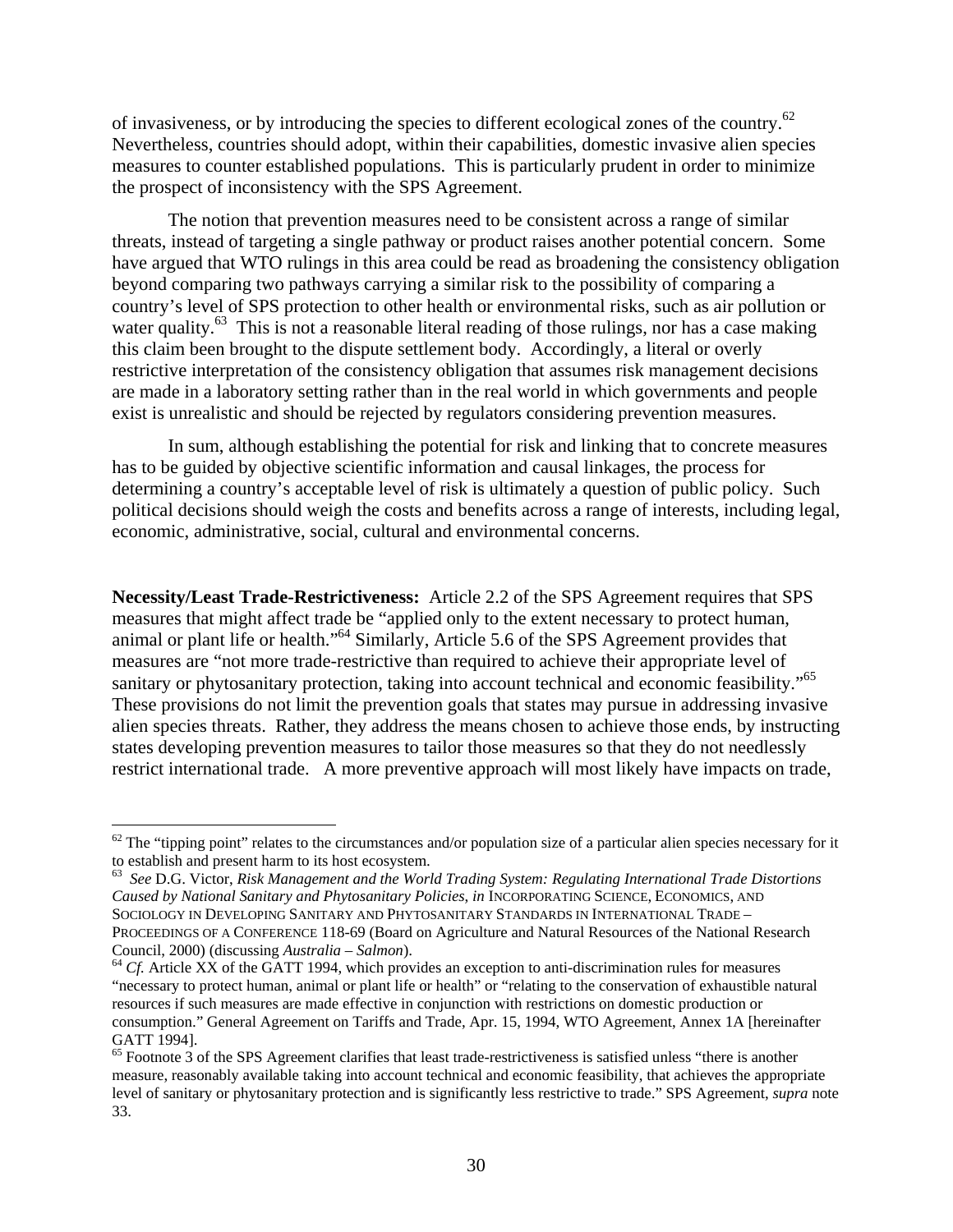of invasiveness, or by introducing the species to different ecological zones of the country.[62] Nevertheless, countries should adopt, within their capabilities, domestic invasive alien species measures to counter established populations. This is particularly prudent in order to minimize the prospect of inconsistency with the SPS Agreement.

The notion that prevention measures need to be consistent across a range of similar threats, instead of targeting a single pathway or product raises another potential concern. Some have argued that WTO rulings in this area could be read as broadening the consistency obligation beyond comparing two pathways carrying a similar risk to the possibility of comparing a country's level of SPS protection to other health or environmental risks, such as air pollution or water quality.[63] This is not a reasonable literal reading of those rulings, nor has a case making this claim been brought to the dispute settlement body. Accordingly, a literal or overly restrictive interpretation of the consistency obligation that assumes risk management decisions are made in a laboratory setting rather than in the real world in which governments and people exist is unrealistic and should be rejected by regulators considering prevention measures.

In sum, although establishing the potential for risk and linking that to concrete measures has to be guided by objective scientific information and causal linkages, the process for determining a country's acceptable level of risk is ultimately a question of public policy. Such political decisions should weigh the costs and benefits across a range of interests, including legal, economic, administrative, social, cultural and environmental concerns.

**Necessity/Least Trade-Restrictiveness:** Article 2.2 of the SPS Agreement requires that SPS measures that might affect trade be "applied only to the extent necessary to protect human, animal or plant life or health."[64] Similarly, Article 5.6 of the SPS Agreement provides that measures are "not more trade-restrictive than required to achieve their appropriate level of sanitary or phytosanitary protection, taking into account technical and economic feasibility."[65] These provisions do not limit the prevention goals that states may pursue in addressing invasive alien species threats. Rather, they address the means chosen to achieve those ends, by instructing states developing prevention measures to tailor those measures so that they do not needlessly restrict international trade. A more preventive approach will most likely have impacts on trade,

---

[62] The "tipping point" relates to the circumstances and/or population size of a particular alien species necessary for it to establish and present harm to its host ecosystem.

[63] *See* D.G. Victor, *Risk Management and the World Trading System: Regulating International Trade Distortions Caused by National Sanitary and Phytosanitary Policies, in* INCORPORATING SCIENCE, ECONOMICS, AND SOCIOLOGY IN DEVELOPING SANITARY AND PHYTOSANITARY STANDARDS IN INTERNATIONAL TRADE – PROCEEDINGS OF A CONFERENCE 118-69 (Board on Agriculture and Natural Resources of the National Research Council, 2000) (discussing *Australia – Salmon*).

[64] *Cf.* Article XX of the GATT 1994, which provides an exception to anti-discrimination rules for measures "necessary to protect human, animal or plant life or health" or "relating to the conservation of exhaustible natural resources if such measures are made effective in conjunction with restrictions on domestic production or consumption." General Agreement on Tariffs and Trade, Apr. 15, 1994, WTO Agreement, Annex 1A [hereinafter GATT 1994].

[65] Footnote 3 of the SPS Agreement clarifies that least trade-restrictiveness is satisfied unless "there is another measure, reasonably available taking into account technical and economic feasibility, that achieves the appropriate level of sanitary or phytosanitary protection and is significantly less restrictive to trade." SPS Agreement, *supra* note 33.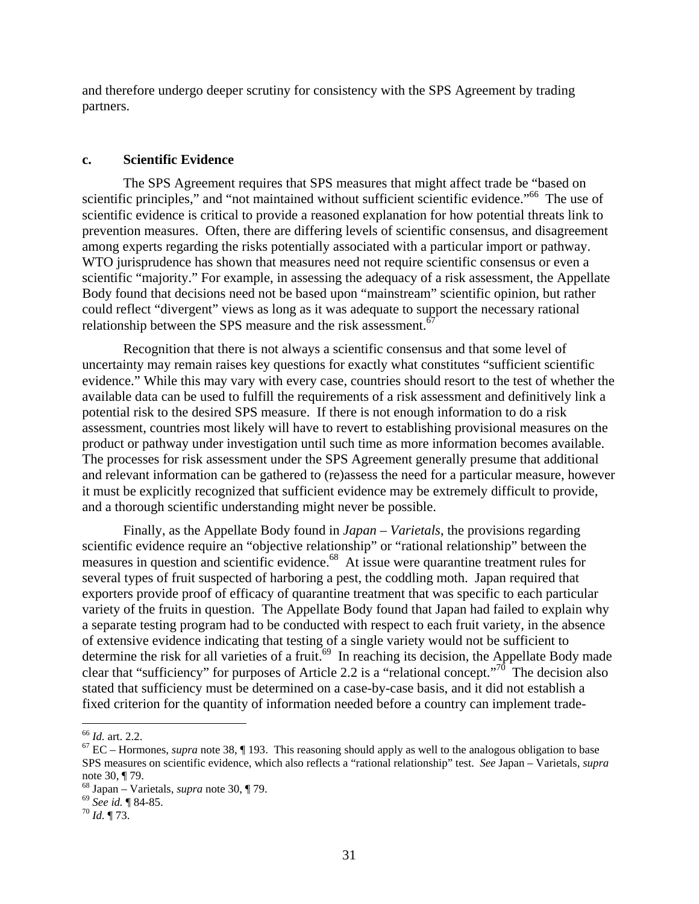and therefore undergo deeper scrutiny for consistency with the SPS Agreement by trading partners.

### c. Scientific Evidence

The SPS Agreement requires that SPS measures that might affect trade be "based on scientific principles," and "not maintained without sufficient scientific evidence."[66] The use of scientific evidence is critical to provide a reasoned explanation for how potential threats link to prevention measures. Often, there are differing levels of scientific consensus, and disagreement among experts regarding the risks potentially associated with a particular import or pathway. WTO jurisprudence has shown that measures need not require scientific consensus or even a scientific "majority." For example, in assessing the adequacy of a risk assessment, the Appellate Body found that decisions need not be based upon "mainstream" scientific opinion, but rather could reflect "divergent" views as long as it was adequate to support the necessary rational relationship between the SPS measure and the risk assessment.[67]

Recognition that there is not always a scientific consensus and that some level of uncertainty may remain raises key questions for exactly what constitutes "sufficient scientific evidence." While this may vary with every case, countries should resort to the test of whether the available data can be used to fulfill the requirements of a risk assessment and definitively link a potential risk to the desired SPS measure. If there is not enough information to do a risk assessment, countries most likely will have to revert to establishing provisional measures on the product or pathway under investigation until such time as more information becomes available. The processes for risk assessment under the SPS Agreement generally presume that additional and relevant information can be gathered to (re)assess the need for a particular measure, however it must be explicitly recognized that sufficient evidence may be extremely difficult to provide, and a thorough scientific understanding might never be possible.

Finally, as the Appellate Body found in *Japan – Varietals*, the provisions regarding scientific evidence require an "objective relationship" or "rational relationship" between the measures in question and scientific evidence.[68] At issue were quarantine treatment rules for several types of fruit suspected of harboring a pest, the coddling moth. Japan required that exporters provide proof of efficacy of quarantine treatment that was specific to each particular variety of the fruits in question. The Appellate Body found that Japan had failed to explain why a separate testing program had to be conducted with respect to each fruit variety, in the absence of extensive evidence indicating that testing of a single variety would not be sufficient to determine the risk for all varieties of a fruit.[69] In reaching its decision, the Appellate Body made clear that "sufficiency" for purposes of Article 2.2 is a "relational concept."[70] The decision also stated that sufficiency must be determined on a case-by-case basis, and it did not establish a fixed criterion for the quantity of information needed before a country can implement trade-

---

[66] *Id.* art. 2.2.

[67] EC – Hormones, *supra* note 38, ¶ 193. This reasoning should apply as well to the analogous obligation to base SPS measures on scientific evidence, which also reflects a "rational relationship" test. *See* Japan – Varietals, *supra* note 30, ¶ 79.

[68] Japan – Varietals, *supra* note 30, ¶ 79.

[69] *See id.* ¶ 84-85.

[70] *Id.* ¶ 73.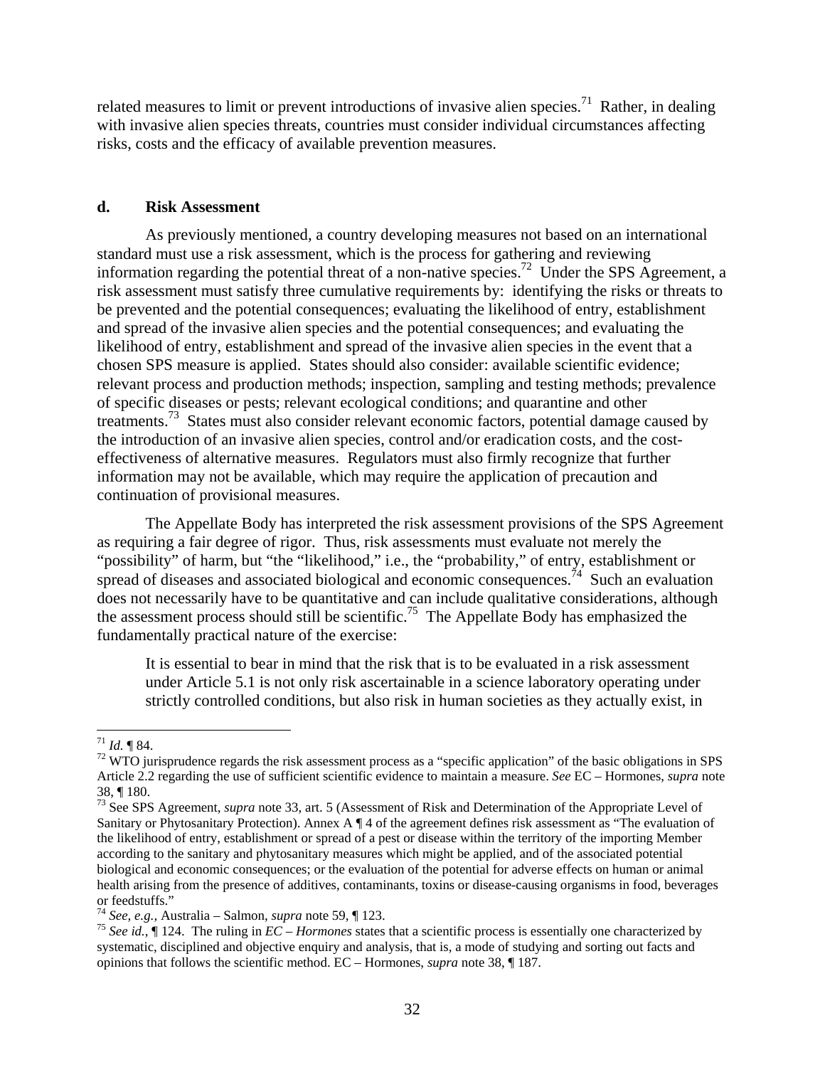related measures to limit or prevent introductions of invasive alien species.[71] Rather, in dealing with invasive alien species threats, countries must consider individual circumstances affecting risks, costs and the efficacy of available prevention measures.

#### d. Risk Assessment

As previously mentioned, a country developing measures not based on an international standard must use a risk assessment, which is the process for gathering and reviewing information regarding the potential threat of a non-native species.[72] Under the SPS Agreement, a risk assessment must satisfy three cumulative requirements by: identifying the risks or threats to be prevented and the potential consequences; evaluating the likelihood of entry, establishment and spread of the invasive alien species and the potential consequences; and evaluating the likelihood of entry, establishment and spread of the invasive alien species in the event that a chosen SPS measure is applied. States should also consider: available scientific evidence; relevant process and production methods; inspection, sampling and testing methods; prevalence of specific diseases or pests; relevant ecological conditions; and quarantine and other treatments.[73] States must also consider relevant economic factors, potential damage caused by the introduction of an invasive alien species, control and/or eradication costs, and the cost-effectiveness of alternative measures. Regulators must also firmly recognize that further information may not be available, which may require the application of precaution and continuation of provisional measures.

The Appellate Body has interpreted the risk assessment provisions of the SPS Agreement as requiring a fair degree of rigor. Thus, risk assessments must evaluate not merely the "possibility" of harm, but "the "likelihood," i.e., the "probability," of entry, establishment or spread of diseases and associated biological and economic consequences.[74] Such an evaluation does not necessarily have to be quantitative and can include qualitative considerations, although the assessment process should still be scientific.[75] The Appellate Body has emphasized the fundamentally practical nature of the exercise:

> It is essential to bear in mind that the risk that is to be evaluated in a risk assessment under Article 5.1 is not only risk ascertainable in a science laboratory operating under strictly controlled conditions, but also risk in human societies as they actually exist, in

---

[71] *Id.* ¶ 84.

[72] WTO jurisprudence regards the risk assessment process as a "specific application" of the basic obligations in SPS Article 2.2 regarding the use of sufficient scientific evidence to maintain a measure. *See* EC – Hormones, *supra* note 38, ¶ 180.

[73] See SPS Agreement, *supra* note 33, art. 5 (Assessment of Risk and Determination of the Appropriate Level of Sanitary or Phytosanitary Protection). Annex A ¶ 4 of the agreement defines risk assessment as "The evaluation of the likelihood of entry, establishment or spread of a pest or disease within the territory of the importing Member according to the sanitary and phytosanitary measures which might be applied, and of the associated potential biological and economic consequences; or the evaluation of the potential for adverse effects on human or animal health arising from the presence of additives, contaminants, toxins or disease-causing organisms in food, beverages or feedstuffs."

[74] *See, e.g.,* Australia – Salmon, *supra* note 59, ¶ 123.

[75] *See id.*, ¶ 124. The ruling in *EC – Hormones* states that a scientific process is essentially one characterized by systematic, disciplined and objective enquiry and analysis, that is, a mode of studying and sorting out facts and opinions that follows the scientific method. EC – Hormones, *supra* note 38, ¶ 187.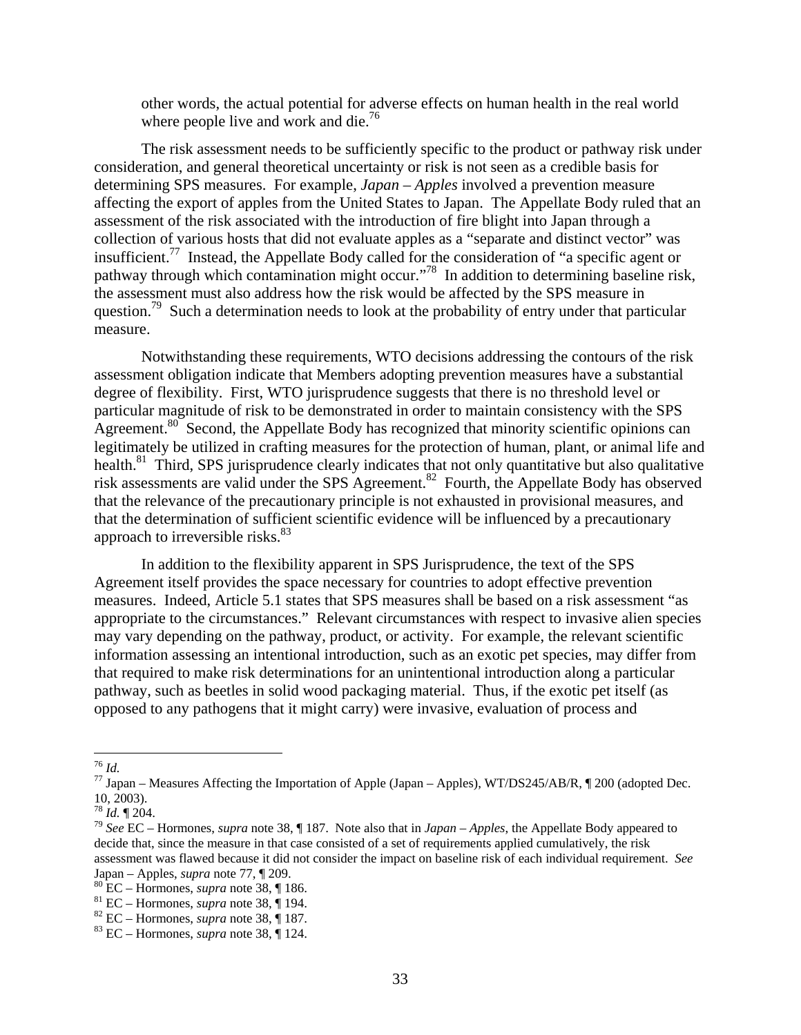other words, the actual potential for adverse effects on human health in the real world where people live and work and die.[76]

The risk assessment needs to be sufficiently specific to the product or pathway risk under consideration, and general theoretical uncertainty or risk is not seen as a credible basis for determining SPS measures. For example, *Japan – Apples* involved a prevention measure affecting the export of apples from the United States to Japan. The Appellate Body ruled that an assessment of the risk associated with the introduction of fire blight into Japan through a collection of various hosts that did not evaluate apples as a "separate and distinct vector" was insufficient.[77] Instead, the Appellate Body called for the consideration of "a specific agent or pathway through which contamination might occur."[78] In addition to determining baseline risk, the assessment must also address how the risk would be affected by the SPS measure in question.[79] Such a determination needs to look at the probability of entry under that particular measure.

Notwithstanding these requirements, WTO decisions addressing the contours of the risk assessment obligation indicate that Members adopting prevention measures have a substantial degree of flexibility. First, WTO jurisprudence suggests that there is no threshold level or particular magnitude of risk to be demonstrated in order to maintain consistency with the SPS Agreement.[80] Second, the Appellate Body has recognized that minority scientific opinions can legitimately be utilized in crafting measures for the protection of human, plant, or animal life and health.[81] Third, SPS jurisprudence clearly indicates that not only quantitative but also qualitative risk assessments are valid under the SPS Agreement.[82] Fourth, the Appellate Body has observed that the relevance of the precautionary principle is not exhausted in provisional measures, and that the determination of sufficient scientific evidence will be influenced by a precautionary approach to irreversible risks.[83]

In addition to the flexibility apparent in SPS Jurisprudence, the text of the SPS Agreement itself provides the space necessary for countries to adopt effective prevention measures. Indeed, Article 5.1 states that SPS measures shall be based on a risk assessment "as appropriate to the circumstances." Relevant circumstances with respect to invasive alien species may vary depending on the pathway, product, or activity. For example, the relevant scientific information assessing an intentional introduction, such as an exotic pet species, may differ from that required to make risk determinations for an unintentional introduction along a particular pathway, such as beetles in solid wood packaging material. Thus, if the exotic pet itself (as opposed to any pathogens that it might carry) were invasive, evaluation of process and

---

[76] *Id.*

[77] Japan – Measures Affecting the Importation of Apple (Japan – Apples), WT/DS245/AB/R, ¶ 200 (adopted Dec. 10, 2003).

[78] *Id.* ¶ 204.

[79] *See* EC – Hormones, *supra* note 38, ¶ 187. Note also that in *Japan – Apples*, the Appellate Body appeared to decide that, since the measure in that case consisted of a set of requirements applied cumulatively, the risk assessment was flawed because it did not consider the impact on baseline risk of each individual requirement. *See* Japan – Apples, *supra* note 77, ¶ 209.

[80] EC – Hormones, *supra* note 38, ¶ 186.

[81] EC – Hormones, *supra* note 38, ¶ 194.

[82] EC – Hormones, *supra* note 38, ¶ 187.

[83] EC – Hormones, *supra* note 38, ¶ 124.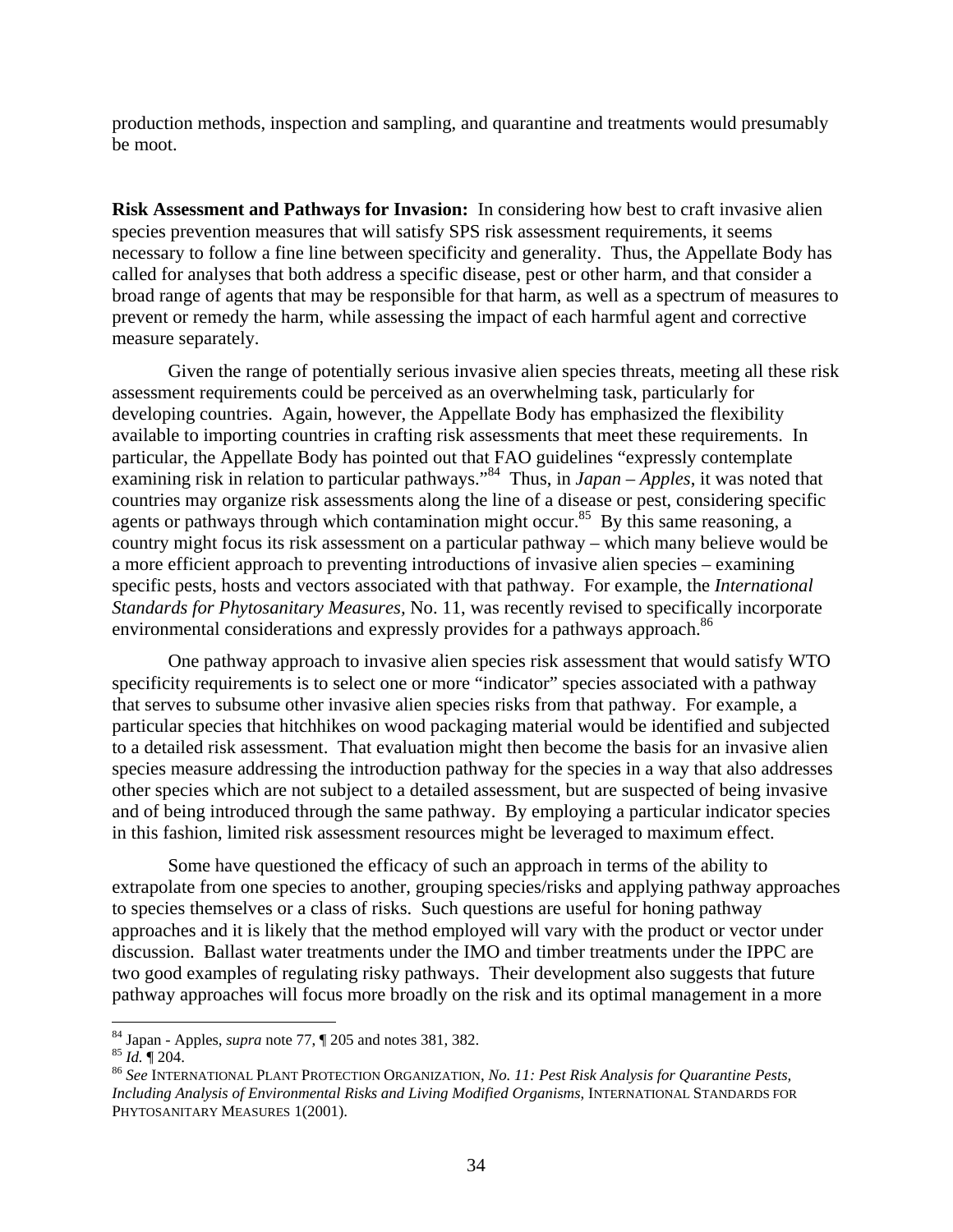production methods, inspection and sampling, and quarantine and treatments would presumably be moot.

**Risk Assessment and Pathways for Invasion:** In considering how best to craft invasive alien species prevention measures that will satisfy SPS risk assessment requirements, it seems necessary to follow a fine line between specificity and generality. Thus, the Appellate Body has called for analyses that both address a specific disease, pest or other harm, and that consider a broad range of agents that may be responsible for that harm, as well as a spectrum of measures to prevent or remedy the harm, while assessing the impact of each harmful agent and corrective measure separately.

Given the range of potentially serious invasive alien species threats, meeting all these risk assessment requirements could be perceived as an overwhelming task, particularly for developing countries. Again, however, the Appellate Body has emphasized the flexibility available to importing countries in crafting risk assessments that meet these requirements. In particular, the Appellate Body has pointed out that FAO guidelines "expressly contemplate examining risk in relation to particular pathways."[84] Thus, in *Japan – Apples*, it was noted that countries may organize risk assessments along the line of a disease or pest, considering specific agents or pathways through which contamination might occur.[85] By this same reasoning, a country might focus its risk assessment on a particular pathway – which many believe would be a more efficient approach to preventing introductions of invasive alien species – examining specific pests, hosts and vectors associated with that pathway. For example, the *International Standards for Phytosanitary Measures*, No. 11, was recently revised to specifically incorporate environmental considerations and expressly provides for a pathways approach.[86]

One pathway approach to invasive alien species risk assessment that would satisfy WTO specificity requirements is to select one or more "indicator" species associated with a pathway that serves to subsume other invasive alien species risks from that pathway. For example, a particular species that hitchhikes on wood packaging material would be identified and subjected to a detailed risk assessment. That evaluation might then become the basis for an invasive alien species measure addressing the introduction pathway for the species in a way that also addresses other species which are not subject to a detailed assessment, but are suspected of being invasive and of being introduced through the same pathway. By employing a particular indicator species in this fashion, limited risk assessment resources might be leveraged to maximum effect.

Some have questioned the efficacy of such an approach in terms of the ability to extrapolate from one species to another, grouping species/risks and applying pathway approaches to species themselves or a class of risks. Such questions are useful for honing pathway approaches and it is likely that the method employed will vary with the product or vector under discussion. Ballast water treatments under the IMO and timber treatments under the IPPC are two good examples of regulating risky pathways. Their development also suggests that future pathway approaches will focus more broadly on the risk and its optimal management in a more

---

[84] Japan - Apples, *supra* note 77, ¶ 205 and notes 381, 382.

[85] *Id.* ¶ 204.

[86] *See* INTERNATIONAL PLANT PROTECTION ORGANIZATION, *No. 11: Pest Risk Analysis for Quarantine Pests, Including Analysis of Environmental Risks and Living Modified Organisms*, INTERNATIONAL STANDARDS FOR PHYTOSANITARY MEASURES 1(2001).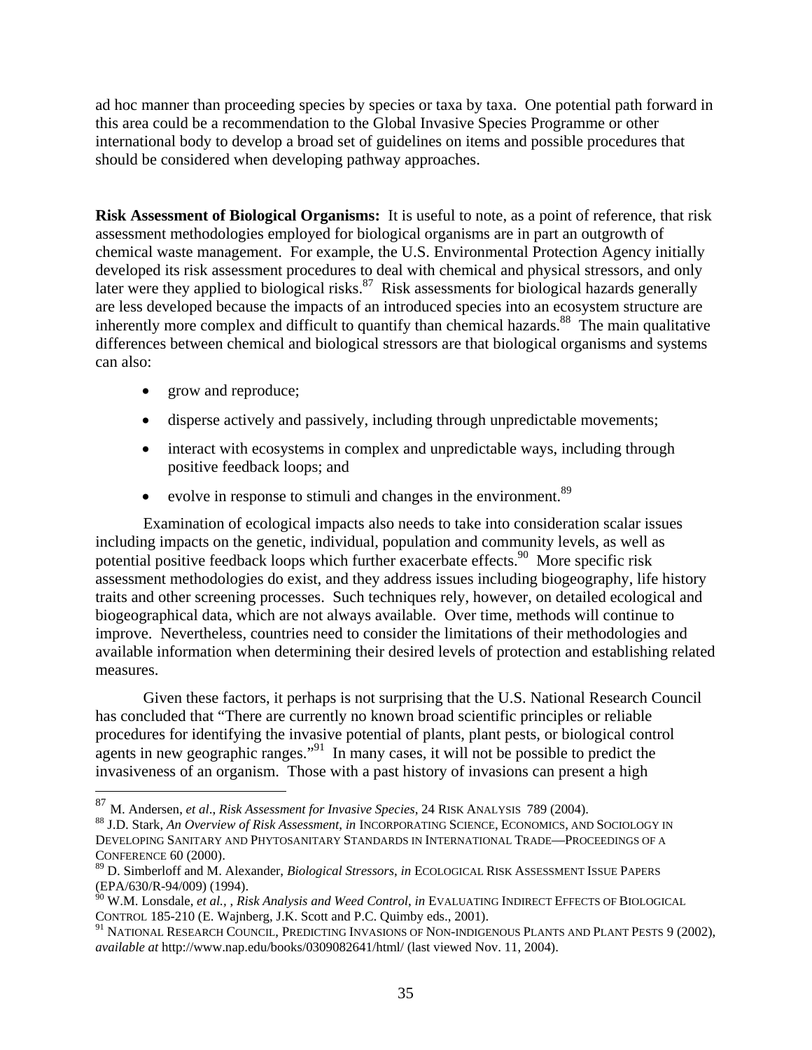ad hoc manner than proceeding species by species or taxa by taxa. One potential path forward in this area could be a recommendation to the Global Invasive Species Programme or other international body to develop a broad set of guidelines on items and possible procedures that should be considered when developing pathway approaches.

**Risk Assessment of Biological Organisms:** It is useful to note, as a point of reference, that risk assessment methodologies employed for biological organisms are in part an outgrowth of chemical waste management. For example, the U.S. Environmental Protection Agency initially developed its risk assessment procedures to deal with chemical and physical stressors, and only later were they applied to biological risks.[87] Risk assessments for biological hazards generally are less developed because the impacts of an introduced species into an ecosystem structure are inherently more complex and difficult to quantify than chemical hazards.[88] The main qualitative differences between chemical and biological stressors are that biological organisms and systems can also:

- grow and reproduce;
- disperse actively and passively, including through unpredictable movements;
- interact with ecosystems in complex and unpredictable ways, including through positive feedback loops; and
- evolve in response to stimuli and changes in the environment.[89]

Examination of ecological impacts also needs to take into consideration scalar issues including impacts on the genetic, individual, population and community levels, as well as potential positive feedback loops which further exacerbate effects.[90] More specific risk assessment methodologies do exist, and they address issues including biogeography, life history traits and other screening processes. Such techniques rely, however, on detailed ecological and biogeographical data, which are not always available. Over time, methods will continue to improve. Nevertheless, countries need to consider the limitations of their methodologies and available information when determining their desired levels of protection and establishing related measures.

Given these factors, it perhaps is not surprising that the U.S. National Research Council has concluded that "There are currently no known broad scientific principles or reliable procedures for identifying the invasive potential of plants, plant pests, or biological control agents in new geographic ranges."[91] In many cases, it will not be possible to predict the invasiveness of an organism. Those with a past history of invasions can present a high

---

[87] M. Andersen, *et al*., *Risk Assessment for Invasive Species*, 24 RISK ANALYSIS 789 (2004).

[88] J.D. Stark, *An Overview of Risk Assessment*, *in* INCORPORATING SCIENCE, ECONOMICS, AND SOCIOLOGY IN DEVELOPING SANITARY AND PHYTOSANITARY STANDARDS IN INTERNATIONAL TRADE—PROCEEDINGS OF A CONFERENCE 60 (2000).

[89] D. Simberloff and M. Alexander, *Biological Stressors*, *in* ECOLOGICAL RISK ASSESSMENT ISSUE PAPERS (EPA/630/R-94/009) (1994).

[90] W.M. Lonsdale, *et al.*, , *Risk Analysis and Weed Control*, *in* EVALUATING INDIRECT EFFECTS OF BIOLOGICAL CONTROL 185-210 (E. Wajnberg, J.K. Scott and P.C. Quimby eds., 2001).

[91] NATIONAL RESEARCH COUNCIL, PREDICTING INVASIONS OF NON-INDIGENOUS PLANTS AND PLANT PESTS 9 (2002), *available at* http://www.nap.edu/books/0309082641/html/ (last viewed Nov. 11, 2004).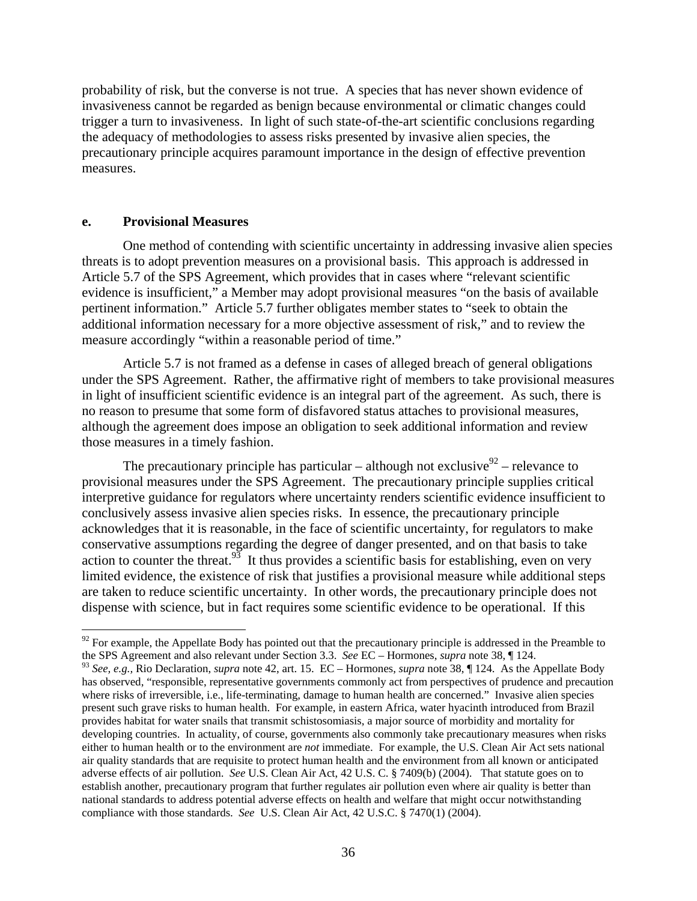probability of risk, but the converse is not true. A species that has never shown evidence of invasiveness cannot be regarded as benign because environmental or climatic changes could trigger a turn to invasiveness. In light of such state-of-the-art scientific conclusions regarding the adequacy of methodologies to assess risks presented by invasive alien species, the precautionary principle acquires paramount importance in the design of effective prevention measures.

**e. Provisional Measures**

One method of contending with scientific uncertainty in addressing invasive alien species threats is to adopt prevention measures on a provisional basis. This approach is addressed in Article 5.7 of the SPS Agreement, which provides that in cases where "relevant scientific evidence is insufficient," a Member may adopt provisional measures "on the basis of available pertinent information." Article 5.7 further obligates member states to "seek to obtain the additional information necessary for a more objective assessment of risk," and to review the measure accordingly "within a reasonable period of time."

Article 5.7 is not framed as a defense in cases of alleged breach of general obligations under the SPS Agreement. Rather, the affirmative right of members to take provisional measures in light of insufficient scientific evidence is an integral part of the agreement. As such, there is no reason to presume that some form of disfavored status attaches to provisional measures, although the agreement does impose an obligation to seek additional information and review those measures in a timely fashion.

The precautionary principle has particular – although not exclusive[92] – relevance to provisional measures under the SPS Agreement. The precautionary principle supplies critical interpretive guidance for regulators where uncertainty renders scientific evidence insufficient to conclusively assess invasive alien species risks. In essence, the precautionary principle acknowledges that it is reasonable, in the face of scientific uncertainty, for regulators to make conservative assumptions regarding the degree of danger presented, and on that basis to take action to counter the threat.[93] It thus provides a scientific basis for establishing, even on very limited evidence, the existence of risk that justifies a provisional measure while additional steps are taken to reduce scientific uncertainty. In other words, the precautionary principle does not dispense with science, but in fact requires some scientific evidence to be operational. If this

---

[92] For example, the Appellate Body has pointed out that the precautionary principle is addressed in the Preamble to the SPS Agreement and also relevant under Section 3.3. *See* EC – Hormones, *supra* note 38, ¶ 124.

[93] *See, e.g.,* Rio Declaration, *supra* note 42, art. 15. EC – Hormones, *supra* note 38, ¶ 124. As the Appellate Body has observed, "responsible, representative governments commonly act from perspectives of prudence and precaution where risks of irreversible, i.e., life-terminating, damage to human health are concerned." Invasive alien species present such grave risks to human health. For example, in eastern Africa, water hyacinth introduced from Brazil provides habitat for water snails that transmit schistosomiasis, a major source of morbidity and mortality for developing countries. In actuality, of course, governments also commonly take precautionary measures when risks either to human health or to the environment are *not* immediate. For example, the U.S. Clean Air Act sets national air quality standards that are requisite to protect human health and the environment from all known or anticipated adverse effects of air pollution. *See* U.S. Clean Air Act, 42 U.S. C. § 7409(b) (2004). That statute goes on to establish another, precautionary program that further regulates air pollution even where air quality is better than national standards to address potential adverse effects on health and welfare that might occur notwithstanding compliance with those standards. *See* U.S. Clean Air Act, 42 U.S.C. § 7470(1) (2004).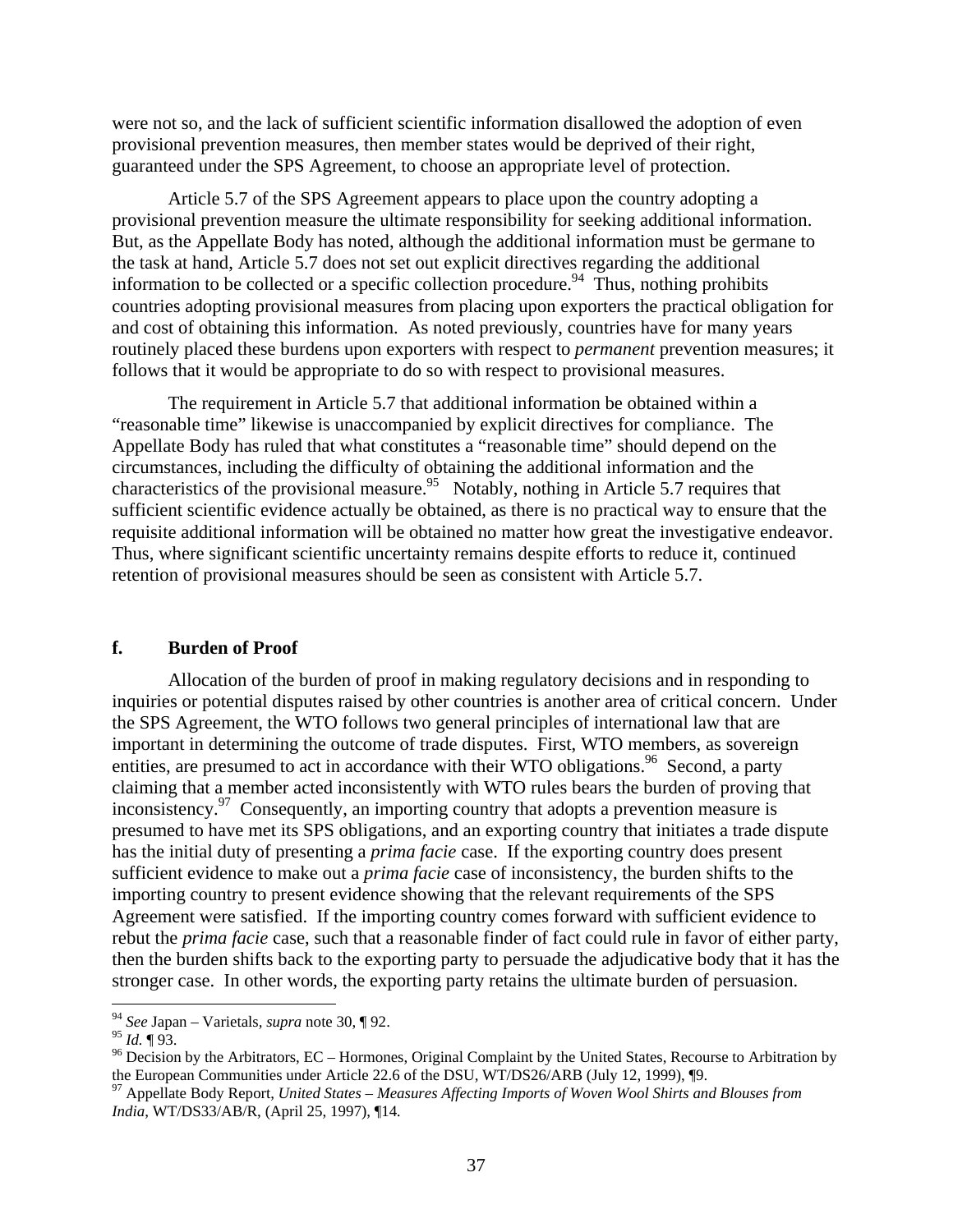were not so, and the lack of sufficient scientific information disallowed the adoption of even provisional prevention measures, then member states would be deprived of their right, guaranteed under the SPS Agreement, to choose an appropriate level of protection.

Article 5.7 of the SPS Agreement appears to place upon the country adopting a provisional prevention measure the ultimate responsibility for seeking additional information. But, as the Appellate Body has noted, although the additional information must be germane to the task at hand, Article 5.7 does not set out explicit directives regarding the additional information to be collected or a specific collection procedure.[94] Thus, nothing prohibits countries adopting provisional measures from placing upon exporters the practical obligation for and cost of obtaining this information. As noted previously, countries have for many years routinely placed these burdens upon exporters with respect to *permanent* prevention measures; it follows that it would be appropriate to do so with respect to provisional measures.

The requirement in Article 5.7 that additional information be obtained within a "reasonable time" likewise is unaccompanied by explicit directives for compliance. The Appellate Body has ruled that what constitutes a "reasonable time" should depend on the circumstances, including the difficulty of obtaining the additional information and the characteristics of the provisional measure.[95] Notably, nothing in Article 5.7 requires that sufficient scientific evidence actually be obtained, as there is no practical way to ensure that the requisite additional information will be obtained no matter how great the investigative endeavor. Thus, where significant scientific uncertainty remains despite efforts to reduce it, continued retention of provisional measures should be seen as consistent with Article 5.7.

#### f. Burden of Proof

Allocation of the burden of proof in making regulatory decisions and in responding to inquiries or potential disputes raised by other countries is another area of critical concern. Under the SPS Agreement, the WTO follows two general principles of international law that are important in determining the outcome of trade disputes. First, WTO members, as sovereign entities, are presumed to act in accordance with their WTO obligations.[96] Second, a party claiming that a member acted inconsistently with WTO rules bears the burden of proving that inconsistency.[97] Consequently, an importing country that adopts a prevention measure is presumed to have met its SPS obligations, and an exporting country that initiates a trade dispute has the initial duty of presenting a *prima facie* case. If the exporting country does present sufficient evidence to make out a *prima facie* case of inconsistency, the burden shifts to the importing country to present evidence showing that the relevant requirements of the SPS Agreement were satisfied. If the importing country comes forward with sufficient evidence to rebut the *prima facie* case, such that a reasonable finder of fact could rule in favor of either party, then the burden shifts back to the exporting party to persuade the adjudicative body that it has the stronger case. In other words, the exporting party retains the ultimate burden of persuasion.

---

[94] *See* Japan – Varietals, *supra* note 30, ¶ 92.

[95] *Id.* ¶ 93.

[96] Decision by the Arbitrators, EC – Hormones, Original Complaint by the United States, Recourse to Arbitration by the European Communities under Article 22.6 of the DSU, WT/DS26/ARB (July 12, 1999), ¶9.

[97] Appellate Body Report, *United States – Measures Affecting Imports of Woven Wool Shirts and Blouses from India*, WT/DS33/AB/R, (April 25, 1997), ¶14.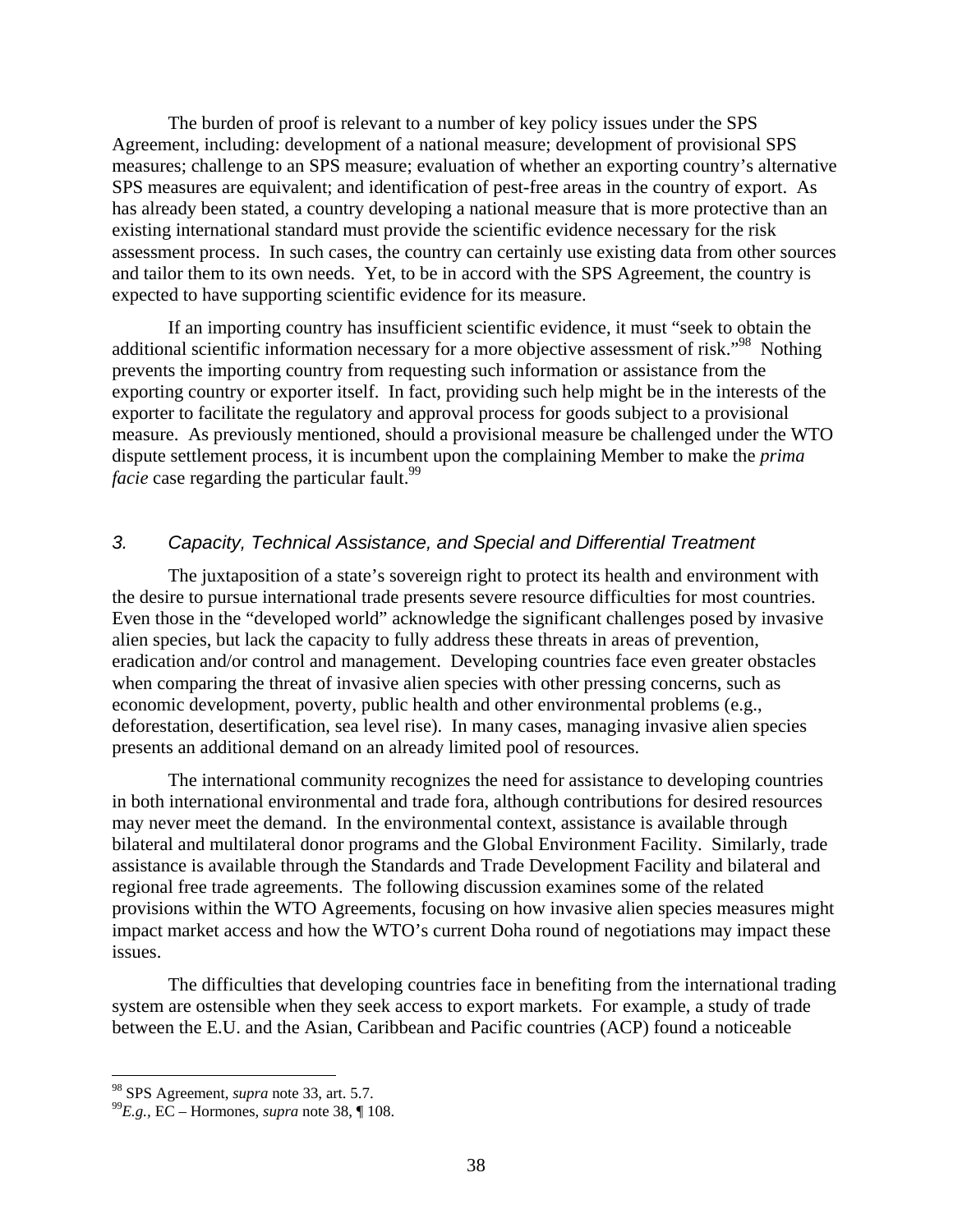The burden of proof is relevant to a number of key policy issues under the SPS Agreement, including: development of a national measure; development of provisional SPS measures; challenge to an SPS measure; evaluation of whether an exporting country's alternative SPS measures are equivalent; and identification of pest-free areas in the country of export. As has already been stated, a country developing a national measure that is more protective than an existing international standard must provide the scientific evidence necessary for the risk assessment process. In such cases, the country can certainly use existing data from other sources and tailor them to its own needs. Yet, to be in accord with the SPS Agreement, the country is expected to have supporting scientific evidence for its measure.

If an importing country has insufficient scientific evidence, it must "seek to obtain the additional scientific information necessary for a more objective assessment of risk."[98] Nothing prevents the importing country from requesting such information or assistance from the exporting country or exporter itself. In fact, providing such help might be in the interests of the exporter to facilitate the regulatory and approval process for goods subject to a provisional measure. As previously mentioned, should a provisional measure be challenged under the WTO dispute settlement process, it is incumbent upon the complaining Member to make the *prima facie* case regarding the particular fault.[99]

### *3. Capacity, Technical Assistance, and Special and Differential Treatment*

The juxtaposition of a state's sovereign right to protect its health and environment with the desire to pursue international trade presents severe resource difficulties for most countries. Even those in the "developed world" acknowledge the significant challenges posed by invasive alien species, but lack the capacity to fully address these threats in areas of prevention, eradication and/or control and management. Developing countries face even greater obstacles when comparing the threat of invasive alien species with other pressing concerns, such as economic development, poverty, public health and other environmental problems (e.g., deforestation, desertification, sea level rise). In many cases, managing invasive alien species presents an additional demand on an already limited pool of resources.

The international community recognizes the need for assistance to developing countries in both international environmental and trade fora, although contributions for desired resources may never meet the demand. In the environmental context, assistance is available through bilateral and multilateral donor programs and the Global Environment Facility. Similarly, trade assistance is available through the Standards and Trade Development Facility and bilateral and regional free trade agreements. The following discussion examines some of the related provisions within the WTO Agreements, focusing on how invasive alien species measures might impact market access and how the WTO's current Doha round of negotiations may impact these issues.

The difficulties that developing countries face in benefiting from the international trading system are ostensible when they seek access to export markets. For example, a study of trade between the E.U. and the Asian, Caribbean and Pacific countries (ACP) found a noticeable

---

[98] SPS Agreement, *supra* note 33, art. 5.7.

[99] *E.g.*, EC – Hormones, *supra* note 38, ¶ 108.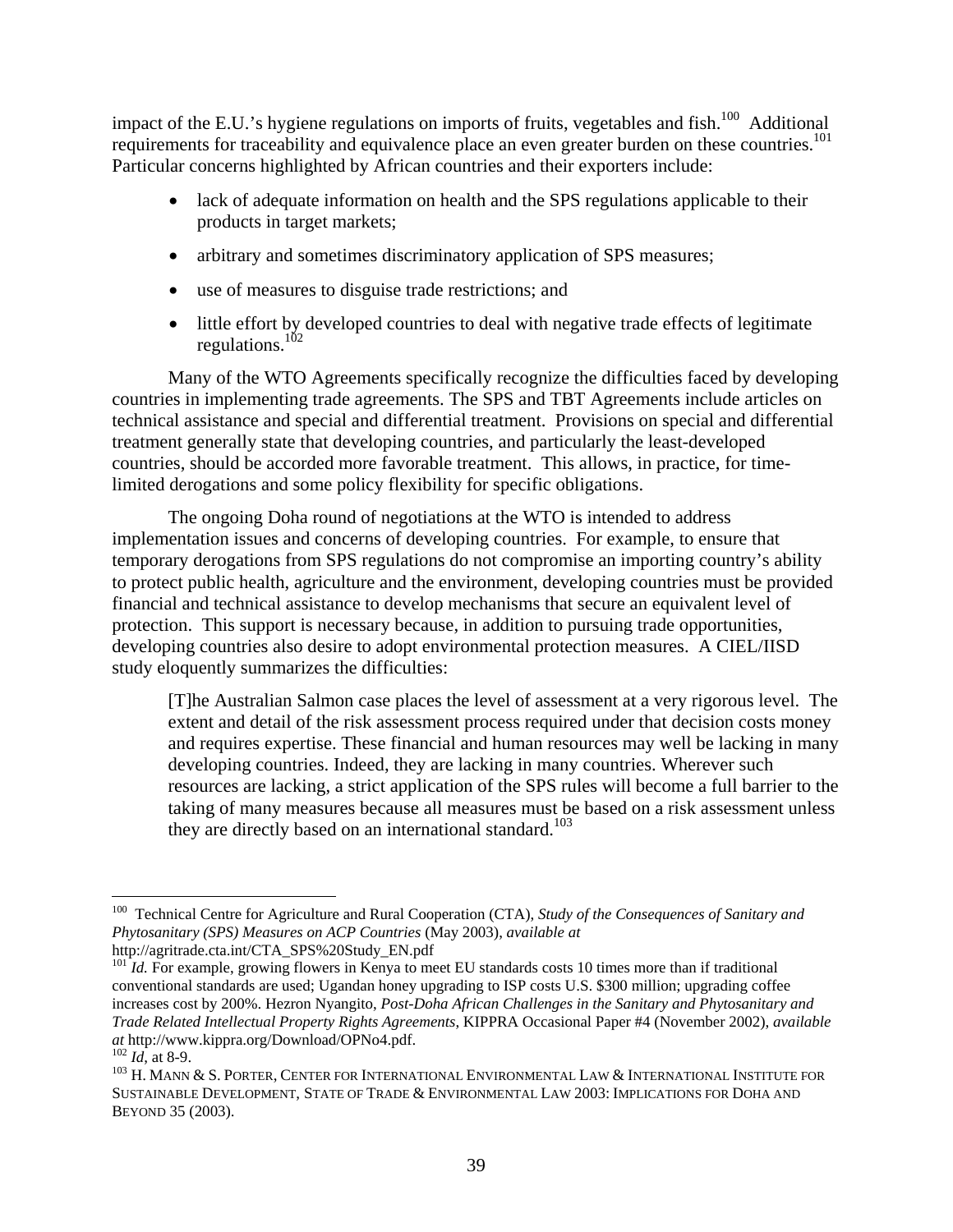impact of the E.U.'s hygiene regulations on imports of fruits, vegetables and fish.[100] Additional requirements for traceability and equivalence place an even greater burden on these countries.[101] Particular concerns highlighted by African countries and their exporters include:

- lack of adequate information on health and the SPS regulations applicable to their products in target markets;
- arbitrary and sometimes discriminatory application of SPS measures;
- use of measures to disguise trade restrictions; and
- little effort by developed countries to deal with negative trade effects of legitimate regulations.[102]

Many of the WTO Agreements specifically recognize the difficulties faced by developing countries in implementing trade agreements. The SPS and TBT Agreements include articles on technical assistance and special and differential treatment. Provisions on special and differential treatment generally state that developing countries, and particularly the least-developed countries, should be accorded more favorable treatment. This allows, in practice, for time-limited derogations and some policy flexibility for specific obligations.

The ongoing Doha round of negotiations at the WTO is intended to address implementation issues and concerns of developing countries. For example, to ensure that temporary derogations from SPS regulations do not compromise an importing country's ability to protect public health, agriculture and the environment, developing countries must be provided financial and technical assistance to develop mechanisms that secure an equivalent level of protection. This support is necessary because, in addition to pursuing trade opportunities, developing countries also desire to adopt environmental protection measures. A CIEL/IISD study eloquently summarizes the difficulties:

> [T]he Australian Salmon case places the level of assessment at a very rigorous level. The extent and detail of the risk assessment process required under that decision costs money and requires expertise. These financial and human resources may well be lacking in many developing countries. Indeed, they are lacking in many countries. Wherever such resources are lacking, a strict application of the SPS rules will become a full barrier to the taking of many measures because all measures must be based on a risk assessment unless they are directly based on an international standard.[103]

---

[100] Technical Centre for Agriculture and Rural Cooperation (CTA), *Study of the Consequences of Sanitary and Phytosanitary (SPS) Measures on ACP Countries* (May 2003), *available at* http://agritrade.cta.int/CTA_SPS%20Study_EN.pdf

[101] *Id.* For example, growing flowers in Kenya to meet EU standards costs 10 times more than if traditional conventional standards are used; Ugandan honey upgrading to ISP costs U.S. $300 million; upgrading coffee increases cost by 200%. Hezron Nyangito, *Post-Doha African Challenges in the Sanitary and Phytosanitary and Trade Related Intellectual Property Rights Agreements*, KIPPRA Occasional Paper #4 (November 2002), *available at* http://www.kippra.org/Download/OPNo4.pdf.

[102] *Id*, at 8-9.

[103] H. MANN & S. PORTER, CENTER FOR INTERNATIONAL ENVIRONMENTAL LAW & INTERNATIONAL INSTITUTE FOR SUSTAINABLE DEVELOPMENT, STATE OF TRADE & ENVIRONMENTAL LAW 2003: IMPLICATIONS FOR DOHA AND BEYOND 35 (2003).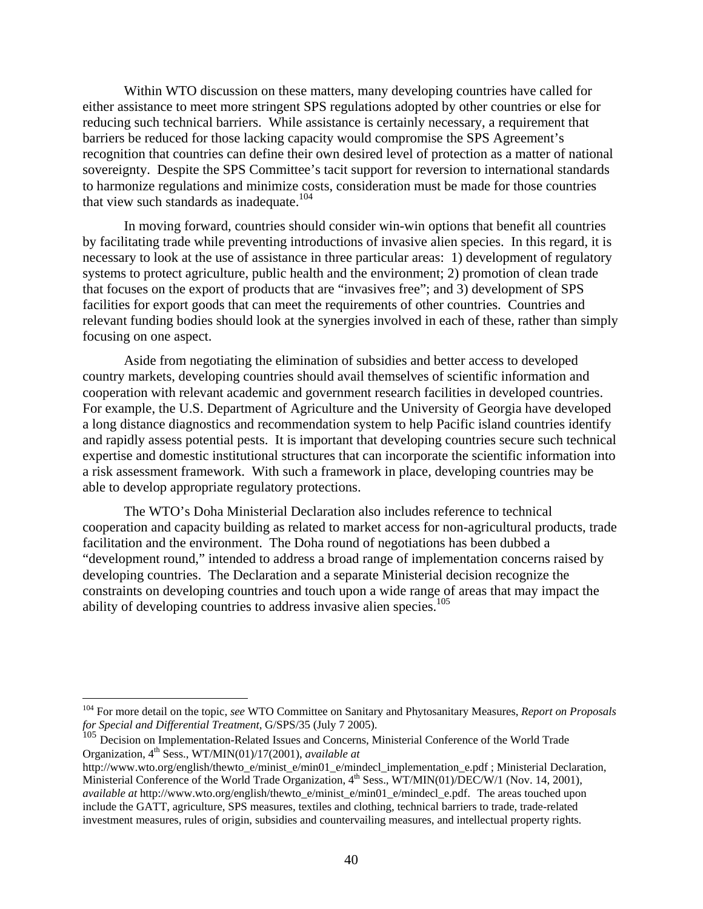Within WTO discussion on these matters, many developing countries have called for either assistance to meet more stringent SPS regulations adopted by other countries or else for reducing such technical barriers. While assistance is certainly necessary, a requirement that barriers be reduced for those lacking capacity would compromise the SPS Agreement's recognition that countries can define their own desired level of protection as a matter of national sovereignty. Despite the SPS Committee's tacit support for reversion to international standards to harmonize regulations and minimize costs, consideration must be made for those countries that view such standards as inadequate.[104]

In moving forward, countries should consider win-win options that benefit all countries by facilitating trade while preventing introductions of invasive alien species. In this regard, it is necessary to look at the use of assistance in three particular areas: 1) development of regulatory systems to protect agriculture, public health and the environment; 2) promotion of clean trade that focuses on the export of products that are "invasives free"; and 3) development of SPS facilities for export goods that can meet the requirements of other countries. Countries and relevant funding bodies should look at the synergies involved in each of these, rather than simply focusing on one aspect.

Aside from negotiating the elimination of subsidies and better access to developed country markets, developing countries should avail themselves of scientific information and cooperation with relevant academic and government research facilities in developed countries. For example, the U.S. Department of Agriculture and the University of Georgia have developed a long distance diagnostics and recommendation system to help Pacific island countries identify and rapidly assess potential pests. It is important that developing countries secure such technical expertise and domestic institutional structures that can incorporate the scientific information into a risk assessment framework. With such a framework in place, developing countries may be able to develop appropriate regulatory protections.

The WTO's Doha Ministerial Declaration also includes reference to technical cooperation and capacity building as related to market access for non-agricultural products, trade facilitation and the environment. The Doha round of negotiations has been dubbed a "development round," intended to address a broad range of implementation concerns raised by developing countries. The Declaration and a separate Ministerial decision recognize the constraints on developing countries and touch upon a wide range of areas that may impact the ability of developing countries to address invasive alien species.[105]

---

[104] For more detail on the topic, *see* WTO Committee on Sanitary and Phytosanitary Measures, *Report on Proposals for Special and Differential Treatment*, G/SPS/35 (July 7 2005).

[105] Decision on Implementation-Related Issues and Concerns, Ministerial Conference of the World Trade Organization, 4th Sess., WT/MIN(01)/17(2001), *available at* http://www.wto.org/english/thewto_e/minist_e/min01_e/mindecl_implementation_e.pdf ; Ministerial Declaration, Ministerial Conference of the World Trade Organization, 4th Sess., WT/MIN(01)/DEC/W/1 (Nov. 14, 2001), *available at* http://www.wto.org/english/thewto_e/minist_e/min01_e/mindecl_e.pdf. The areas touched upon include the GATT, agriculture, SPS measures, textiles and clothing, technical barriers to trade, trade-related investment measures, rules of origin, subsidies and countervailing measures, and intellectual property rights.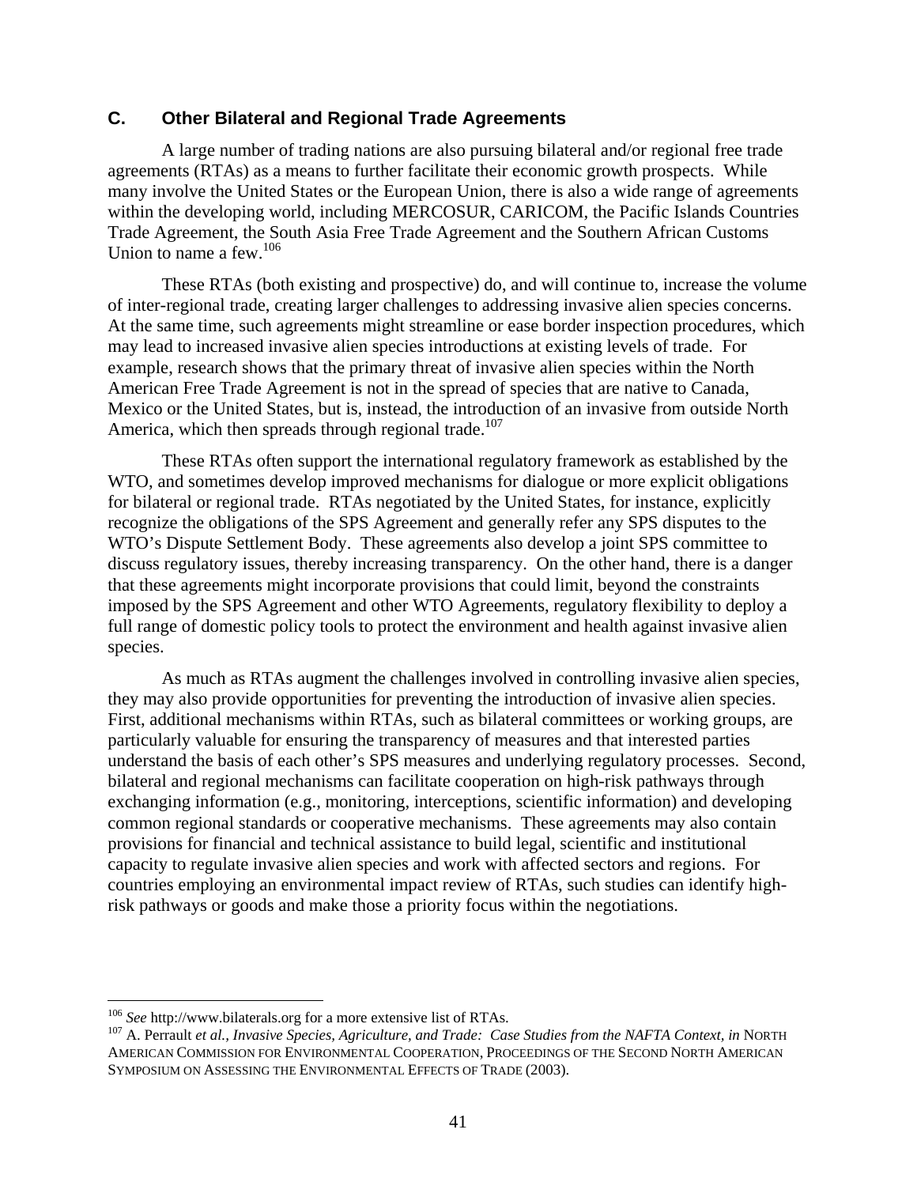## C. Other Bilateral and Regional Trade Agreements

A large number of trading nations are also pursuing bilateral and/or regional free trade agreements (RTAs) as a means to further facilitate their economic growth prospects. While many involve the United States or the European Union, there is also a wide range of agreements within the developing world, including MERCOSUR, CARICOM, the Pacific Islands Countries Trade Agreement, the South Asia Free Trade Agreement and the Southern African Customs Union to name a few.[106]

These RTAs (both existing and prospective) do, and will continue to, increase the volume of inter-regional trade, creating larger challenges to addressing invasive alien species concerns. At the same time, such agreements might streamline or ease border inspection procedures, which may lead to increased invasive alien species introductions at existing levels of trade. For example, research shows that the primary threat of invasive alien species within the North American Free Trade Agreement is not in the spread of species that are native to Canada, Mexico or the United States, but is, instead, the introduction of an invasive from outside North America, which then spreads through regional trade.[107]

These RTAs often support the international regulatory framework as established by the WTO, and sometimes develop improved mechanisms for dialogue or more explicit obligations for bilateral or regional trade. RTAs negotiated by the United States, for instance, explicitly recognize the obligations of the SPS Agreement and generally refer any SPS disputes to the WTO's Dispute Settlement Body. These agreements also develop a joint SPS committee to discuss regulatory issues, thereby increasing transparency. On the other hand, there is a danger that these agreements might incorporate provisions that could limit, beyond the constraints imposed by the SPS Agreement and other WTO Agreements, regulatory flexibility to deploy a full range of domestic policy tools to protect the environment and health against invasive alien species.

As much as RTAs augment the challenges involved in controlling invasive alien species, they may also provide opportunities for preventing the introduction of invasive alien species. First, additional mechanisms within RTAs, such as bilateral committees or working groups, are particularly valuable for ensuring the transparency of measures and that interested parties understand the basis of each other's SPS measures and underlying regulatory processes. Second, bilateral and regional mechanisms can facilitate cooperation on high-risk pathways through exchanging information (e.g., monitoring, interceptions, scientific information) and developing common regional standards or cooperative mechanisms. These agreements may also contain provisions for financial and technical assistance to build legal, scientific and institutional capacity to regulate invasive alien species and work with affected sectors and regions. For countries employing an environmental impact review of RTAs, such studies can identify high-risk pathways or goods and make those a priority focus within the negotiations.

---

[106] *See* http://www.bilaterals.org for a more extensive list of RTAs.

[107] A. Perrault *et al.*, *Invasive Species, Agriculture, and Trade: Case Studies from the NAFTA Context*, *in* NORTH AMERICAN COMMISSION FOR ENVIRONMENTAL COOPERATION, PROCEEDINGS OF THE SECOND NORTH AMERICAN SYMPOSIUM ON ASSESSING THE ENVIRONMENTAL EFFECTS OF TRADE (2003).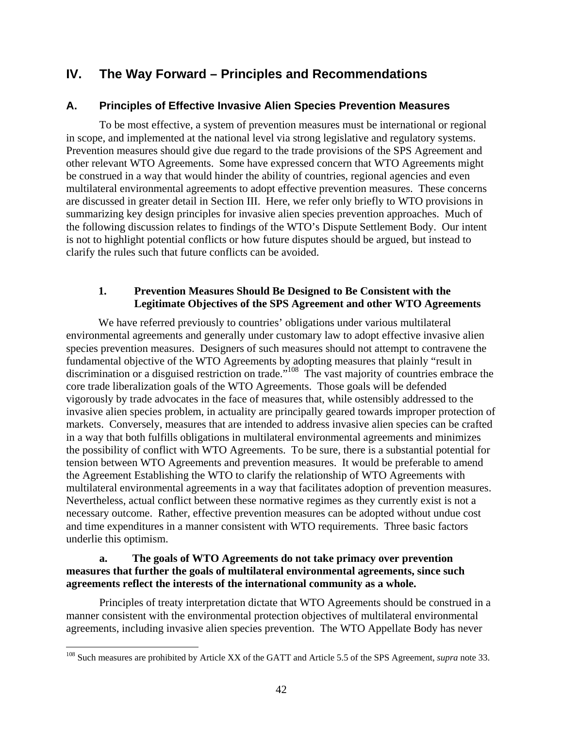## IV. The Way Forward – Principles and Recommendations

### A. Principles of Effective Invasive Alien Species Prevention Measures

To be most effective, a system of prevention measures must be international or regional in scope, and implemented at the national level via strong legislative and regulatory systems. Prevention measures should give due regard to the trade provisions of the SPS Agreement and other relevant WTO Agreements. Some have expressed concern that WTO Agreements might be construed in a way that would hinder the ability of countries, regional agencies and even multilateral environmental agreements to adopt effective prevention measures. These concerns are discussed in greater detail in Section III. Here, we refer only briefly to WTO provisions in summarizing key design principles for invasive alien species prevention approaches. Much of the following discussion relates to findings of the WTO's Dispute Settlement Body. Our intent is not to highlight potential conflicts or how future disputes should be argued, but instead to clarify the rules such that future conflicts can be avoided.

#### 1. Prevention Measures Should Be Designed to Be Consistent with the Legitimate Objectives of the SPS Agreement and other WTO Agreements

We have referred previously to countries' obligations under various multilateral environmental agreements and generally under customary law to adopt effective invasive alien species prevention measures. Designers of such measures should not attempt to contravene the fundamental objective of the WTO Agreements by adopting measures that plainly "result in discrimination or a disguised restriction on trade."[108] The vast majority of countries embrace the core trade liberalization goals of the WTO Agreements. Those goals will be defended vigorously by trade advocates in the face of measures that, while ostensibly addressed to the invasive alien species problem, in actuality are principally geared towards improper protection of markets. Conversely, measures that are intended to address invasive alien species can be crafted in a way that both fulfills obligations in multilateral environmental agreements and minimizes the possibility of conflict with WTO Agreements. To be sure, there is a substantial potential for tension between WTO Agreements and prevention measures. It would be preferable to amend the Agreement Establishing the WTO to clarify the relationship of WTO Agreements with multilateral environmental agreements in a way that facilitates adoption of prevention measures. Nevertheless, actual conflict between these normative regimes as they currently exist is not a necessary outcome. Rather, effective prevention measures can be adopted without undue cost and time expenditures in a manner consistent with WTO requirements. Three basic factors underlie this optimism.

**a. The goals of WTO Agreements do not take primacy over prevention measures that further the goals of multilateral environmental agreements, since such agreements reflect the interests of the international community as a whole.**

Principles of treaty interpretation dictate that WTO Agreements should be construed in a manner consistent with the environmental protection objectives of multilateral environmental agreements, including invasive alien species prevention. The WTO Appellate Body has never

---

[108] Such measures are prohibited by Article XX of the GATT and Article 5.5 of the SPS Agreement, *supra* note 33.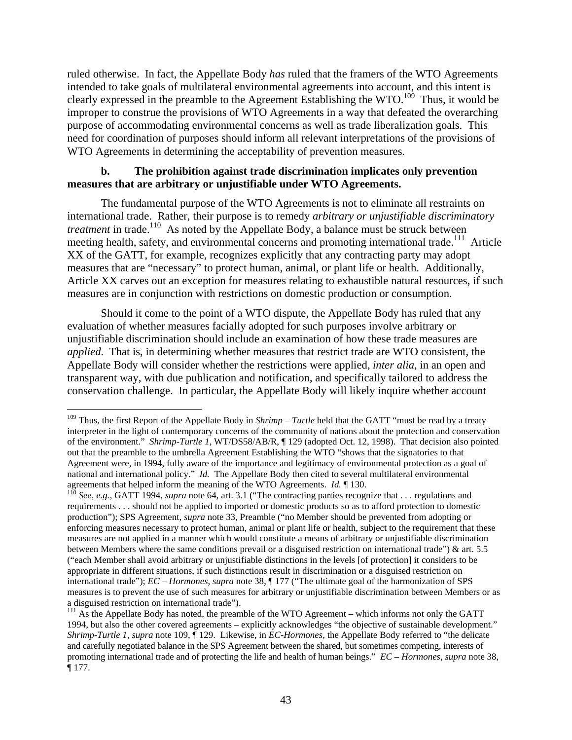ruled otherwise. In fact, the Appellate Body *has* ruled that the framers of the WTO Agreements intended to take goals of multilateral environmental agreements into account, and this intent is clearly expressed in the preamble to the Agreement Establishing the WTO.[109] Thus, it would be improper to construe the provisions of WTO Agreements in a way that defeated the overarching purpose of accommodating environmental concerns as well as trade liberalization goals. This need for coordination of purposes should inform all relevant interpretations of the provisions of WTO Agreements in determining the acceptability of prevention measures.

**b. The prohibition against trade discrimination implicates only prevention measures that are arbitrary or unjustifiable under WTO Agreements.**

The fundamental purpose of the WTO Agreements is not to eliminate all restraints on international trade. Rather, their purpose is to remedy *arbitrary or unjustifiable discriminatory treatment* in trade.[110] As noted by the Appellate Body, a balance must be struck between meeting health, safety, and environmental concerns and promoting international trade.[111] Article XX of the GATT, for example, recognizes explicitly that any contracting party may adopt measures that are "necessary" to protect human, animal, or plant life or health. Additionally, Article XX carves out an exception for measures relating to exhaustible natural resources, if such measures are in conjunction with restrictions on domestic production or consumption.

Should it come to the point of a WTO dispute, the Appellate Body has ruled that any evaluation of whether measures facially adopted for such purposes involve arbitrary or unjustifiable discrimination should include an examination of how these trade measures are *applied*. That is, in determining whether measures that restrict trade are WTO consistent, the Appellate Body will consider whether the restrictions were applied, *inter alia*, in an open and transparent way, with due publication and notification, and specifically tailored to address the conservation challenge. In particular, the Appellate Body will likely inquire whether account

---

[109] Thus, the first Report of the Appellate Body in *Shrimp – Turtle* held that the GATT "must be read by a treaty interpreter in the light of contemporary concerns of the community of nations about the protection and conservation of the environment." *Shrimp-Turtle 1*, WT/DS58/AB/R, ¶ 129 (adopted Oct. 12, 1998). That decision also pointed out that the preamble to the umbrella Agreement Establishing the WTO "shows that the signatories to that Agreement were, in 1994, fully aware of the importance and legitimacy of environmental protection as a goal of national and international policy." *Id.* The Appellate Body then cited to several multilateral environmental agreements that helped inform the meaning of the WTO Agreements. *Id.* ¶ 130.

[110] *See, e.g.*, GATT 1994, *supra* note 64, art. 3.1 ("The contracting parties recognize that . . . regulations and requirements . . . should not be applied to imported or domestic products so as to afford protection to domestic production"); SPS Agreement, *supra* note 33, Preamble ("no Member should be prevented from adopting or enforcing measures necessary to protect human, animal or plant life or health, subject to the requirement that these measures are not applied in a manner which would constitute a means of arbitrary or unjustifiable discrimination between Members where the same conditions prevail or a disguised restriction on international trade") & art. 5.5 ("each Member shall avoid arbitrary or unjustifiable distinctions in the levels [of protection] it considers to be appropriate in different situations, if such distinctions result in discrimination or a disguised restriction on international trade"); *EC – Hormones*, *supra* note 38, ¶ 177 ("The ultimate goal of the harmonization of SPS measures is to prevent the use of such measures for arbitrary or unjustifiable discrimination between Members or as a disguised restriction on international trade").

[111] As the Appellate Body has noted, the preamble of the WTO Agreement – which informs not only the GATT 1994, but also the other covered agreements – explicitly acknowledges "the objective of sustainable development." *Shrimp-Turtle 1*, *supra* note 109, ¶ 129. Likewise, in *EC-Hormones*, the Appellate Body referred to "the delicate and carefully negotiated balance in the SPS Agreement between the shared, but sometimes competing, interests of promoting international trade and of protecting the life and health of human beings." *EC – Hormones*, *supra* note 38, ¶ 177.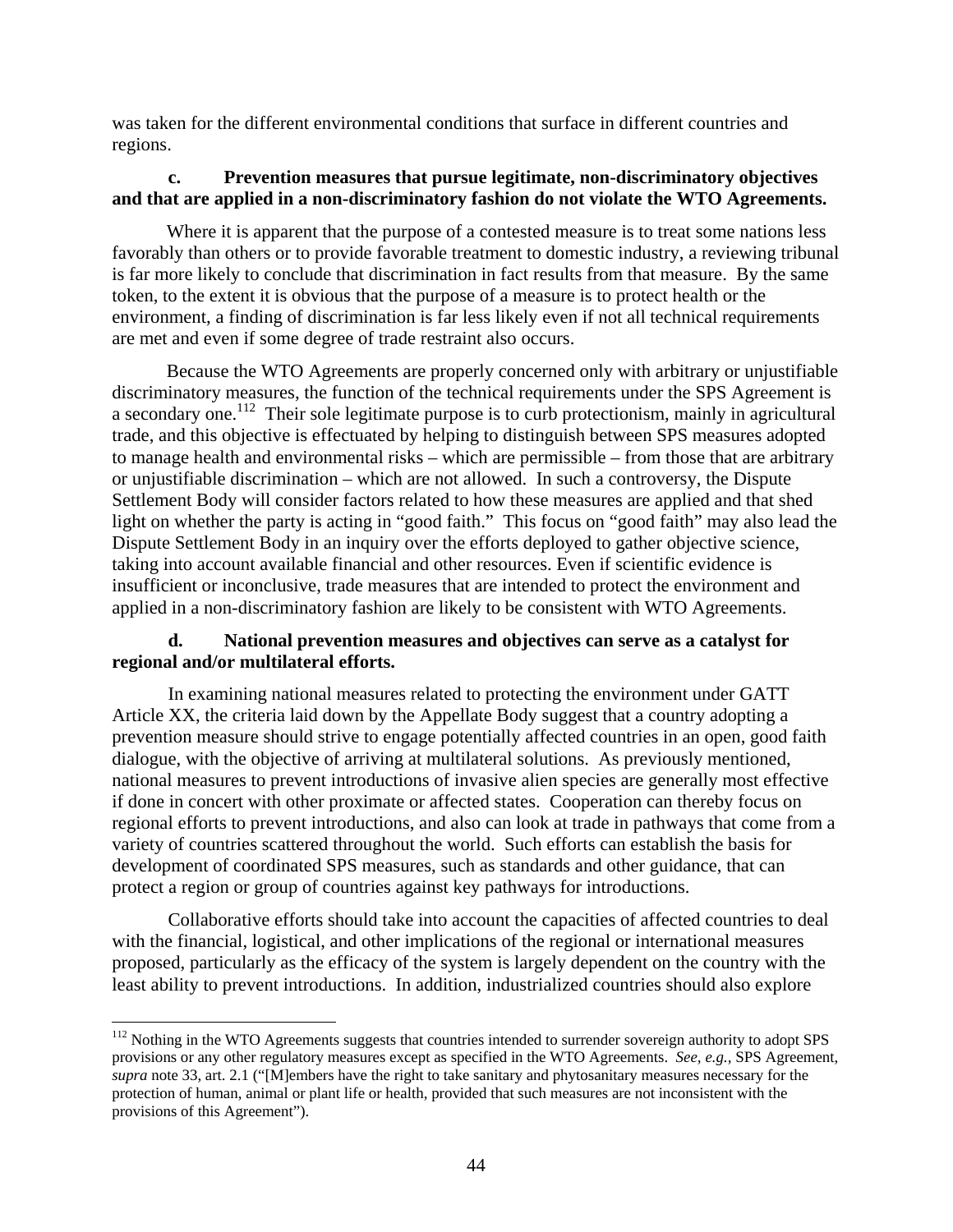was taken for the different environmental conditions that surface in different countries and regions.

**c. Prevention measures that pursue legitimate, non-discriminatory objectives and that are applied in a non-discriminatory fashion do not violate the WTO Agreements.**

Where it is apparent that the purpose of a contested measure is to treat some nations less favorably than others or to provide favorable treatment to domestic industry, a reviewing tribunal is far more likely to conclude that discrimination in fact results from that measure. By the same token, to the extent it is obvious that the purpose of a measure is to protect health or the environment, a finding of discrimination is far less likely even if not all technical requirements are met and even if some degree of trade restraint also occurs.

Because the WTO Agreements are properly concerned only with arbitrary or unjustifiable discriminatory measures, the function of the technical requirements under the SPS Agreement is a secondary one.[112] Their sole legitimate purpose is to curb protectionism, mainly in agricultural trade, and this objective is effectuated by helping to distinguish between SPS measures adopted to manage health and environmental risks – which are permissible – from those that are arbitrary or unjustifiable discrimination – which are not allowed. In such a controversy, the Dispute Settlement Body will consider factors related to how these measures are applied and that shed light on whether the party is acting in "good faith." This focus on "good faith" may also lead the Dispute Settlement Body in an inquiry over the efforts deployed to gather objective science, taking into account available financial and other resources. Even if scientific evidence is insufficient or inconclusive, trade measures that are intended to protect the environment and applied in a non-discriminatory fashion are likely to be consistent with WTO Agreements.

**d. National prevention measures and objectives can serve as a catalyst for regional and/or multilateral efforts.**

In examining national measures related to protecting the environment under GATT Article XX, the criteria laid down by the Appellate Body suggest that a country adopting a prevention measure should strive to engage potentially affected countries in an open, good faith dialogue, with the objective of arriving at multilateral solutions. As previously mentioned, national measures to prevent introductions of invasive alien species are generally most effective if done in concert with other proximate or affected states. Cooperation can thereby focus on regional efforts to prevent introductions, and also can look at trade in pathways that come from a variety of countries scattered throughout the world. Such efforts can establish the basis for development of coordinated SPS measures, such as standards and other guidance, that can protect a region or group of countries against key pathways for introductions.

Collaborative efforts should take into account the capacities of affected countries to deal with the financial, logistical, and other implications of the regional or international measures proposed, particularly as the efficacy of the system is largely dependent on the country with the least ability to prevent introductions. In addition, industrialized countries should also explore

---

[112] Nothing in the WTO Agreements suggests that countries intended to surrender sovereign authority to adopt SPS provisions or any other regulatory measures except as specified in the WTO Agreements. *See, e.g.,* SPS Agreement, *supra* note 33, art. 2.1 ("[M]embers have the right to take sanitary and phytosanitary measures necessary for the protection of human, animal or plant life or health, provided that such measures are not inconsistent with the provisions of this Agreement").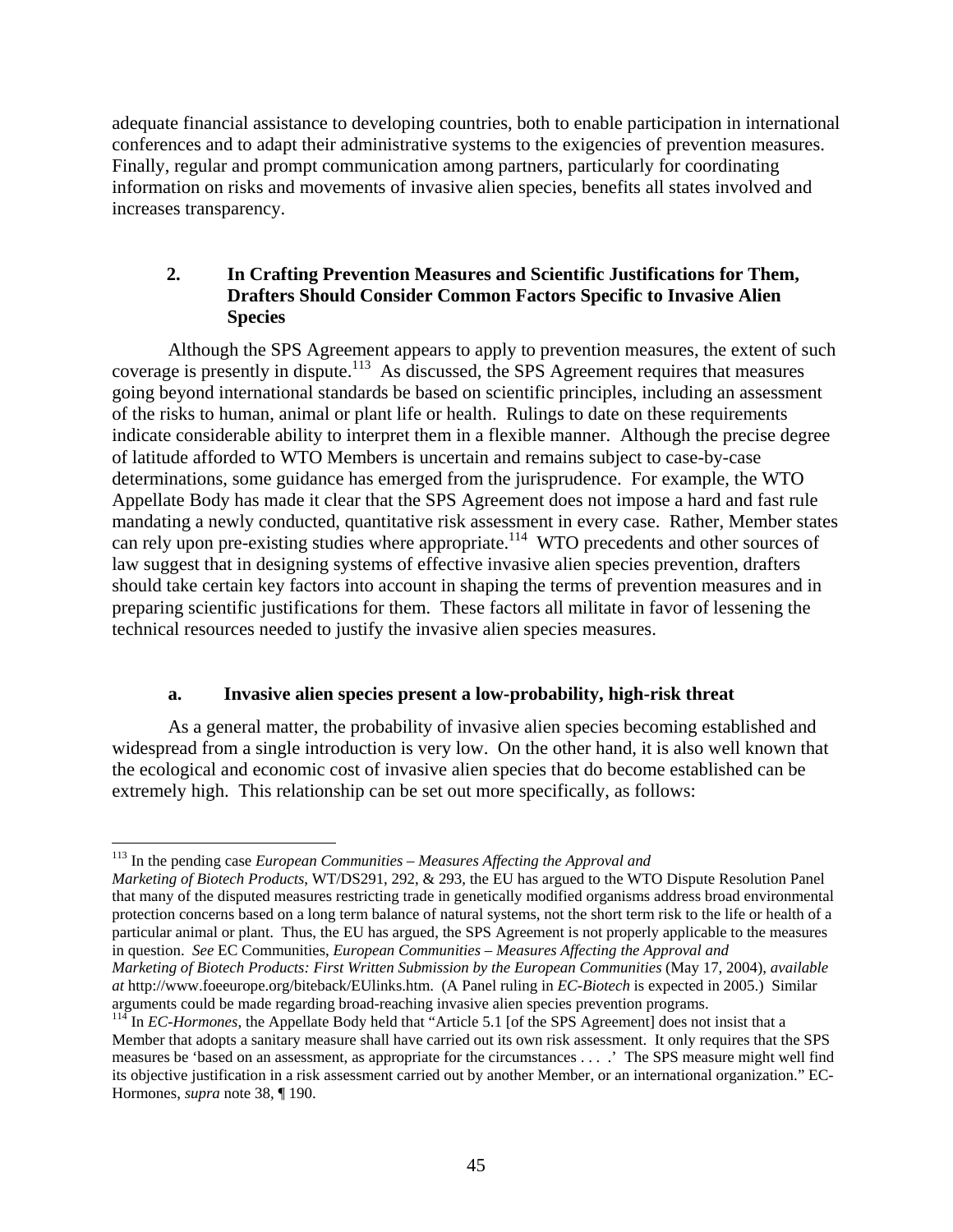adequate financial assistance to developing countries, both to enable participation in international conferences and to adapt their administrative systems to the exigencies of prevention measures. Finally, regular and prompt communication among partners, particularly for coordinating information on risks and movements of invasive alien species, benefits all states involved and increases transparency.

### 2. In Crafting Prevention Measures and Scientific Justifications for Them, Drafters Should Consider Common Factors Specific to Invasive Alien Species

Although the SPS Agreement appears to apply to prevention measures, the extent of such coverage is presently in dispute.[113] As discussed, the SPS Agreement requires that measures going beyond international standards be based on scientific principles, including an assessment of the risks to human, animal or plant life or health. Rulings to date on these requirements indicate considerable ability to interpret them in a flexible manner. Although the precise degree of latitude afforded to WTO Members is uncertain and remains subject to case-by-case determinations, some guidance has emerged from the jurisprudence. For example, the WTO Appellate Body has made it clear that the SPS Agreement does not impose a hard and fast rule mandating a newly conducted, quantitative risk assessment in every case. Rather, Member states can rely upon pre-existing studies where appropriate.[114] WTO precedents and other sources of law suggest that in designing systems of effective invasive alien species prevention, drafters should take certain key factors into account in shaping the terms of prevention measures and in preparing scientific justifications for them. These factors all militate in favor of lessening the technical resources needed to justify the invasive alien species measures.

#### a. Invasive alien species present a low-probability, high-risk threat

As a general matter, the probability of invasive alien species becoming established and widespread from a single introduction is very low. On the other hand, it is also well known that the ecological and economic cost of invasive alien species that do become established can be extremely high. This relationship can be set out more specifically, as follows:

---

[113] In the pending case *European Communities – Measures Affecting the Approval and Marketing of Biotech Products*, WT/DS291, 292, & 293, the EU has argued to the WTO Dispute Resolution Panel that many of the disputed measures restricting trade in genetically modified organisms address broad environmental protection concerns based on a long term balance of natural systems, not the short term risk to the life or health of a particular animal or plant. Thus, the EU has argued, the SPS Agreement is not properly applicable to the measures in question. *See* EC Communities, *European Communities – Measures Affecting the Approval and Marketing of Biotech Products: First Written Submission by the European Communities* (May 17, 2004), *available at* http://www.foeeurope.org/biteback/EUlinks.htm. (A Panel ruling in *EC-Biotech* is expected in 2005.) Similar arguments could be made regarding broad-reaching invasive alien species prevention programs.

[114] In *EC-Hormones*, the Appellate Body held that "Article 5.1 [of the SPS Agreement] does not insist that a Member that adopts a sanitary measure shall have carried out its own risk assessment. It only requires that the SPS measures be 'based on an assessment, as appropriate for the circumstances . . . .' The SPS measure might well find its objective justification in a risk assessment carried out by another Member, or an international organization." EC-Hormones, *supra* note 38, ¶ 190.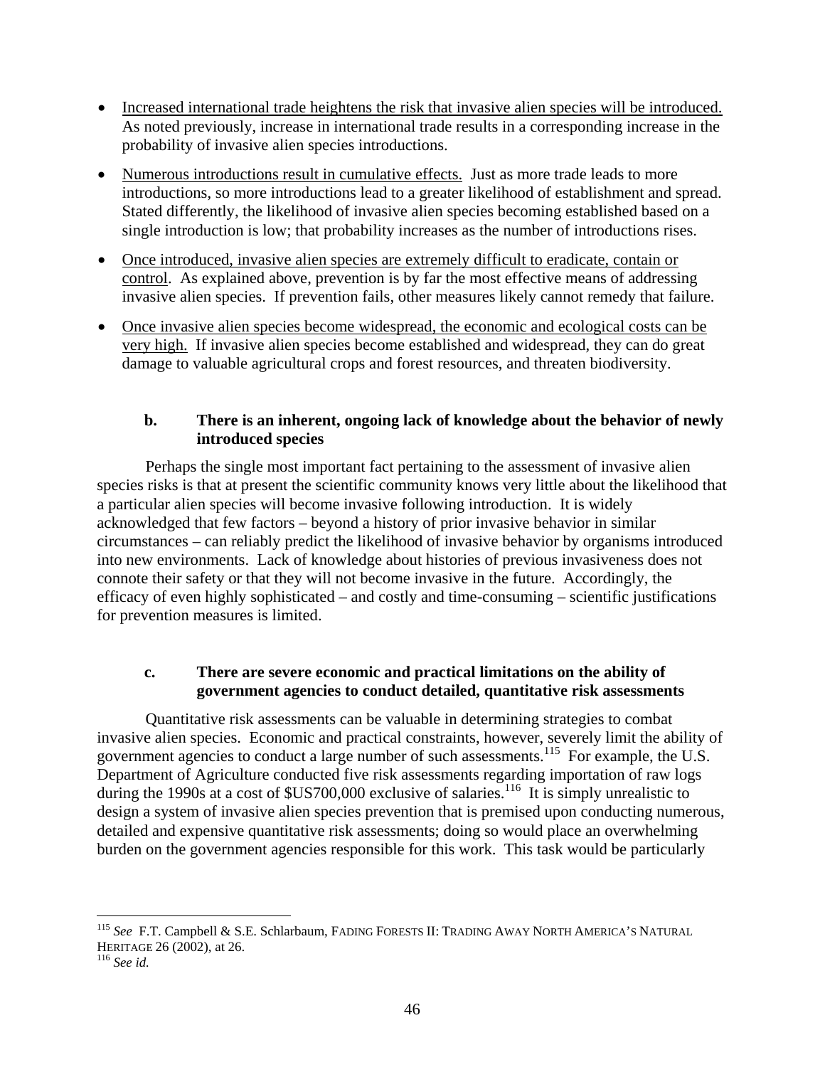- Increased international trade heightens the risk that invasive alien species will be introduced. As noted previously, increase in international trade results in a corresponding increase in the probability of invasive alien species introductions.

- Numerous introductions result in cumulative effects. Just as more trade leads to more introductions, so more introductions lead to a greater likelihood of establishment and spread. Stated differently, the likelihood of invasive alien species becoming established based on a single introduction is low; that probability increases as the number of introductions rises.

- Once introduced, invasive alien species are extremely difficult to eradicate, contain or control. As explained above, prevention is by far the most effective means of addressing invasive alien species. If prevention fails, other measures likely cannot remedy that failure.

- Once invasive alien species become widespread, the economic and ecological costs can be very high. If invasive alien species become established and widespread, they can do great damage to valuable agricultural crops and forest resources, and threaten biodiversity.

### b. There is an inherent, ongoing lack of knowledge about the behavior of newly introduced species

Perhaps the single most important fact pertaining to the assessment of invasive alien species risks is that at present the scientific community knows very little about the likelihood that a particular alien species will become invasive following introduction. It is widely acknowledged that few factors – beyond a history of prior invasive behavior in similar circumstances – can reliably predict the likelihood of invasive behavior by organisms introduced into new environments. Lack of knowledge about histories of previous invasiveness does not connote their safety or that they will not become invasive in the future. Accordingly, the efficacy of even highly sophisticated – and costly and time-consuming – scientific justifications for prevention measures is limited.

### c. There are severe economic and practical limitations on the ability of government agencies to conduct detailed, quantitative risk assessments

Quantitative risk assessments can be valuable in determining strategies to combat invasive alien species. Economic and practical constraints, however, severely limit the ability of government agencies to conduct a large number of such assessments.[115] For example, the U.S. Department of Agriculture conducted five risk assessments regarding importation of raw logs during the 1990s at a cost of $US700,000 exclusive of salaries.[116] It is simply unrealistic to design a system of invasive alien species prevention that is premised upon conducting numerous, detailed and expensive quantitative risk assessments; doing so would place an overwhelming burden on the government agencies responsible for this work. This task would be particularly

---

[115] *See* F.T. Campbell & S.E. Schlarbaum, FADING FORESTS II: TRADING AWAY NORTH AMERICA'S NATURAL HERITAGE 26 (2002), at 26.

[116] *See id.*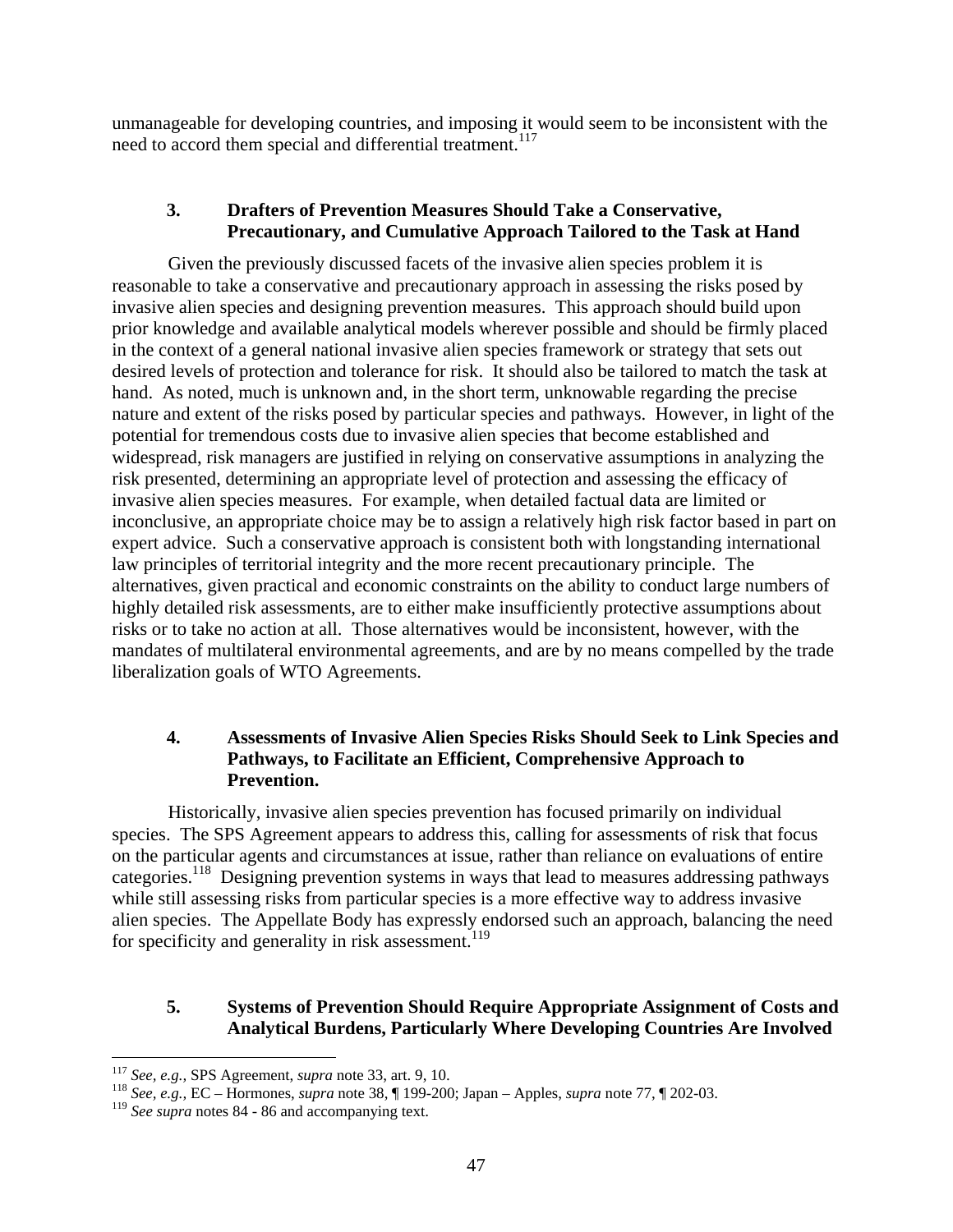unmanageable for developing countries, and imposing it would seem to be inconsistent with the need to accord them special and differential treatment.[117]

### 3. Drafters of Prevention Measures Should Take a Conservative, Precautionary, and Cumulative Approach Tailored to the Task at Hand

Given the previously discussed facets of the invasive alien species problem it is reasonable to take a conservative and precautionary approach in assessing the risks posed by invasive alien species and designing prevention measures. This approach should build upon prior knowledge and available analytical models wherever possible and should be firmly placed in the context of a general national invasive alien species framework or strategy that sets out desired levels of protection and tolerance for risk. It should also be tailored to match the task at hand. As noted, much is unknown and, in the short term, unknowable regarding the precise nature and extent of the risks posed by particular species and pathways. However, in light of the potential for tremendous costs due to invasive alien species that become established and widespread, risk managers are justified in relying on conservative assumptions in analyzing the risk presented, determining an appropriate level of protection and assessing the efficacy of invasive alien species measures. For example, when detailed factual data are limited or inconclusive, an appropriate choice may be to assign a relatively high risk factor based in part on expert advice. Such a conservative approach is consistent both with longstanding international law principles of territorial integrity and the more recent precautionary principle. The alternatives, given practical and economic constraints on the ability to conduct large numbers of highly detailed risk assessments, are to either make insufficiently protective assumptions about risks or to take no action at all. Those alternatives would be inconsistent, however, with the mandates of multilateral environmental agreements, and are by no means compelled by the trade liberalization goals of WTO Agreements.

### 4. Assessments of Invasive Alien Species Risks Should Seek to Link Species and Pathways, to Facilitate an Efficient, Comprehensive Approach to Prevention.

Historically, invasive alien species prevention has focused primarily on individual species. The SPS Agreement appears to address this, calling for assessments of risk that focus on the particular agents and circumstances at issue, rather than reliance on evaluations of entire categories.[118] Designing prevention systems in ways that lead to measures addressing pathways while still assessing risks from particular species is a more effective way to address invasive alien species. The Appellate Body has expressly endorsed such an approach, balancing the need for specificity and generality in risk assessment.[119]

### 5. Systems of Prevention Should Require Appropriate Assignment of Costs and Analytical Burdens, Particularly Where Developing Countries Are Involved

---

[117] *See, e.g.,* SPS Agreement, *supra* note 33, art. 9, 10.

[118] *See, e.g.,* EC – Hormones, *supra* note 38, ¶ 199-200; Japan – Apples, *supra* note 77, ¶ 202-03.

[119] *See supra* notes 84 - 86 and accompanying text.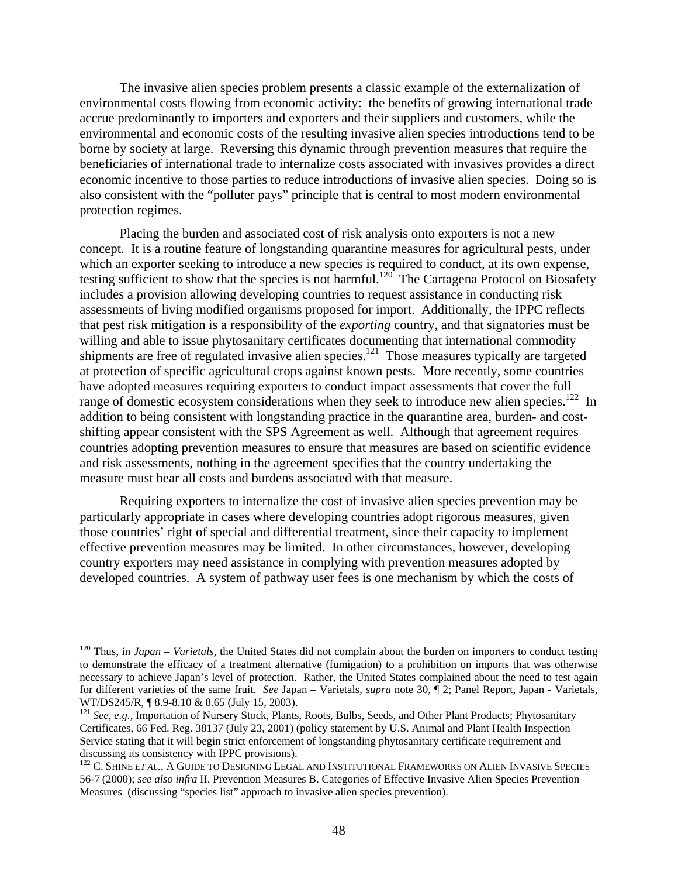The invasive alien species problem presents a classic example of the externalization of environmental costs flowing from economic activity: the benefits of growing international trade accrue predominantly to importers and exporters and their suppliers and customers, while the environmental and economic costs of the resulting invasive alien species introductions tend to be borne by society at large. Reversing this dynamic through prevention measures that require the beneficiaries of international trade to internalize costs associated with invasives provides a direct economic incentive to those parties to reduce introductions of invasive alien species. Doing so is also consistent with the "polluter pays" principle that is central to most modern environmental protection regimes.

Placing the burden and associated cost of risk analysis onto exporters is not a new concept. It is a routine feature of longstanding quarantine measures for agricultural pests, under which an exporter seeking to introduce a new species is required to conduct, at its own expense, testing sufficient to show that the species is not harmful.[120] The Cartagena Protocol on Biosafety includes a provision allowing developing countries to request assistance in conducting risk assessments of living modified organisms proposed for import. Additionally, the IPPC reflects that pest risk mitigation is a responsibility of the *exporting* country, and that signatories must be willing and able to issue phytosanitary certificates documenting that international commodity shipments are free of regulated invasive alien species.[121] Those measures typically are targeted at protection of specific agricultural crops against known pests. More recently, some countries have adopted measures requiring exporters to conduct impact assessments that cover the full range of domestic ecosystem considerations when they seek to introduce new alien species.[122] In addition to being consistent with longstanding practice in the quarantine area, burden- and cost-shifting appear consistent with the SPS Agreement as well. Although that agreement requires countries adopting prevention measures to ensure that measures are based on scientific evidence and risk assessments, nothing in the agreement specifies that the country undertaking the measure must bear all costs and burdens associated with that measure.

Requiring exporters to internalize the cost of invasive alien species prevention may be particularly appropriate in cases where developing countries adopt rigorous measures, given those countries' right of special and differential treatment, since their capacity to implement effective prevention measures may be limited. In other circumstances, however, developing country exporters may need assistance in complying with prevention measures adopted by developed countries. A system of pathway user fees is one mechanism by which the costs of

---

[120] Thus, in *Japan – Varietals*, the United States did not complain about the burden on importers to conduct testing to demonstrate the efficacy of a treatment alternative (fumigation) to a prohibition on imports that was otherwise necessary to achieve Japan's level of protection. Rather, the United States complained about the need to test again for different varieties of the same fruit. *See* Japan – Varietals, *supra* note 30, ¶ 2; Panel Report, Japan - Varietals, WT/DS245/R, ¶ 8.9-8.10 & 8.65 (July 15, 2003).

[121] *See, e.g.*, Importation of Nursery Stock, Plants, Roots, Bulbs, Seeds, and Other Plant Products; Phytosanitary Certificates, 66 Fed. Reg. 38137 (July 23, 2001) (policy statement by U.S. Animal and Plant Health Inspection Service stating that it will begin strict enforcement of longstanding phytosanitary certificate requirement and discussing its consistency with IPPC provisions).

[122] C. SHINE *ET AL.*, A GUIDE TO DESIGNING LEGAL AND INSTITUTIONAL FRAMEWORKS ON ALIEN INVASIVE SPECIES 56-7 (2000); *see also infra* II. Prevention Measures B. Categories of Effective Invasive Alien Species Prevention Measures (discussing "species list" approach to invasive alien species prevention).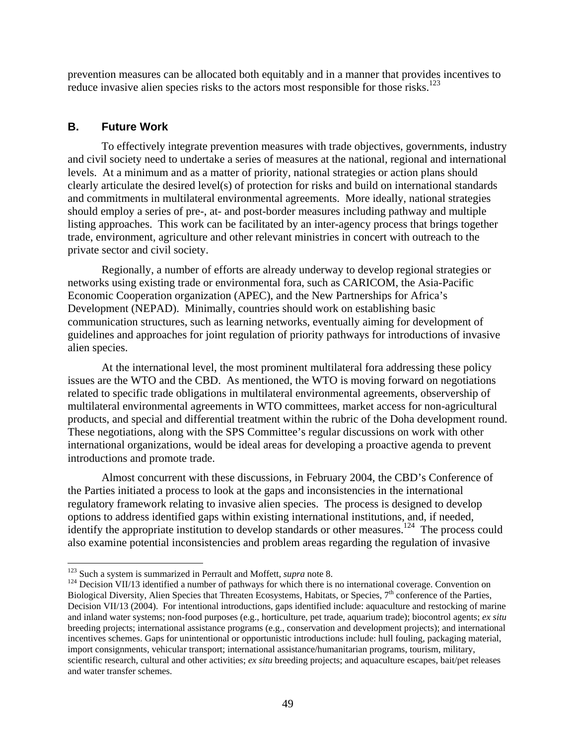prevention measures can be allocated both equitably and in a manner that provides incentives to reduce invasive alien species risks to the actors most responsible for those risks.[123]

## B. Future Work

To effectively integrate prevention measures with trade objectives, governments, industry and civil society need to undertake a series of measures at the national, regional and international levels. At a minimum and as a matter of priority, national strategies or action plans should clearly articulate the desired level(s) of protection for risks and build on international standards and commitments in multilateral environmental agreements. More ideally, national strategies should employ a series of pre-, at- and post-border measures including pathway and multiple listing approaches. This work can be facilitated by an inter-agency process that brings together trade, environment, agriculture and other relevant ministries in concert with outreach to the private sector and civil society.

Regionally, a number of efforts are already underway to develop regional strategies or networks using existing trade or environmental fora, such as CARICOM, the Asia-Pacific Economic Cooperation organization (APEC), and the New Partnerships for Africa's Development (NEPAD). Minimally, countries should work on establishing basic communication structures, such as learning networks, eventually aiming for development of guidelines and approaches for joint regulation of priority pathways for introductions of invasive alien species.

At the international level, the most prominent multilateral fora addressing these policy issues are the WTO and the CBD. As mentioned, the WTO is moving forward on negotiations related to specific trade obligations in multilateral environmental agreements, observership of multilateral environmental agreements in WTO committees, market access for non-agricultural products, and special and differential treatment within the rubric of the Doha development round. These negotiations, along with the SPS Committee's regular discussions on work with other international organizations, would be ideal areas for developing a proactive agenda to prevent introductions and promote trade.

Almost concurrent with these discussions, in February 2004, the CBD's Conference of the Parties initiated a process to look at the gaps and inconsistencies in the international regulatory framework relating to invasive alien species. The process is designed to develop options to address identified gaps within existing international institutions, and, if needed, identify the appropriate institution to develop standards or other measures.[124] The process could also examine potential inconsistencies and problem areas regarding the regulation of invasive

---

[123] Such a system is summarized in Perrault and Moffett, *supra* note 8.

[124] Decision VII/13 identified a number of pathways for which there is no international coverage. Convention on Biological Diversity, Alien Species that Threaten Ecosystems, Habitats, or Species, 7th conference of the Parties, Decision VII/13 (2004). For intentional introductions, gaps identified include: aquaculture and restocking of marine and inland water systems; non-food purposes (e.g., horticulture, pet trade, aquarium trade); biocontrol agents; *ex situ* breeding projects; international assistance programs (e.g., conservation and development projects); and international incentives schemes. Gaps for unintentional or opportunistic introductions include: hull fouling, packaging material, import consignments, vehicular transport; international assistance/humanitarian programs, tourism, military, scientific research, cultural and other activities; *ex situ* breeding projects; and aquaculture escapes, bait/pet releases and water transfer schemes.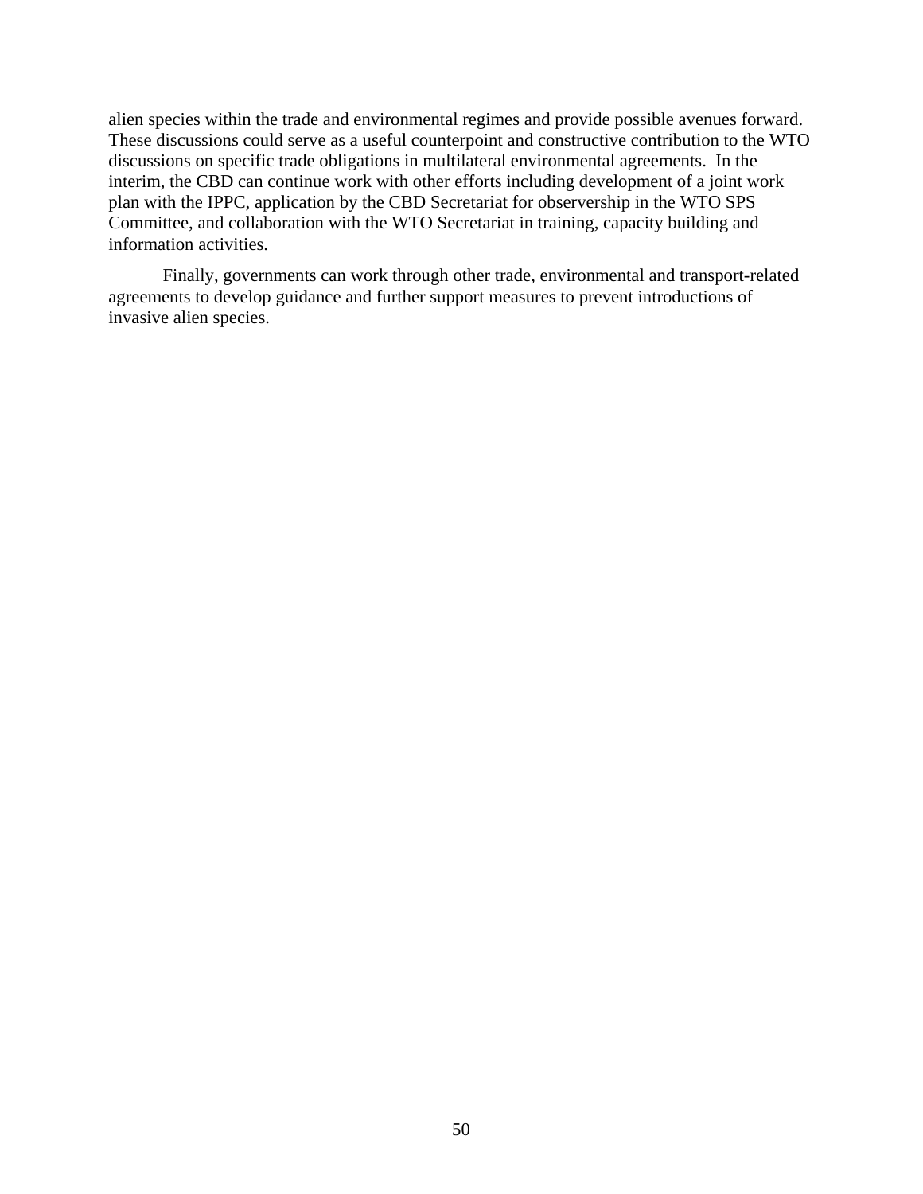alien species within the trade and environmental regimes and provide possible avenues forward. These discussions could serve as a useful counterpoint and constructive contribution to the WTO discussions on specific trade obligations in multilateral environmental agreements. In the interim, the CBD can continue work with other efforts including development of a joint work plan with the IPPC, application by the CBD Secretariat for observership in the WTO SPS Committee, and collaboration with the WTO Secretariat in training, capacity building and information activities.

Finally, governments can work through other trade, environmental and transport-related agreements to develop guidance and further support measures to prevent introductions of invasive alien species.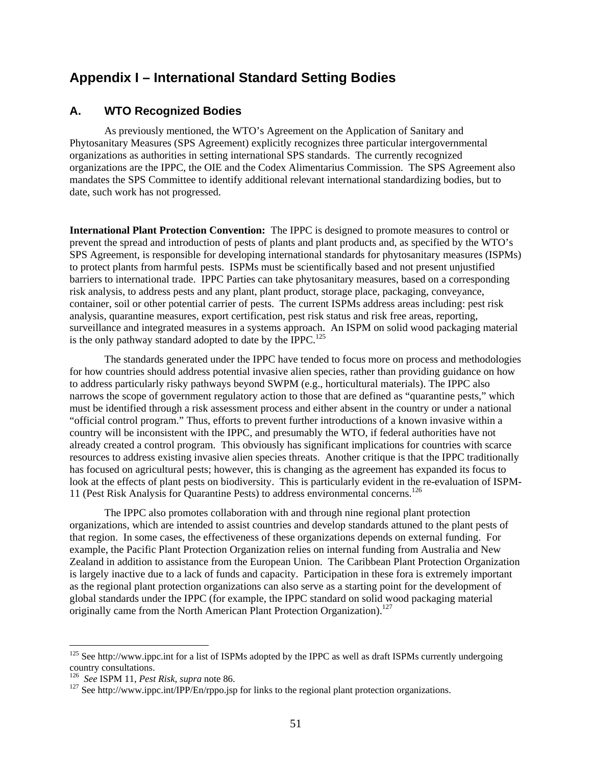# Appendix I – International Standard Setting Bodies

## A. WTO Recognized Bodies

As previously mentioned, the WTO's Agreement on the Application of Sanitary and Phytosanitary Measures (SPS Agreement) explicitly recognizes three particular intergovernmental organizations as authorities in setting international SPS standards. The currently recognized organizations are the IPPC, the OIE and the Codex Alimentarius Commission. The SPS Agreement also mandates the SPS Committee to identify additional relevant international standardizing bodies, but to date, such work has not progressed.

**International Plant Protection Convention:** The IPPC is designed to promote measures to control or prevent the spread and introduction of pests of plants and plant products and, as specified by the WTO's SPS Agreement, is responsible for developing international standards for phytosanitary measures (ISPMs) to protect plants from harmful pests. ISPMs must be scientifically based and not present unjustified barriers to international trade. IPPC Parties can take phytosanitary measures, based on a corresponding risk analysis, to address pests and any plant, plant product, storage place, packaging, conveyance, container, soil or other potential carrier of pests. The current ISPMs address areas including: pest risk analysis, quarantine measures, export certification, pest risk status and risk free areas, reporting, surveillance and integrated measures in a systems approach. An ISPM on solid wood packaging material is the only pathway standard adopted to date by the IPPC.[125]

The standards generated under the IPPC have tended to focus more on process and methodologies for how countries should address potential invasive alien species, rather than providing guidance on how to address particularly risky pathways beyond SWPM (e.g., horticultural materials). The IPPC also narrows the scope of government regulatory action to those that are defined as "quarantine pests," which must be identified through a risk assessment process and either absent in the country or under a national "official control program." Thus, efforts to prevent further introductions of a known invasive within a country will be inconsistent with the IPPC, and presumably the WTO, if federal authorities have not already created a control program. This obviously has significant implications for countries with scarce resources to address existing invasive alien species threats. Another critique is that the IPPC traditionally has focused on agricultural pests; however, this is changing as the agreement has expanded its focus to look at the effects of plant pests on biodiversity. This is particularly evident in the re-evaluation of ISPM-11 (Pest Risk Analysis for Quarantine Pests) to address environmental concerns.[126]

The IPPC also promotes collaboration with and through nine regional plant protection organizations, which are intended to assist countries and develop standards attuned to the plant pests of that region. In some cases, the effectiveness of these organizations depends on external funding. For example, the Pacific Plant Protection Organization relies on internal funding from Australia and New Zealand in addition to assistance from the European Union. The Caribbean Plant Protection Organization is largely inactive due to a lack of funds and capacity. Participation in these fora is extremely important as the regional plant protection organizations can also serve as a starting point for the development of global standards under the IPPC (for example, the IPPC standard on solid wood packaging material originally came from the North American Plant Protection Organization).[127]

---

[125] See http://www.ippc.int for a list of ISPMs adopted by the IPPC as well as draft ISPMs currently undergoing country consultations.

[126] *See* ISPM 11, *Pest Risk, supra* note 86.

[127] See http://www.ippc.int/IPP/En/rppo.jsp for links to the regional plant protection organizations.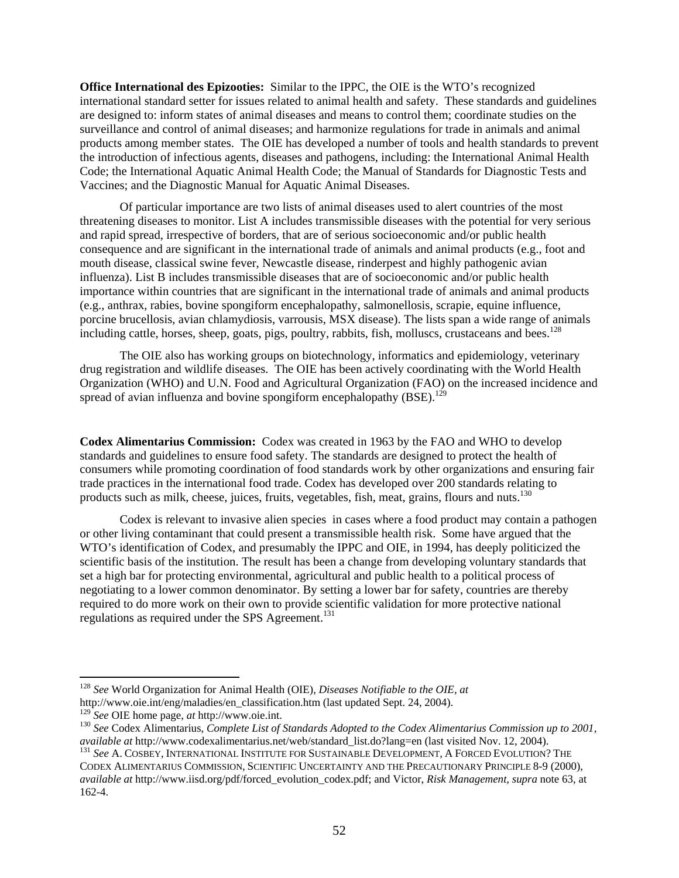**Office International des Epizooties:** Similar to the IPPC, the OIE is the WTO's recognized international standard setter for issues related to animal health and safety. These standards and guidelines are designed to: inform states of animal diseases and means to control them; coordinate studies on the surveillance and control of animal diseases; and harmonize regulations for trade in animals and animal products among member states. The OIE has developed a number of tools and health standards to prevent the introduction of infectious agents, diseases and pathogens, including: the International Animal Health Code; the International Aquatic Animal Health Code; the Manual of Standards for Diagnostic Tests and Vaccines; and the Diagnostic Manual for Aquatic Animal Diseases.

Of particular importance are two lists of animal diseases used to alert countries of the most threatening diseases to monitor. List A includes transmissible diseases with the potential for very serious and rapid spread, irrespective of borders, that are of serious socioeconomic and/or public health consequence and are significant in the international trade of animals and animal products (e.g., foot and mouth disease, classical swine fever, Newcastle disease, rinderpest and highly pathogenic avian influenza). List B includes transmissible diseases that are of socioeconomic and/or public health importance within countries that are significant in the international trade of animals and animal products (e.g., anthrax, rabies, bovine spongiform encephalopathy, salmonellosis, scrapie, equine influence, porcine brucellosis, avian chlamydiosis, varrousis, MSX disease). The lists span a wide range of animals including cattle, horses, sheep, goats, pigs, poultry, rabbits, fish, molluscs, crustaceans and bees.[128]

The OIE also has working groups on biotechnology, informatics and epidemiology, veterinary drug registration and wildlife diseases. The OIE has been actively coordinating with the World Health Organization (WHO) and U.N. Food and Agricultural Organization (FAO) on the increased incidence and spread of avian influenza and bovine spongiform encephalopathy (BSE).[129]

**Codex Alimentarius Commission:** Codex was created in 1963 by the FAO and WHO to develop standards and guidelines to ensure food safety. The standards are designed to protect the health of consumers while promoting coordination of food standards work by other organizations and ensuring fair trade practices in the international food trade. Codex has developed over 200 standards relating to products such as milk, cheese, juices, fruits, vegetables, fish, meat, grains, flours and nuts.[130]

Codex is relevant to invasive alien species in cases where a food product may contain a pathogen or other living contaminant that could present a transmissible health risk. Some have argued that the WTO's identification of Codex, and presumably the IPPC and OIE, in 1994, has deeply politicized the scientific basis of the institution. The result has been a change from developing voluntary standards that set a high bar for protecting environmental, agricultural and public health to a political process of negotiating to a lower common denominator. By setting a lower bar for safety, countries are thereby required to do more work on their own to provide scientific validation for more protective national regulations as required under the SPS Agreement.[131]

---

[128] *See* World Organization for Animal Health (OIE), *Diseases Notifiable to the OIE, at* http://www.oie.int/eng/maladies/en_classification.htm (last updated Sept. 24, 2004).

[129] *See* OIE home page, *at* http://www.oie.int.

[130] *See* Codex Alimentarius, *Complete List of Standards Adopted to the Codex Alimentarius Commission up to 2001, available at* http://www.codexalimentarius.net/web/standard_list.do?lang=en (last visited Nov. 12, 2004).

[131] *See* A. COSBEY, INTERNATIONAL INSTITUTE FOR SUSTAINABLE DEVELOPMENT, A FORCED EVOLUTION? THE CODEX ALIMENTARIUS COMMISSION, SCIENTIFIC UNCERTAINTY AND THE PRECAUTIONARY PRINCIPLE 8-9 (2000), *available at* http://www.iisd.org/pdf/forced_evolution_codex.pdf; and Victor, *Risk Management, supra* note 63, at 162-4.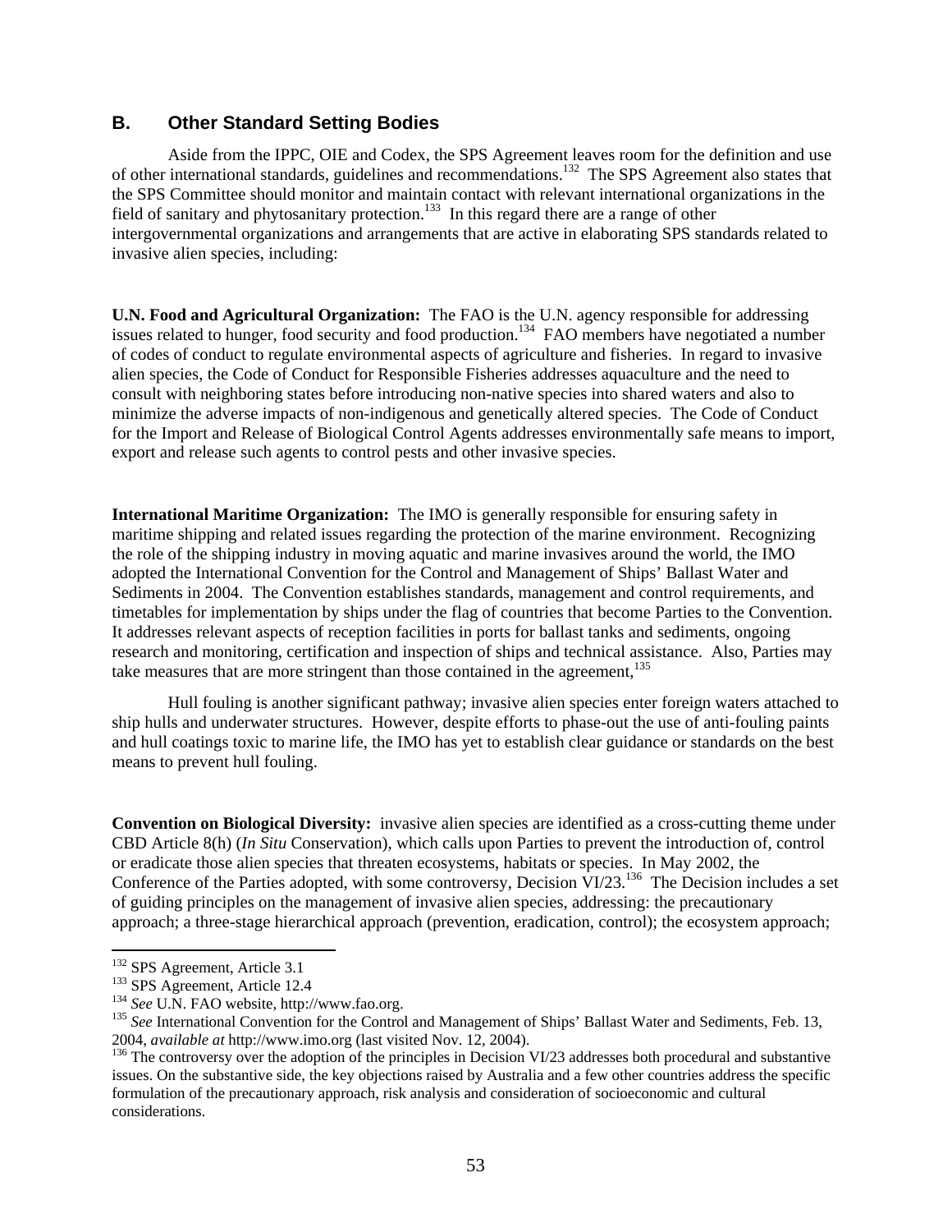## B. Other Standard Setting Bodies

Aside from the IPPC, OIE and Codex, the SPS Agreement leaves room for the definition and use of other international standards, guidelines and recommendations.[132] The SPS Agreement also states that the SPS Committee should monitor and maintain contact with relevant international organizations in the field of sanitary and phytosanitary protection.[133] In this regard there are a range of other intergovernmental organizations and arrangements that are active in elaborating SPS standards related to invasive alien species, including:

**U.N. Food and Agricultural Organization:** The FAO is the U.N. agency responsible for addressing issues related to hunger, food security and food production.[134] FAO members have negotiated a number of codes of conduct to regulate environmental aspects of agriculture and fisheries. In regard to invasive alien species, the Code of Conduct for Responsible Fisheries addresses aquaculture and the need to consult with neighboring states before introducing non-native species into shared waters and also to minimize the adverse impacts of non-indigenous and genetically altered species. The Code of Conduct for the Import and Release of Biological Control Agents addresses environmentally safe means to import, export and release such agents to control pests and other invasive species.

**International Maritime Organization:** The IMO is generally responsible for ensuring safety in maritime shipping and related issues regarding the protection of the marine environment. Recognizing the role of the shipping industry in moving aquatic and marine invasives around the world, the IMO adopted the International Convention for the Control and Management of Ships' Ballast Water and Sediments in 2004. The Convention establishes standards, management and control requirements, and timetables for implementation by ships under the flag of countries that become Parties to the Convention. It addresses relevant aspects of reception facilities in ports for ballast tanks and sediments, ongoing research and monitoring, certification and inspection of ships and technical assistance. Also, Parties may take measures that are more stringent than those contained in the agreement,[135]

Hull fouling is another significant pathway; invasive alien species enter foreign waters attached to ship hulls and underwater structures. However, despite efforts to phase-out the use of anti-fouling paints and hull coatings toxic to marine life, the IMO has yet to establish clear guidance or standards on the best means to prevent hull fouling.

**Convention on Biological Diversity:** invasive alien species are identified as a cross-cutting theme under CBD Article 8(h) (*In Situ* Conservation), which calls upon Parties to prevent the introduction of, control or eradicate those alien species that threaten ecosystems, habitats or species. In May 2002, the Conference of the Parties adopted, with some controversy, Decision VI/23.[136] The Decision includes a set of guiding principles on the management of invasive alien species, addressing: the precautionary approach; a three-stage hierarchical approach (prevention, eradication, control); the ecosystem approach;

---

[132] SPS Agreement, Article 3.1

[133] SPS Agreement, Article 12.4

[134] *See* U.N. FAO website, http://www.fao.org.

[135] *See* International Convention for the Control and Management of Ships' Ballast Water and Sediments, Feb. 13, 2004, *available at* http://www.imo.org (last visited Nov. 12, 2004).

[136] The controversy over the adoption of the principles in Decision VI/23 addresses both procedural and substantive issues. On the substantive side, the key objections raised by Australia and a few other countries address the specific formulation of the precautionary approach, risk analysis and consideration of socioeconomic and cultural considerations.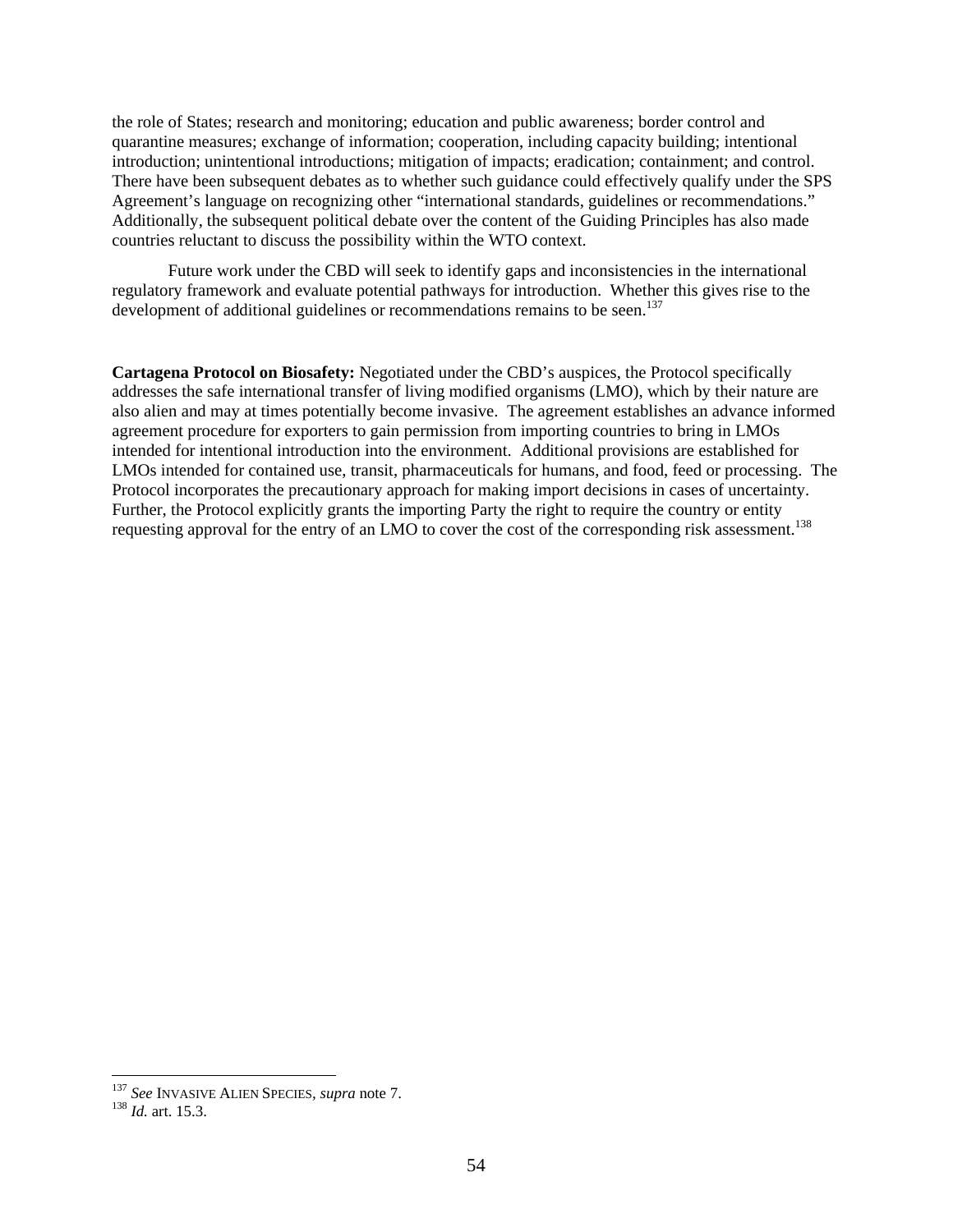the role of States; research and monitoring; education and public awareness; border control and quarantine measures; exchange of information; cooperation, including capacity building; intentional introduction; unintentional introductions; mitigation of impacts; eradication; containment; and control. There have been subsequent debates as to whether such guidance could effectively qualify under the SPS Agreement's language on recognizing other "international standards, guidelines or recommendations." Additionally, the subsequent political debate over the content of the Guiding Principles has also made countries reluctant to discuss the possibility within the WTO context.

Future work under the CBD will seek to identify gaps and inconsistencies in the international regulatory framework and evaluate potential pathways for introduction. Whether this gives rise to the development of additional guidelines or recommendations remains to be seen.[137]

**Cartagena Protocol on Biosafety:** Negotiated under the CBD's auspices, the Protocol specifically addresses the safe international transfer of living modified organisms (LMO), which by their nature are also alien and may at times potentially become invasive. The agreement establishes an advance informed agreement procedure for exporters to gain permission from importing countries to bring in LMOs intended for intentional introduction into the environment. Additional provisions are established for LMOs intended for contained use, transit, pharmaceuticals for humans, and food, feed or processing. The Protocol incorporates the precautionary approach for making import decisions in cases of uncertainty. Further, the Protocol explicitly grants the importing Party the right to require the country or entity requesting approval for the entry of an LMO to cover the cost of the corresponding risk assessment.[138]

---

[137] *See* INVASIVE ALIEN SPECIES, *supra* note 7.
[138] *Id.* art. 15.3.